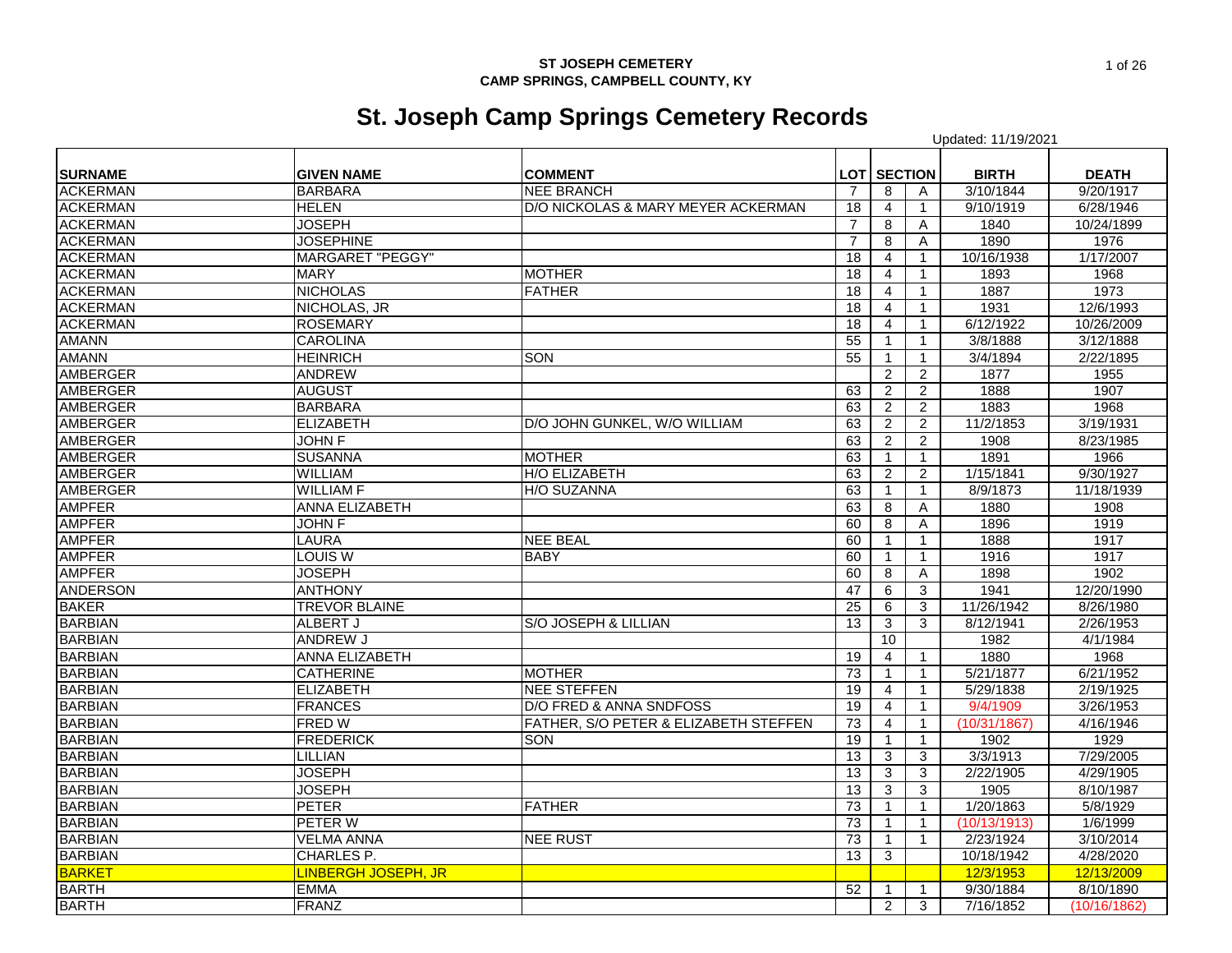**ST JOSEPH CEMETERY**
**CAMP SPRINGS, CAMPBELL COUNTY, KY**

# St. Joseph Camp Springs Cemetery Records

Updated: 11/19/2021

| SURNAME | GIVEN NAME | COMMENT | LOT | SECTION | | BIRTH | DEATH |
|---|---|---|---|---|---|---|---|
| ACKERMAN | BARBARA | NEE BRANCH | 7 | 8 | A | 3/10/1844 | 9/20/1917 |
| ACKERMAN | HELEN | D/O NICKOLAS & MARY MEYER ACKERMAN | 18 | 4 | 1 | 9/10/1919 | 6/28/1946 |
| ACKERMAN | JOSEPH | | 7 | 8 | A | 1840 | 10/24/1899 |
| ACKERMAN | JOSEPHINE | | 7 | 8 | A | 1890 | 1976 |
| ACKERMAN | MARGARET "PEGGY" | | 18 | 4 | 1 | 10/16/1938 | 1/17/2007 |
| ACKERMAN | MARY | MOTHER | 18 | 4 | 1 | 1893 | 1968 |
| ACKERMAN | NICHOLAS | FATHER | 18 | 4 | 1 | 1887 | 1973 |
| ACKERMAN | NICHOLAS, JR | | 18 | 4 | 1 | 1931 | 12/6/1993 |
| ACKERMAN | ROSEMARY | | 18 | 4 | 1 | 6/12/1922 | 10/26/2009 |
| AMANN | CAROLINA | | 55 | 1 | 1 | 3/8/1888 | 3/12/1888 |
| AMANN | HEINRICH | SON | 55 | 1 | 1 | 3/4/1894 | 2/22/1895 |
| AMBERGER | ANDREW | | | 2 | 2 | 1877 | 1955 |
| AMBERGER | AUGUST | | 63 | 2 | 2 | 1888 | 1907 |
| AMBERGER | BARBARA | | 63 | 2 | 2 | 1883 | 1968 |
| AMBERGER | ELIZABETH | D/O JOHN GUNKEL, W/O WILLIAM | 63 | 2 | 2 | 11/2/1853 | 3/19/1931 |
| AMBERGER | JOHN F | | 63 | 2 | 2 | 1908 | 8/23/1985 |
| AMBERGER | SUSANNA | MOTHER | 63 | 1 | 1 | 1891 | 1966 |
| AMBERGER | WILLIAM | H/O ELIZABETH | 63 | 2 | 2 | 1/15/1841 | 9/30/1927 |
| AMBERGER | WILLIAM F | H/O SUZANNA | 63 | 1 | 1 | 8/9/1873 | 11/18/1939 |
| AMPFER | ANNA ELIZABETH | | 63 | 8 | A | 1880 | 1908 |
| AMPFER | JOHN F | | 60 | 8 | A | 1896 | 1919 |
| AMPFER | LAURA | NEE BEAL | 60 | 1 | 1 | 1888 | 1917 |
| AMPFER | LOUIS W | BABY | 60 | 1 | 1 | 1916 | 1917 |
| AMPFER | JOSEPH | | 60 | 8 | A | 1898 | 1902 |
| ANDERSON | ANTHONY | | 47 | 6 | 3 | 1941 | 12/20/1990 |
| BAKER | TREVOR BLAINE | | 25 | 6 | 3 | 11/26/1942 | 8/26/1980 |
| BARBIAN | ALBERT J | S/O JOSEPH & LILLIAN | 13 | 3 | 3 | 8/12/1941 | 2/26/1953 |
| BARBIAN | ANDREW J | | | 10 | | 1982 | 4/1/1984 |
| BARBIAN | ANNA ELIZABETH | | 19 | 4 | 1 | 1880 | 1968 |
| BARBIAN | CATHERINE | MOTHER | 73 | 1 | 1 | 5/21/1877 | 6/21/1952 |
| BARBIAN | ELIZABETH | NEE STEFFEN | 19 | 4 | 1 | 5/29/1838 | 2/19/1925 |
| BARBIAN | FRANCES | D/O FRED & ANNA SNDFOSS | 19 | 4 | 1 | 9/4/1909 | 3/26/1953 |
| BARBIAN | FRED W | FATHER, S/O PETER & ELIZABETH STEFFEN | 73 | 4 | 1 | (10/31/1867) | 4/16/1946 |
| BARBIAN | FREDERICK | SON | 19 | 1 | 1 | 1902 | 1929 |
| BARBIAN | LILLIAN | | 13 | 3 | 3 | 3/3/1913 | 7/29/2005 |
| BARBIAN | JOSEPH | | 13 | 3 | 3 | 2/22/1905 | 4/29/1905 |
| BARBIAN | JOSEPH | | 13 | 3 | 3 | 1905 | 8/10/1987 |
| BARBIAN | PETER | FATHER | 73 | 1 | 1 | 1/20/1863 | 5/8/1929 |
| BARBIAN | PETER W | | 73 | 1 | 1 | (10/13/1913) | 1/6/1999 |
| BARBIAN | VELMA ANNA | NEE RUST | 73 | 1 | 1 | 2/23/1924 | 3/10/2014 |
| BARBIAN | CHARLES P. | | 13 | 3 | | 10/18/1942 | 4/28/2020 |
| BARKET | LINBERGH JOSEPH, JR | | | | | 12/3/1953 | 12/13/2009 |
| BARTH | EMMA | | 52 | 1 | 1 | 9/30/1884 | 8/10/1890 |
| BARTH | FRANZ | | | 2 | 3 | 7/16/1852 | (10/16/1862) |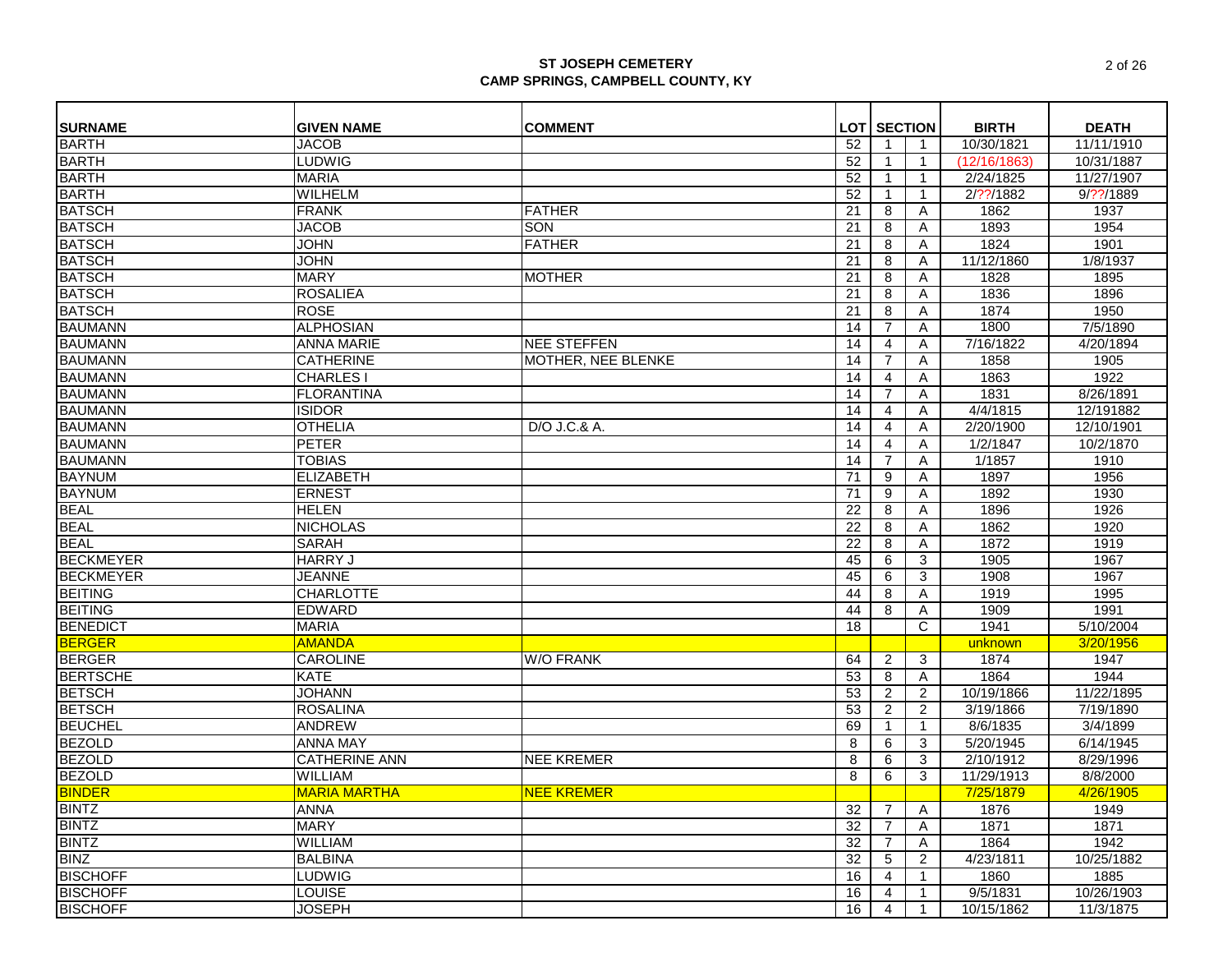# ST JOSEPH CEMETERY
## CAMP SPRINGS, CAMPBELL COUNTY, KY

| SURNAME | GIVEN NAME | COMMENT | LOT | SECTION | | BIRTH | DEATH |
|---|---|---|---|---|---|---|---|
| BARTH | JACOB | | 52 | 1 | 1 | 10/30/1821 | 11/11/1910 |
| BARTH | LUDWIG | | 52 | 1 | 1 | (12/16/1863) | 10/31/1887 |
| BARTH | MARIA | | 52 | 1 | 1 | 2/24/1825 | 11/27/1907 |
| BARTH | WILHELM | | 52 | 1 | 1 | 2/??/1882 | 9/??/1889 |
| BATSCH | FRANK | FATHER | 21 | 8 | A | 1862 | 1937 |
| BATSCH | JACOB | SON | 21 | 8 | A | 1893 | 1954 |
| BATSCH | JOHN | FATHER | 21 | 8 | A | 1824 | 1901 |
| BATSCH | JOHN | | 21 | 8 | A | 11/12/1860 | 1/8/1937 |
| BATSCH | MARY | MOTHER | 21 | 8 | A | 1828 | 1895 |
| BATSCH | ROSALIEA | | 21 | 8 | A | 1836 | 1896 |
| BATSCH | ROSE | | 21 | 8 | A | 1874 | 1950 |
| BAUMANN | ALPHOSIAN | | 14 | 7 | A | 1800 | 7/5/1890 |
| BAUMANN | ANNA MARIE | NEE STEFFEN | 14 | 4 | A | 7/16/1822 | 4/20/1894 |
| BAUMANN | CATHERINE | MOTHER, NEE BLENKE | 14 | 7 | A | 1858 | 1905 |
| BAUMANN | CHARLES I | | 14 | 4 | A | 1863 | 1922 |
| BAUMANN | FLORANTINA | | 14 | 7 | A | 1831 | 8/26/1891 |
| BAUMANN | ISIDOR | | 14 | 4 | A | 4/4/1815 | 12/191882 |
| BAUMANN | OTHELIA | D/O J.C.& A. | 14 | 4 | A | 2/20/1900 | 12/10/1901 |
| BAUMANN | PETER | | 14 | 4 | A | 1/2/1847 | 10/2/1870 |
| BAUMANN | TOBIAS | | 14 | 7 | A | 1/1857 | 1910 |
| BAYNUM | ELIZABETH | | 71 | 9 | A | 1897 | 1956 |
| BAYNUM | ERNEST | | 71 | 9 | A | 1892 | 1930 |
| BEAL | HELEN | | 22 | 8 | A | 1896 | 1926 |
| BEAL | NICHOLAS | | 22 | 8 | A | 1862 | 1920 |
| BEAL | SARAH | | 22 | 8 | A | 1872 | 1919 |
| BECKMEYER | HARRY J | | 45 | 6 | 3 | 1905 | 1967 |
| BECKMEYER | JEANNE | | 45 | 6 | 3 | 1908 | 1967 |
| BEITING | CHARLOTTE | | 44 | 8 | A | 1919 | 1995 |
| BEITING | EDWARD | | 44 | 8 | A | 1909 | 1991 |
| BENEDICT | MARIA | | 18 | | C | 1941 | 5/10/2004 |
| BERGER | AMANDA | | | | | unknown | 3/20/1956 |
| BERGER | CAROLINE | W/O FRANK | 64 | 2 | 3 | 1874 | 1947 |
| BERTSCHE | KATE | | 53 | 8 | A | 1864 | 1944 |
| BETSCH | JOHANN | | 53 | 2 | 2 | 10/19/1866 | 11/22/1895 |
| BETSCH | ROSALINA | | 53 | 2 | 2 | 3/19/1866 | 7/19/1890 |
| BEUCHEL | ANDREW | | 69 | 1 | 1 | 8/6/1835 | 3/4/1899 |
| BEZOLD | ANNA MAY | | 8 | 6 | 3 | 5/20/1945 | 6/14/1945 |
| BEZOLD | CATHERINE ANN | NEE KREMER | 8 | 6 | 3 | 2/10/1912 | 8/29/1996 |
| BEZOLD | WILLIAM | | 8 | 6 | 3 | 11/29/1913 | 8/8/2000 |
| BINDER | MARIA MARTHA | NEE KREMER | | | | 7/25/1879 | 4/26/1905 |
| BINTZ | ANNA | | 32 | 7 | A | 1876 | 1949 |
| BINTZ | MARY | | 32 | 7 | A | 1871 | 1871 |
| BINTZ | WILLIAM | | 32 | 7 | A | 1864 | 1942 |
| BINZ | BALBINA | | 32 | 5 | 2 | 4/23/1811 | 10/25/1882 |
| BISCHOFF | LUDWIG | | 16 | 4 | 1 | 1860 | 1885 |
| BISCHOFF | LOUISE | | 16 | 4 | 1 | 9/5/1831 | 10/26/1903 |
| BISCHOFF | JOSEPH | | 16 | 4 | 1 | 10/15/1862 | 11/3/1875 |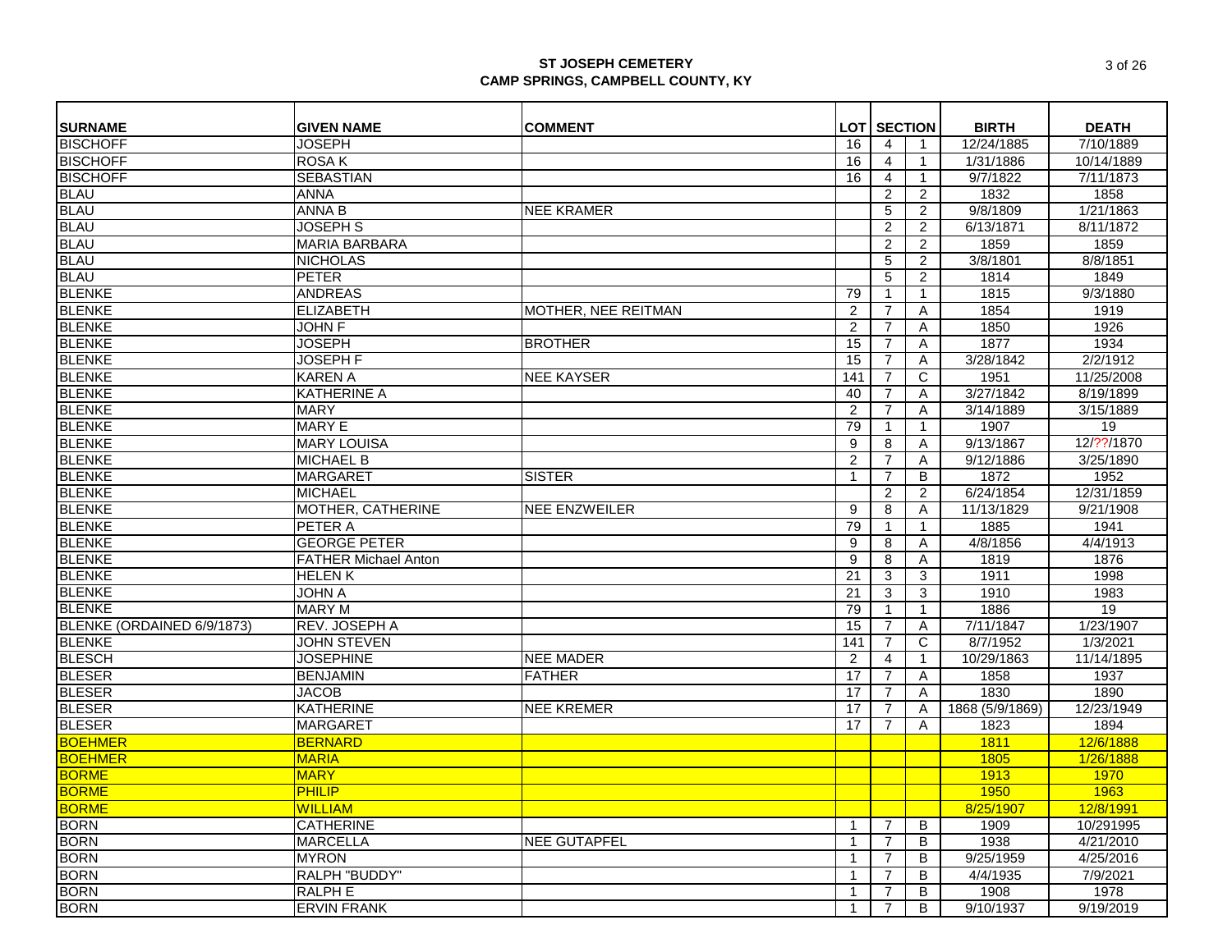# ST JOSEPH CEMETERY
## CAMP SPRINGS, CAMPBELL COUNTY, KY

| SURNAME | GIVEN NAME | COMMENT | LOT | SECTION | | BIRTH | DEATH |
|---|---|---|---|---|---|---|---|
| BISCHOFF | JOSEPH | | 16 | 4 | 1 | 12/24/1885 | 7/10/1889 |
| BISCHOFF | ROSA K | | 16 | 4 | 1 | 1/31/1886 | 10/14/1889 |
| BISCHOFF | SEBASTIAN | | 16 | 4 | 1 | 9/7/1822 | 7/11/1873 |
| BLAU | ANNA | | | 2 | 2 | 1832 | 1858 |
| BLAU | ANNA B | NEE KRAMER | | 5 | 2 | 9/8/1809 | 1/21/1863 |
| BLAU | JOSEPH S | | | 2 | 2 | 6/13/1871 | 8/11/1872 |
| BLAU | MARIA BARBARA | | | 2 | 2 | 1859 | 1859 |
| BLAU | NICHOLAS | | | 5 | 2 | 3/8/1801 | 8/8/1851 |
| BLAU | PETER | | | 5 | 2 | 1814 | 1849 |
| BLENKE | ANDREAS | | 79 | 1 | 1 | 1815 | 9/3/1880 |
| BLENKE | ELIZABETH | MOTHER, NEE REITMAN | 2 | 7 | A | 1854 | 1919 |
| BLENKE | JOHN F | | 2 | 7 | A | 1850 | 1926 |
| BLENKE | JOSEPH | BROTHER | 15 | 7 | A | 1877 | 1934 |
| BLENKE | JOSEPH F | | 15 | 7 | A | 3/28/1842 | 2/2/1912 |
| BLENKE | KAREN A | NEE KAYSER | 141 | 7 | C | 1951 | 11/25/2008 |
| BLENKE | KATHERINE A | | 40 | 7 | A | 3/27/1842 | 8/19/1899 |
| BLENKE | MARY | | 2 | 7 | A | 3/14/1889 | 3/15/1889 |
| BLENKE | MARY E | | 79 | 1 | 1 | 1907 | 19 |
| BLENKE | MARY LOUISA | | 9 | 8 | A | 9/13/1867 | 12/??/1870 |
| BLENKE | MICHAEL B | | 2 | 7 | A | 9/12/1886 | 3/25/1890 |
| BLENKE | MARGARET | SISTER | 1 | 7 | B | 1872 | 1952 |
| BLENKE | MICHAEL | | | 2 | 2 | 6/24/1854 | 12/31/1859 |
| BLENKE | MOTHER, CATHERINE | NEE ENZWEILER | 9 | 8 | A | 11/13/1829 | 9/21/1908 |
| BLENKE | PETER A | | 79 | 1 | 1 | 1885 | 1941 |
| BLENKE | GEORGE PETER | | 9 | 8 | A | 4/8/1856 | 4/4/1913 |
| BLENKE | FATHER Michael Anton | | 9 | 8 | A | 1819 | 1876 |
| BLENKE | HELEN K | | 21 | 3 | 3 | 1911 | 1998 |
| BLENKE | JOHN A | | 21 | 3 | 3 | 1910 | 1983 |
| BLENKE | MARY M | | 79 | 1 | 1 | 1886 | 19 |
| BLENKE (ORDAINED 6/9/1873) | REV. JOSEPH A | | 15 | 7 | A | 7/11/1847 | 1/23/1907 |
| BLENKE | JOHN STEVEN | | 141 | 7 | C | 8/7/1952 | 1/3/2021 |
| BLESCH | JOSEPHINE | NEE MADER | 2 | 4 | 1 | 10/29/1863 | 11/14/1895 |
| BLESER | BENJAMIN | FATHER | 17 | 7 | A | 1858 | 1937 |
| BLESER | JACOB | | 17 | 7 | A | 1830 | 1890 |
| BLESER | KATHERINE | NEE KREMER | 17 | 7 | A | 1868 (5/9/1869) | 12/23/1949 |
| BLESER | MARGARET | | 17 | 7 | A | 1823 | 1894 |
| BOEHMER | BERNARD | | | | | 1811 | 12/6/1888 |
| BOEHMER | MARIA | | | | | 1805 | 1/26/1888 |
| BORME | MARY | | | | | 1913 | 1970 |
| BORME | PHILIP | | | | | 1950 | 1963 |
| BORME | WILLIAM | | | | | 8/25/1907 | 12/8/1991 |
| BORN | CATHERINE | | 1 | 7 | B | 1909 | 10/291995 |
| BORN | MARCELLA | NEE GUTAPFEL | 1 | 7 | B | 1938 | 4/21/2010 |
| BORN | MYRON | | 1 | 7 | B | 9/25/1959 | 4/25/2016 |
| BORN | RALPH "BUDDY" | | 1 | 7 | B | 4/4/1935 | 7/9/2021 |
| BORN | RALPH E | | 1 | 7 | B | 1908 | 1978 |
| BORN | ERVIN FRANK | | 1 | 7 | B | 9/10/1937 | 9/19/2019 |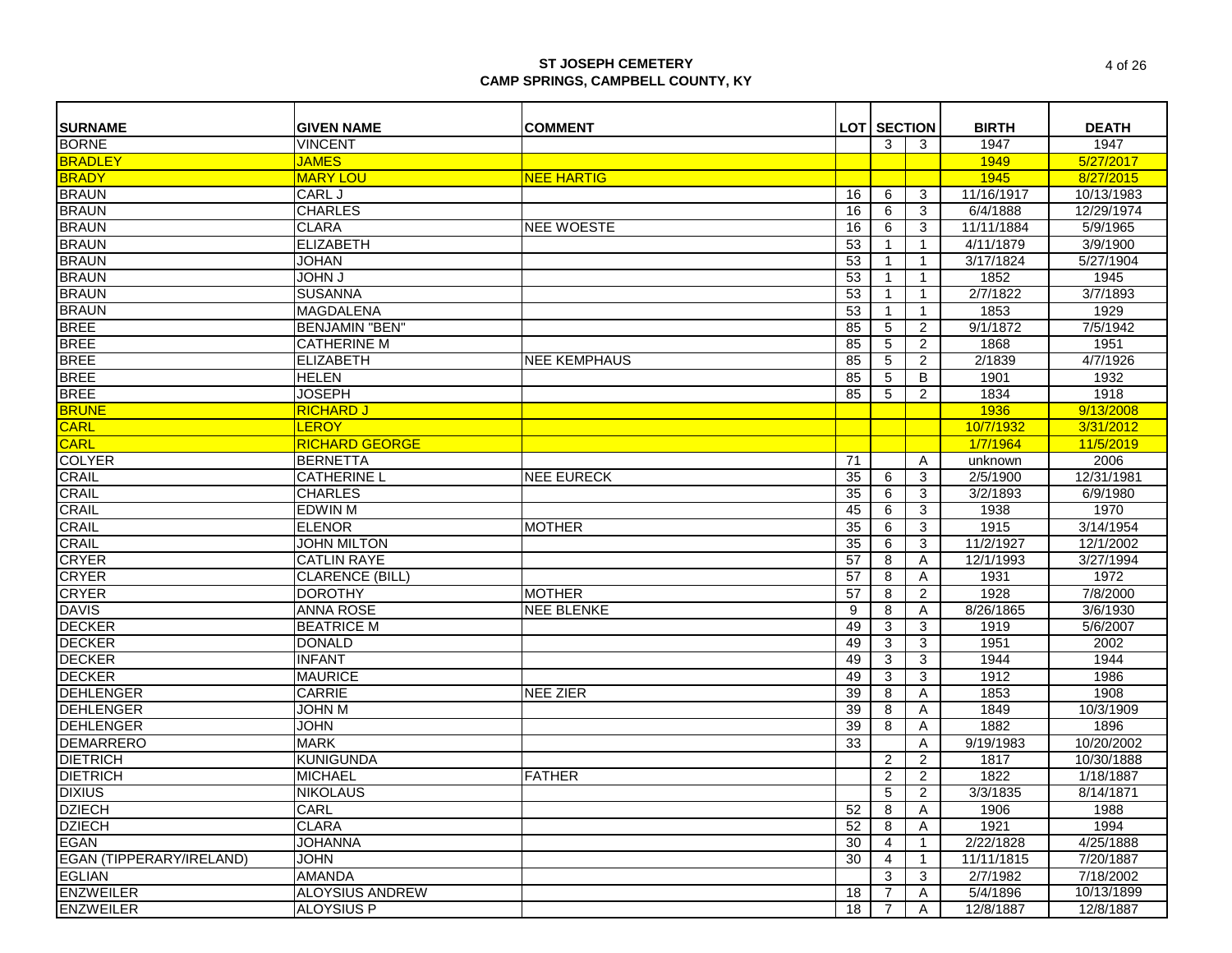**ST JOSEPH CEMETERY**
**CAMP SPRINGS, CAMPBELL COUNTY, KY**

| SURNAME | GIVEN NAME | COMMENT | LOT | SECTION | | BIRTH | DEATH |
|---|---|---|---|---|---|---|---|
| BORNE | VINCENT | | | 3 | 3 | 1947 | 1947 |
| BRADLEY | JAMES | | | | | 1949 | 5/27/2017 |
| BRADY | MARY LOU | NEE HARTIG | | | | 1945 | 8/27/2015 |
| BRAUN | CARL J | | 16 | 6 | 3 | 11/16/1917 | 10/13/1983 |
| BRAUN | CHARLES | | 16 | 6 | 3 | 6/4/1888 | 12/29/1974 |
| BRAUN | CLARA | NEE WOESTE | 16 | 6 | 3 | 11/11/1884 | 5/9/1965 |
| BRAUN | ELIZABETH | | 53 | 1 | 1 | 4/11/1879 | 3/9/1900 |
| BRAUN | JOHAN | | 53 | 1 | 1 | 3/17/1824 | 5/27/1904 |
| BRAUN | JOHN J | | 53 | 1 | 1 | 1852 | 1945 |
| BRAUN | SUSANNA | | 53 | 1 | 1 | 2/7/1822 | 3/7/1893 |
| BRAUN | MAGDALENA | | 53 | 1 | 1 | 1853 | 1929 |
| BREE | BENJAMIN "BEN" | | 85 | 5 | 2 | 9/1/1872 | 7/5/1942 |
| BREE | CATHERINE M | | 85 | 5 | 2 | 1868 | 1951 |
| BREE | ELIZABETH | NEE KEMPHAUS | 85 | 5 | 2 | 2/1839 | 4/7/1926 |
| BREE | HELEN | | 85 | 5 | B | 1901 | 1932 |
| BREE | JOSEPH | | 85 | 5 | 2 | 1834 | 1918 |
| BRUNE | RICHARD J | | | | | 1936 | 9/13/2008 |
| CARL | LEROY | | | | | 10/7/1932 | 3/31/2012 |
| CARL | RICHARD GEORGE | | | | | 1/7/1964 | 11/5/2019 |
| COLYER | BERNETTA | | 71 | | A | unknown | 2006 |
| CRAIL | CATHERINE L | NEE EURECK | 35 | 6 | 3 | 2/5/1900 | 12/31/1981 |
| CRAIL | CHARLES | | 35 | 6 | 3 | 3/2/1893 | 6/9/1980 |
| CRAIL | EDWIN M | | 45 | 6 | 3 | 1938 | 1970 |
| CRAIL | ELENOR | MOTHER | 35 | 6 | 3 | 1915 | 3/14/1954 |
| CRAIL | JOHN MILTON | | 35 | 6 | 3 | 11/2/1927 | 12/1/2002 |
| CRYER | CATLIN RAYE | | 57 | 8 | A | 12/1/1993 | 3/27/1994 |
| CRYER | CLARENCE (BILL) | | 57 | 8 | A | 1931 | 1972 |
| CRYER | DOROTHY | MOTHER | 57 | 8 | 2 | 1928 | 7/8/2000 |
| DAVIS | ANNA ROSE | NEE BLENKE | 9 | 8 | A | 8/26/1865 | 3/6/1930 |
| DECKER | BEATRICE M | | 49 | 3 | 3 | 1919 | 5/6/2007 |
| DECKER | DONALD | | 49 | 3 | 3 | 1951 | 2002 |
| DECKER | INFANT | | 49 | 3 | 3 | 1944 | 1944 |
| DECKER | MAURICE | | 49 | 3 | 3 | 1912 | 1986 |
| DEHLENGER | CARRIE | NEE ZIER | 39 | 8 | A | 1853 | 1908 |
| DEHLENGER | JOHN M | | 39 | 8 | A | 1849 | 10/3/1909 |
| DEHLENGER | JOHN | | 39 | 8 | A | 1882 | 1896 |
| DEMARRERO | MARK | | 33 | | A | 9/19/1983 | 10/20/2002 |
| DIETRICH | KUNIGUNDA | | | 2 | 2 | 1817 | 10/30/1888 |
| DIETRICH | MICHAEL | FATHER | | 2 | 2 | 1822 | 1/18/1887 |
| DIXIUS | NIKOLAUS | | | 5 | 2 | 3/3/1835 | 8/14/1871 |
| DZIECH | CARL | | 52 | 8 | A | 1906 | 1988 |
| DZIECH | CLARA | | 52 | 8 | A | 1921 | 1994 |
| EGAN | JOHANNA | | 30 | 4 | 1 | 2/22/1828 | 4/25/1888 |
| EGAN (TIPPERARY/IRELAND) | JOHN | | 30 | 4 | 1 | 11/11/1815 | 7/20/1887 |
| EGLIAN | AMANDA | | | 3 | 3 | 2/7/1982 | 7/18/2002 |
| ENZWEILER | ALOYSIUS ANDREW | | 18 | 7 | A | 5/4/1896 | 10/13/1899 |
| ENZWEILER | ALOYSIUS P | | 18 | 7 | A | 12/8/1887 | 12/8/1887 |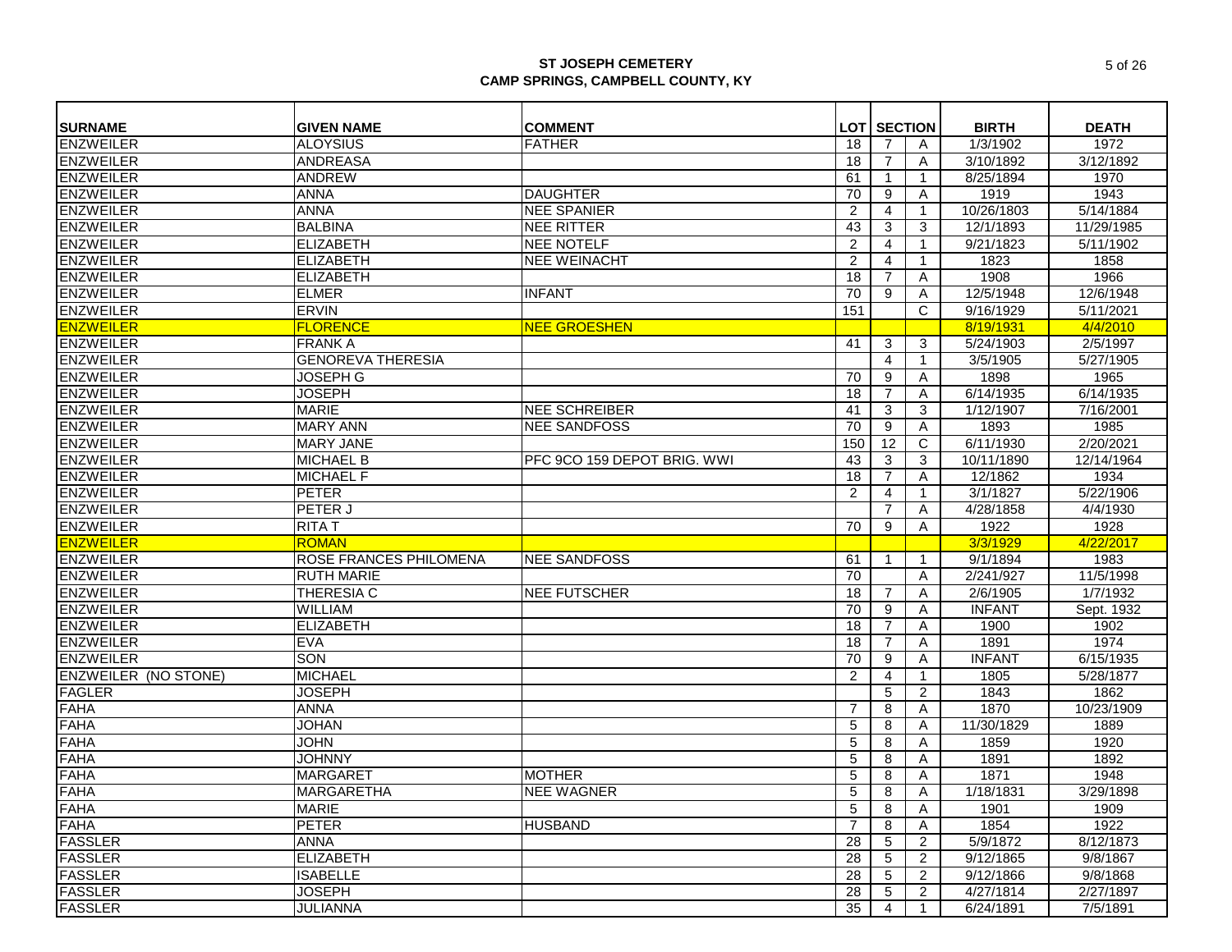# ST JOSEPH CEMETERY
## CAMP SPRINGS, CAMPBELL COUNTY, KY

| SURNAME | GIVEN NAME | COMMENT | LOT | SECTION | | BIRTH | DEATH |
|---|---|---|---|---|---|---|---|
| ENZWEILER | ALOYSIUS | FATHER | 18 | 7 | A | 1/3/1902 | 1972 |
| ENZWEILER | ANDREASA | | 18 | 7 | A | 3/10/1892 | 3/12/1892 |
| ENZWEILER | ANDREW | | 61 | 1 | 1 | 8/25/1894 | 1970 |
| ENZWEILER | ANNA | DAUGHTER | 70 | 9 | A | 1919 | 1943 |
| ENZWEILER | ANNA | NEE SPANIER | 2 | 4 | 1 | 10/26/1803 | 5/14/1884 |
| ENZWEILER | BALBINA | NEE RITTER | 43 | 3 | 3 | 12/1/1893 | 11/29/1985 |
| ENZWEILER | ELIZABETH | NEE NOTELF | 2 | 4 | 1 | 9/21/1823 | 5/11/1902 |
| ENZWEILER | ELIZABETH | NEE WEINACHT | 2 | 4 | 1 | 1823 | 1858 |
| ENZWEILER | ELIZABETH | | 18 | 7 | A | 1908 | 1966 |
| ENZWEILER | ELMER | INFANT | 70 | 9 | A | 12/5/1948 | 12/6/1948 |
| ENZWEILER | ERVIN | | 151 | | C | 9/16/1929 | 5/11/2021 |
| ENZWEILER | FLORENCE | NEE GROESHEN | | | | 8/19/1931 | 4/4/2010 |
| ENZWEILER | FRANK A | | 41 | 3 | 3 | 5/24/1903 | 2/5/1997 |
| ENZWEILER | GENOREVA THERESIA | | | 4 | 1 | 3/5/1905 | 5/27/1905 |
| ENZWEILER | JOSEPH G | | 70 | 9 | A | 1898 | 1965 |
| ENZWEILER | JOSEPH | | 18 | 7 | A | 6/14/1935 | 6/14/1935 |
| ENZWEILER | MARIE | NEE SCHREIBER | 41 | 3 | 3 | 1/12/1907 | 7/16/2001 |
| ENZWEILER | MARY ANN | NEE SANDFOSS | 70 | 9 | A | 1893 | 1985 |
| ENZWEILER | MARY JANE | | 150 | 12 | C | 6/11/1930 | 2/20/2021 |
| ENZWEILER | MICHAEL B | PFC 9CO 159 DEPOT BRIG. WWI | 43 | 3 | 3 | 10/11/1890 | 12/14/1964 |
| ENZWEILER | MICHAEL F | | 18 | 7 | A | 12/1862 | 1934 |
| ENZWEILER | PETER | | 2 | 4 | 1 | 3/1/1827 | 5/22/1906 |
| ENZWEILER | PETER J | | | 7 | A | 4/28/1858 | 4/4/1930 |
| ENZWEILER | RITA T | | 70 | 9 | A | 1922 | 1928 |
| ENZWEILER | ROMAN | | | | | 3/3/1929 | 4/22/2017 |
| ENZWEILER | ROSE FRANCES PHILOMENA | NEE SANDFOSS | 61 | 1 | 1 | 9/1/1894 | 1983 |
| ENZWEILER | RUTH MARIE | | 70 | | A | 2/241/927 | 11/5/1998 |
| ENZWEILER | THERESIA C | NEE FUTSCHER | 18 | 7 | A | 2/6/1905 | 1/7/1932 |
| ENZWEILER | WILLIAM | | 70 | 9 | A | INFANT | Sept. 1932 |
| ENZWEILER | ELIZABETH | | 18 | 7 | A | 1900 | 1902 |
| ENZWEILER | EVA | | 18 | 7 | A | 1891 | 1974 |
| ENZWEILER | SON | | 70 | 9 | A | INFANT | 6/15/1935 |
| ENZWEILER (NO STONE) | MICHAEL | | 2 | 4 | 1 | 1805 | 5/28/1877 |
| FAGLER | JOSEPH | | | 5 | 2 | 1843 | 1862 |
| FAHA | ANNA | | 7 | 8 | A | 1870 | 10/23/1909 |
| FAHA | JOHAN | | 5 | 8 | A | 11/30/1829 | 1889 |
| FAHA | JOHN | | 5 | 8 | A | 1859 | 1920 |
| FAHA | JOHNNY | | 5 | 8 | A | 1891 | 1892 |
| FAHA | MARGARET | MOTHER | 5 | 8 | A | 1871 | 1948 |
| FAHA | MARGARETHA | NEE WAGNER | 5 | 8 | A | 1/18/1831 | 3/29/1898 |
| FAHA | MARIE | | 5 | 8 | A | 1901 | 1909 |
| FAHA | PETER | HUSBAND | 7 | 8 | A | 1854 | 1922 |
| FASSLER | ANNA | | 28 | 5 | 2 | 5/9/1872 | 8/12/1873 |
| FASSLER | ELIZABETH | | 28 | 5 | 2 | 9/12/1865 | 9/8/1867 |
| FASSLER | ISABELLE | | 28 | 5 | 2 | 9/12/1866 | 9/8/1868 |
| FASSLER | JOSEPH | | 28 | 5 | 2 | 4/27/1814 | 2/27/1897 |
| FASSLER | JULIANNA | | 35 | 4 | 1 | 6/24/1891 | 7/5/1891 |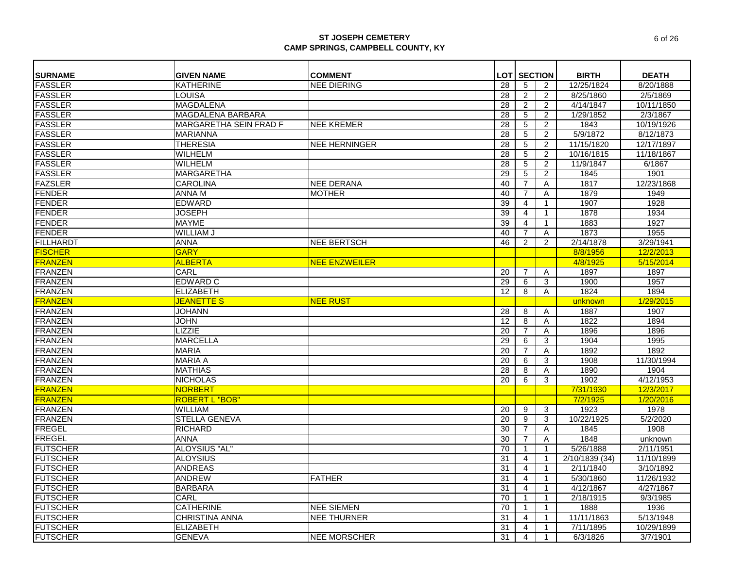## ST JOSEPH CEMETERY
## CAMP SPRINGS, CAMPBELL COUNTY, KY

| SURNAME | GIVEN NAME | COMMENT | LOT | SECTION | | BIRTH | DEATH |
|---|---|---|---|---|---|---|---|
| FASSLER | KATHERINE | NEE DIERING | 28 | 5 | 2 | 12/25/1824 | 8/20/1888 |
| FASSLER | LOUISA | | 28 | 2 | 2 | 8/25/1860 | 2/5/1869 |
| FASSLER | MAGDALENA | | 28 | 2 | 2 | 4/14/1847 | 10/11/1850 |
| FASSLER | MAGDALENA BARBARA | | 28 | 5 | 2 | 1/29/1852 | 2/3/1867 |
| FASSLER | MARGARETHA SEIN FRAD F | NEE KREMER | 28 | 5 | 2 | 1843 | 10/19/1926 |
| FASSLER | MARIANNA | | 28 | 5 | 2 | 5/9/1872 | 8/12/1873 |
| FASSLER | THERESIA | NEE HERNINGER | 28 | 5 | 2 | 11/15/1820 | 12/17/1897 |
| FASSLER | WILHELM | | 28 | 5 | 2 | 10/16/1815 | 11/18/1867 |
| FASSLER | WILHELM | | 28 | 5 | 2 | 11/9/1847 | 6/1867 |
| FASSLER | MARGARETHA | | 29 | 5 | 2 | 1845 | 1901 |
| FAZSLER | CAROLINA | NEE DERANA | 40 | 7 | A | 1817 | 12/23/1868 |
| FENDER | ANNA M | MOTHER | 40 | 7 | A | 1879 | 1949 |
| FENDER | EDWARD | | 39 | 4 | 1 | 1907 | 1928 |
| FENDER | JOSEPH | | 39 | 4 | 1 | 1878 | 1934 |
| FENDER | MAYME | | 39 | 4 | 1 | 1883 | 1927 |
| FENDER | WILLIAM J | | 40 | 7 | A | 1873 | 1955 |
| FILLHARDT | ANNA | NEE BERTSCH | 46 | 2 | 2 | 2/14/1878 | 3/29/1941 |
| FISCHER | GARY | | | | | 8/8/1956 | 12/2/2013 |
| FRANZEN | ALBERTA | NEE ENZWEILER | | | | 4/8/1925 | 5/15/2014 |
| FRANZEN | CARL | | 20 | 7 | A | 1897 | 1897 |
| FRANZEN | EDWARD C | | 29 | 6 | 3 | 1900 | 1957 |
| FRANZEN | ELIZABETH | | 12 | 8 | A | 1824 | 1894 |
| FRANZEN | JEANETTE S | NEE RUST | | | | unknown | 1/29/2015 |
| FRANZEN | JOHANN | | 28 | 8 | A | 1887 | 1907 |
| FRANZEN | JOHN | | 12 | 8 | A | 1822 | 1894 |
| FRANZEN | LIZZIE | | 20 | 7 | A | 1896 | 1896 |
| FRANZEN | MARCELLA | | 29 | 6 | 3 | 1904 | 1995 |
| FRANZEN | MARIA | | 20 | 7 | A | 1892 | 1892 |
| FRANZEN | MARIA A | | 20 | 6 | 3 | 1908 | 11/30/1994 |
| FRANZEN | MATHIAS | | 28 | 8 | A | 1890 | 1904 |
| FRANZEN | NICHOLAS | | 20 | 6 | 3 | 1902 | 4/12/1953 |
| FRANZEN | NORBERT | | | | | 7/31/1930 | 12/3/2017 |
| FRANZEN | ROBERT L "BOB" | | | | | 7/2/1925 | 1/20/2016 |
| FRANZEN | WILLIAM | | 20 | 9 | 3 | 1923 | 1978 |
| FRANZEN | STELLA GENEVA | | 20 | 9 | 3 | 10/22/1925 | 5/2/2020 |
| FREGEL | RICHARD | | 30 | 7 | A | 1845 | 1908 |
| FREGEL | ANNA | | 30 | 7 | A | 1848 | unknown |
| FUTSCHER | ALOYSIUS "AL" | | 70 | 1 | 1 | 5/26/1888 | 2/11/1951 |
| FUTSCHER | ALOYSIUS | | 31 | 4 | 1 | 2/10/1839 (34) | 11/10/1899 |
| FUTSCHER | ANDREAS | | 31 | 4 | 1 | 2/11/1840 | 3/10/1892 |
| FUTSCHER | ANDREW | FATHER | 31 | 4 | 1 | 5/30/1860 | 11/26/1932 |
| FUTSCHER | BARBARA | | 31 | 4 | 1 | 4/12/1867 | 4/27/1867 |
| FUTSCHER | CARL | | 70 | 1 | 1 | 2/18/1915 | 9/3/1985 |
| FUTSCHER | CATHERINE | NEE SIEMEN | 70 | 1 | 1 | 1888 | 1936 |
| FUTSCHER | CHRISTINA ANNA | NEE THURNER | 31 | 4 | 1 | 11/11/1863 | 5/13/1948 |
| FUTSCHER | ELIZABETH | | 31 | 4 | 1 | 7/11/1895 | 10/29/1899 |
| FUTSCHER | GENEVA | NEE MORSCHER | 31 | 4 | 1 | 6/3/1826 | 3/7/1901 |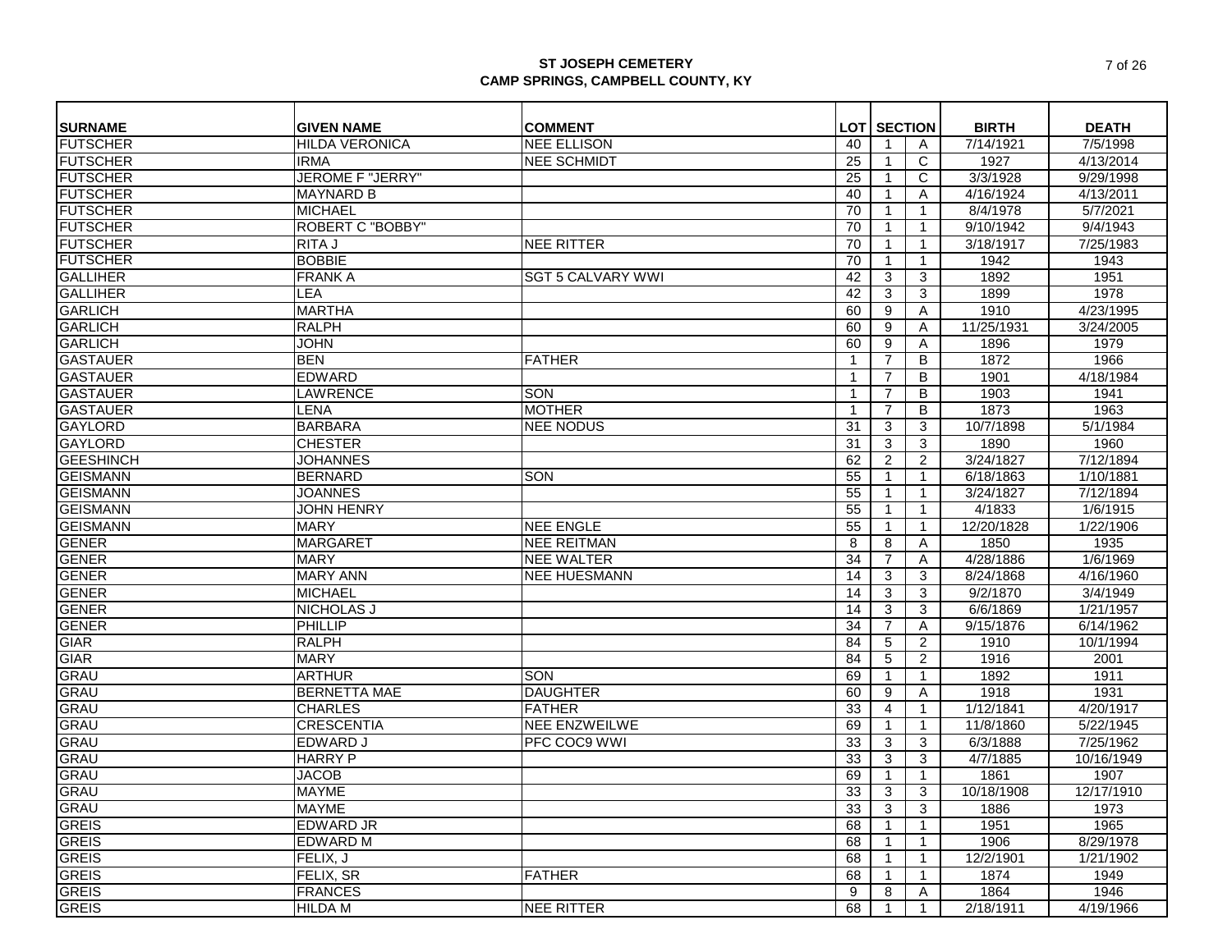**ST JOSEPH CEMETERY**
**CAMP SPRINGS, CAMPBELL COUNTY, KY**

| SURNAME | GIVEN NAME | COMMENT | LOT | SECTION | | BIRTH | DEATH |
|---|---|---|---|---|---|---|---|
| FUTSCHER | HILDA VERONICA | NEE ELLISON | 40 | 1 | A | 7/14/1921 | 7/5/1998 |
| FUTSCHER | IRMA | NEE SCHMIDT | 25 | 1 | C | 1927 | 4/13/2014 |
| FUTSCHER | JEROME F "JERRY" | | 25 | 1 | C | 3/3/1928 | 9/29/1998 |
| FUTSCHER | MAYNARD B | | 40 | 1 | A | 4/16/1924 | 4/13/2011 |
| FUTSCHER | MICHAEL | | 70 | 1 | 1 | 8/4/1978 | 5/7/2021 |
| FUTSCHER | ROBERT C "BOBBY" | | 70 | 1 | 1 | 9/10/1942 | 9/4/1943 |
| FUTSCHER | RITA J | NEE RITTER | 70 | 1 | 1 | 3/18/1917 | 7/25/1983 |
| FUTSCHER | BOBBIE | | 70 | 1 | 1 | 1942 | 1943 |
| GALLIHER | FRANK A | SGT 5 CALVARY WWI | 42 | 3 | 3 | 1892 | 1951 |
| GALLIHER | LEA | | 42 | 3 | 3 | 1899 | 1978 |
| GARLICH | MARTHA | | 60 | 9 | A | 1910 | 4/23/1995 |
| GARLICH | RALPH | | 60 | 9 | A | 11/25/1931 | 3/24/2005 |
| GARLICH | JOHN | | 60 | 9 | A | 1896 | 1979 |
| GASTAUER | BEN | FATHER | 1 | 7 | B | 1872 | 1966 |
| GASTAUER | EDWARD | | 1 | 7 | B | 1901 | 4/18/1984 |
| GASTAUER | LAWRENCE | SON | 1 | 7 | B | 1903 | 1941 |
| GASTAUER | LENA | MOTHER | 1 | 7 | B | 1873 | 1963 |
| GAYLORD | BARBARA | NEE NODUS | 31 | 3 | 3 | 10/7/1898 | 5/1/1984 |
| GAYLORD | CHESTER | | 31 | 3 | 3 | 1890 | 1960 |
| GEESHINCH | JOHANNES | | 62 | 2 | 2 | 3/24/1827 | 7/12/1894 |
| GEISMANN | BERNARD | SON | 55 | 1 | 1 | 6/18/1863 | 1/10/1881 |
| GEISMANN | JOANNES | | 55 | 1 | 1 | 3/24/1827 | 7/12/1894 |
| GEISMANN | JOHN HENRY | | 55 | 1 | 1 | 4/1833 | 1/6/1915 |
| GEISMANN | MARY | NEE ENGLE | 55 | 1 | 1 | 12/20/1828 | 1/22/1906 |
| GENER | MARGARET | NEE REITMAN | 8 | 8 | A | 1850 | 1935 |
| GENER | MARY | NEE WALTER | 34 | 7 | A | 4/28/1886 | 1/6/1969 |
| GENER | MARY ANN | NEE HUESMANN | 14 | 3 | 3 | 8/24/1868 | 4/16/1960 |
| GENER | MICHAEL | | 14 | 3 | 3 | 9/2/1870 | 3/4/1949 |
| GENER | NICHOLAS J | | 14 | 3 | 3 | 6/6/1869 | 1/21/1957 |
| GENER | PHILLIP | | 34 | 7 | A | 9/15/1876 | 6/14/1962 |
| GIAR | RALPH | | 84 | 5 | 2 | 1910 | 10/1/1994 |
| GIAR | MARY | | 84 | 5 | 2 | 1916 | 2001 |
| GRAU | ARTHUR | SON | 69 | 1 | 1 | 1892 | 1911 |
| GRAU | BERNETTA MAE | DAUGHTER | 60 | 9 | A | 1918 | 1931 |
| GRAU | CHARLES | FATHER | 33 | 4 | 1 | 1/12/1841 | 4/20/1917 |
| GRAU | CRESCENTIA | NEE ENZWEILWE | 69 | 1 | 1 | 11/8/1860 | 5/22/1945 |
| GRAU | EDWARD J | PFC COC9 WWI | 33 | 3 | 3 | 6/3/1888 | 7/25/1962 |
| GRAU | HARRY P | | 33 | 3 | 3 | 4/7/1885 | 10/16/1949 |
| GRAU | JACOB | | 69 | 1 | 1 | 1861 | 1907 |
| GRAU | MAYME | | 33 | 3 | 3 | 10/18/1908 | 12/17/1910 |
| GRAU | MAYME | | 33 | 3 | 3 | 1886 | 1973 |
| GREIS | EDWARD JR | | 68 | 1 | 1 | 1951 | 1965 |
| GREIS | EDWARD M | | 68 | 1 | 1 | 1906 | 8/29/1978 |
| GREIS | FELIX, J | | 68 | 1 | 1 | 12/2/1901 | 1/21/1902 |
| GREIS | FELIX, SR | FATHER | 68 | 1 | 1 | 1874 | 1949 |
| GREIS | FRANCES | | 9 | 8 | A | 1864 | 1946 |
| GREIS | HILDA M | NEE RITTER | 68 | 1 | 1 | 2/18/1911 | 4/19/1966 |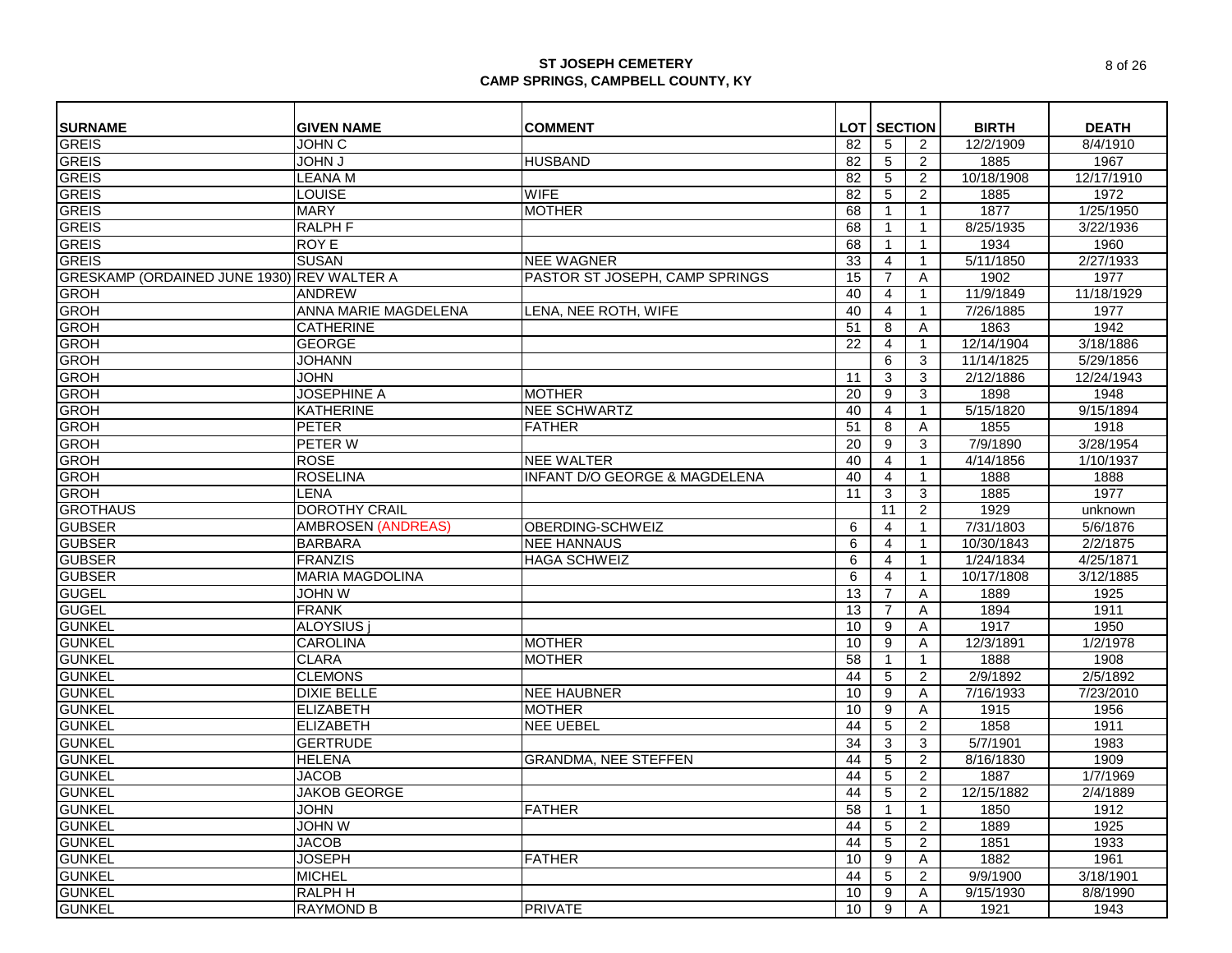**ST JOSEPH CEMETERY**
**CAMP SPRINGS, CAMPBELL COUNTY, KY**

| SURNAME | GIVEN NAME | COMMENT | LOT | SECTION | | BIRTH | DEATH |
|---|---|---|---|---|---|---|---|
| GREIS | JOHN C | | 82 | 5 | 2 | 12/2/1909 | 8/4/1910 |
| GREIS | JOHN J | HUSBAND | 82 | 5 | 2 | 1885 | 1967 |
| GREIS | LEANA M | | 82 | 5 | 2 | 10/18/1908 | 12/17/1910 |
| GREIS | LOUISE | WIFE | 82 | 5 | 2 | 1885 | 1972 |
| GREIS | MARY | MOTHER | 68 | 1 | 1 | 1877 | 1/25/1950 |
| GREIS | RALPH F | | 68 | 1 | 1 | 8/25/1935 | 3/22/1936 |
| GREIS | ROY E | | 68 | 1 | 1 | 1934 | 1960 |
| GREIS | SUSAN | NEE WAGNER | 33 | 4 | 1 | 5/11/1850 | 2/27/1933 |
| GRESKAMP (ORDAINED JUNE 1930) | REV WALTER A | PASTOR ST JOSEPH, CAMP SPRINGS | 15 | 7 | A | 1902 | 1977 |
| GROH | ANDREW | | 40 | 4 | 1 | 11/9/1849 | 11/18/1929 |
| GROH | ANNA MARIE MAGDELENA | LENA, NEE ROTH, WIFE | 40 | 4 | 1 | 7/26/1885 | 1977 |
| GROH | CATHERINE | | 51 | 8 | A | 1863 | 1942 |
| GROH | GEORGE | | 22 | 4 | 1 | 12/14/1904 | 3/18/1886 |
| GROH | JOHANN | | | 6 | 3 | 11/14/1825 | 5/29/1856 |
| GROH | JOHN | | 11 | 3 | 3 | 2/12/1886 | 12/24/1943 |
| GROH | JOSEPHINE A | MOTHER | 20 | 9 | 3 | 1898 | 1948 |
| GROH | KATHERINE | NEE SCHWARTZ | 40 | 4 | 1 | 5/15/1820 | 9/15/1894 |
| GROH | PETER | FATHER | 51 | 8 | A | 1855 | 1918 |
| GROH | PETER W | | 20 | 9 | 3 | 7/9/1890 | 3/28/1954 |
| GROH | ROSE | NEE WALTER | 40 | 4 | 1 | 4/14/1856 | 1/10/1937 |
| GROH | ROSELINA | INFANT D/O GEORGE & MAGDELENA | 40 | 4 | 1 | 1888 | 1888 |
| GROH | LENA | | 11 | 3 | 3 | 1885 | 1977 |
| GROTHAUS | DOROTHY CRAIL | | | 11 | 2 | 1929 | unknown |
| GUBSER | AMBROSEN (ANDREAS) | OBERDING-SCHWEIZ | 6 | 4 | 1 | 7/31/1803 | 5/6/1876 |
| GUBSER | BARBARA | NEE HANNAUS | 6 | 4 | 1 | 10/30/1843 | 2/2/1875 |
| GUBSER | FRANZIS | HAGA SCHWEIZ | 6 | 4 | 1 | 1/24/1834 | 4/25/1871 |
| GUBSER | MARIA MAGDOLINA | | 6 | 4 | 1 | 10/17/1808 | 3/12/1885 |
| GUGEL | JOHN W | | 13 | 7 | A | 1889 | 1925 |
| GUGEL | FRANK | | 13 | 7 | A | 1894 | 1911 |
| GUNKEL | ALOYSIUS j | | 10 | 9 | A | 1917 | 1950 |
| GUNKEL | CAROLINA | MOTHER | 10 | 9 | A | 12/3/1891 | 1/2/1978 |
| GUNKEL | CLARA | MOTHER | 58 | 1 | 1 | 1888 | 1908 |
| GUNKEL | CLEMONS | | 44 | 5 | 2 | 2/9/1892 | 2/5/1892 |
| GUNKEL | DIXIE BELLE | NEE HAUBNER | 10 | 9 | A | 7/16/1933 | 7/23/2010 |
| GUNKEL | ELIZABETH | MOTHER | 10 | 9 | A | 1915 | 1956 |
| GUNKEL | ELIZABETH | NEE UEBEL | 44 | 5 | 2 | 1858 | 1911 |
| GUNKEL | GERTRUDE | | 34 | 3 | 3 | 5/7/1901 | 1983 |
| GUNKEL | HELENA | GRANDMA, NEE STEFFEN | 44 | 5 | 2 | 8/16/1830 | 1909 |
| GUNKEL | JACOB | | 44 | 5 | 2 | 1887 | 1/7/1969 |
| GUNKEL | JAKOB GEORGE | | 44 | 5 | 2 | 12/15/1882 | 2/4/1889 |
| GUNKEL | JOHN | FATHER | 58 | 1 | 1 | 1850 | 1912 |
| GUNKEL | JOHN W | | 44 | 5 | 2 | 1889 | 1925 |
| GUNKEL | JACOB | | 44 | 5 | 2 | 1851 | 1933 |
| GUNKEL | JOSEPH | FATHER | 10 | 9 | A | 1882 | 1961 |
| GUNKEL | MICHEL | | 44 | 5 | 2 | 9/9/1900 | 3/18/1901 |
| GUNKEL | RALPH H | | 10 | 9 | A | 9/15/1930 | 8/8/1990 |
| GUNKEL | RAYMOND B | PRIVATE | 10 | 9 | A | 1921 | 1943 |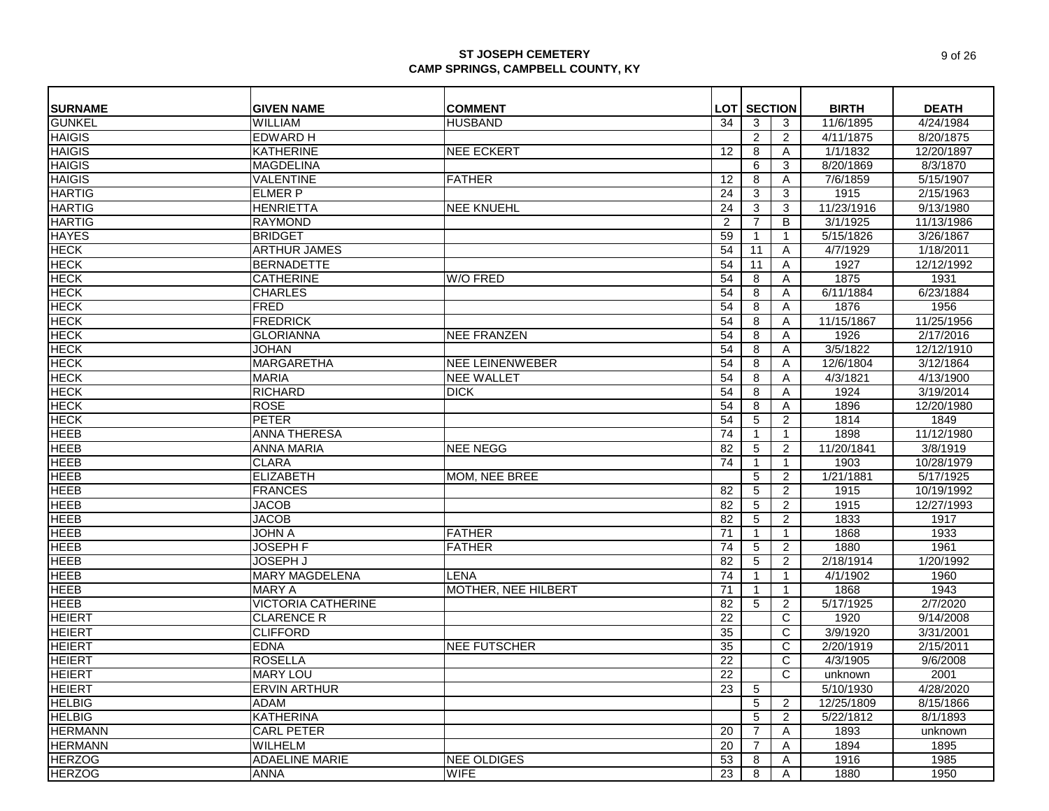**ST JOSEPH CEMETERY**
**CAMP SPRINGS, CAMPBELL COUNTY, KY**

| SURNAME | GIVEN NAME | COMMENT | LOT | SECTION | | BIRTH | DEATH |
|---|---|---|---|---|---|---|---|
| GUNKEL | WILLIAM | HUSBAND | 34 | 3 | 3 | 11/6/1895 | 4/24/1984 |
| HAIGIS | EDWARD H | | | 2 | 2 | 4/11/1875 | 8/20/1875 |
| HAIGIS | KATHERINE | NEE ECKERT | 12 | 8 | A | 1/1/1832 | 12/20/1897 |
| HAIGIS | MAGDELINA | | | 6 | 3 | 8/20/1869 | 8/3/1870 |
| HAIGIS | VALENTINE | FATHER | 12 | 8 | A | 7/6/1859 | 5/15/1907 |
| HARTIG | ELMER P | | 24 | 3 | 3 | 1915 | 2/15/1963 |
| HARTIG | HENRIETTA | NEE KNUEHL | 24 | 3 | 3 | 11/23/1916 | 9/13/1980 |
| HARTIG | RAYMOND | | 2 | 7 | B | 3/1/1925 | 11/13/1986 |
| HAYES | BRIDGET | | 59 | 1 | 1 | 5/15/1826 | 3/26/1867 |
| HECK | ARTHUR JAMES | | 54 | 11 | A | 4/7/1929 | 1/18/2011 |
| HECK | BERNADETTE | | 54 | 11 | A | 1927 | 12/12/1992 |
| HECK | CATHERINE | W/O FRED | 54 | 8 | A | 1875 | 1931 |
| HECK | CHARLES | | 54 | 8 | A | 6/11/1884 | 6/23/1884 |
| HECK | FRED | | 54 | 8 | A | 1876 | 1956 |
| HECK | FREDRICK | | 54 | 8 | A | 11/15/1867 | 11/25/1956 |
| HECK | GLORIANNA | NEE FRANZEN | 54 | 8 | A | 1926 | 2/17/2016 |
| HECK | JOHAN | | 54 | 8 | A | 3/5/1822 | 12/12/1910 |
| HECK | MARGARETHA | NEE LEINENWEBER | 54 | 8 | A | 12/6/1804 | 3/12/1864 |
| HECK | MARIA | NEE WALLET | 54 | 8 | A | 4/3/1821 | 4/13/1900 |
| HECK | RICHARD | DICK | 54 | 8 | A | 1924 | 3/19/2014 |
| HECK | ROSE | | 54 | 8 | A | 1896 | 12/20/1980 |
| HECK | PETER | | 54 | 5 | 2 | 1814 | 1849 |
| HEEB | ANNA THERESA | | 74 | 1 | 1 | 1898 | 11/12/1980 |
| HEEB | ANNA MARIA | NEE NEGG | 82 | 5 | 2 | 11/20/1841 | 3/8/1919 |
| HEEB | CLARA | | 74 | 1 | 1 | 1903 | 10/28/1979 |
| HEEB | ELIZABETH | MOM, NEE BREE | | 5 | 2 | 1/21/1881 | 5/17/1925 |
| HEEB | FRANCES | | 82 | 5 | 2 | 1915 | 10/19/1992 |
| HEEB | JACOB | | 82 | 5 | 2 | 1915 | 12/27/1993 |
| HEEB | JACOB | | 82 | 5 | 2 | 1833 | 1917 |
| HEEB | JOHN A | FATHER | 71 | 1 | 1 | 1868 | 1933 |
| HEEB | JOSEPH F | FATHER | 74 | 5 | 2 | 1880 | 1961 |
| HEEB | JOSEPH J | | 82 | 5 | 2 | 2/18/1914 | 1/20/1992 |
| HEEB | MARY MAGDELENA | LENA | 74 | 1 | 1 | 4/1/1902 | 1960 |
| HEEB | MARY A | MOTHER, NEE HILBERT | 71 | 1 | 1 | 1868 | 1943 |
| HEEB | VICTORIA CATHERINE | | 82 | 5 | 2 | 5/17/1925 | 2/7/2020 |
| HEIERT | CLARENCE R | | 22 | | C | 1920 | 9/14/2008 |
| HEIERT | CLIFFORD | | 35 | | C | 3/9/1920 | 3/31/2001 |
| HEIERT | EDNA | NEE FUTSCHER | 35 | | C | 2/20/1919 | 2/15/2011 |
| HEIERT | ROSELLA | | 22 | | C | 4/3/1905 | 9/6/2008 |
| HEIERT | MARY LOU | | 22 | | C | unknown | 2001 |
| HEIERT | ERVIN ARTHUR | | 23 | 5 | | 5/10/1930 | 4/28/2020 |
| HELBIG | ADAM | | | 5 | 2 | 12/25/1809 | 8/15/1866 |
| HELBIG | KATHERINA | | | 5 | 2 | 5/22/1812 | 8/1/1893 |
| HERMANN | CARL PETER | | 20 | 7 | A | 1893 | unknown |
| HERMANN | WILHELM | | 20 | 7 | A | 1894 | 1895 |
| HERZOG | ADAELINE MARIE | NEE OLDIGES | 53 | 8 | A | 1916 | 1985 |
| HERZOG | ANNA | WIFE | 23 | 8 | A | 1880 | 1950 |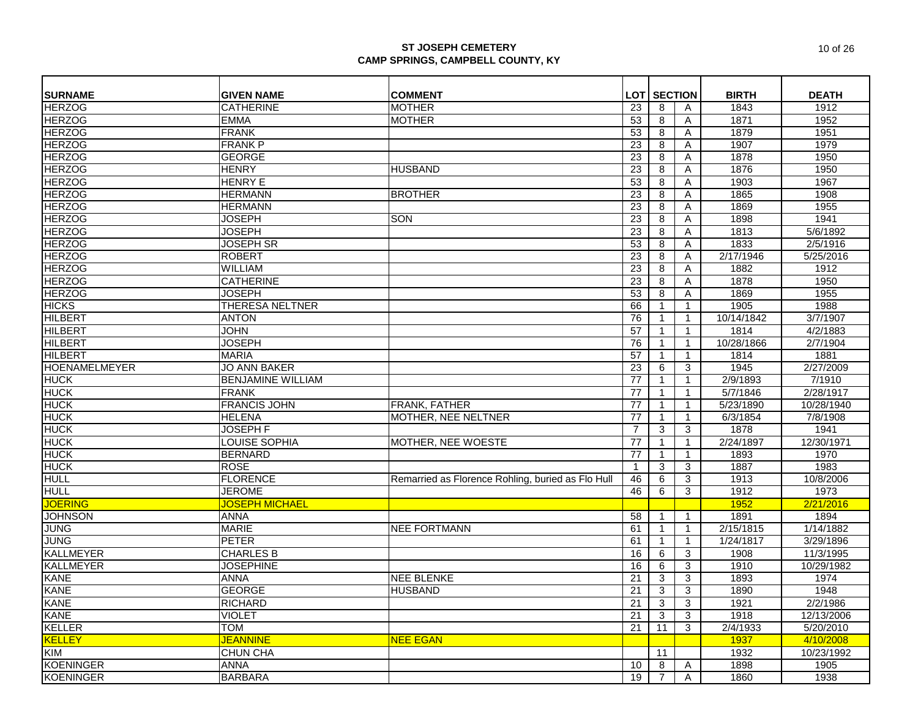**ST JOSEPH CEMETERY**
**CAMP SPRINGS, CAMPBELL COUNTY, KY**

| SURNAME | GIVEN NAME | COMMENT | LOT | SECTION | | BIRTH | DEATH |
|---|---|---|---|---|---|---|---|
| HERZOG | CATHERINE | MOTHER | 23 | 8 | A | 1843 | 1912 |
| HERZOG | EMMA | MOTHER | 53 | 8 | A | 1871 | 1952 |
| HERZOG | FRANK | | 53 | 8 | A | 1879 | 1951 |
| HERZOG | FRANK P | | 23 | 8 | A | 1907 | 1979 |
| HERZOG | GEORGE | | 23 | 8 | A | 1878 | 1950 |
| HERZOG | HENRY | HUSBAND | 23 | 8 | A | 1876 | 1950 |
| HERZOG | HENRY E | | 53 | 8 | A | 1903 | 1967 |
| HERZOG | HERMANN | BROTHER | 23 | 8 | A | 1865 | 1908 |
| HERZOG | HERMANN | | 23 | 8 | A | 1869 | 1955 |
| HERZOG | JOSEPH | SON | 23 | 8 | A | 1898 | 1941 |
| HERZOG | JOSEPH | | 23 | 8 | A | 1813 | 5/6/1892 |
| HERZOG | JOSEPH SR | | 53 | 8 | A | 1833 | 2/5/1916 |
| HERZOG | ROBERT | | 23 | 8 | A | 2/17/1946 | 5/25/2016 |
| HERZOG | WILLIAM | | 23 | 8 | A | 1882 | 1912 |
| HERZOG | CATHERINE | | 23 | 8 | A | 1878 | 1950 |
| HERZOG | JOSEPH | | 53 | 8 | A | 1869 | 1955 |
| HICKS | THERESA NELTNER | | 66 | 1 | 1 | 1905 | 1988 |
| HILBERT | ANTON | | 76 | 1 | 1 | 10/14/1842 | 3/7/1907 |
| HILBERT | JOHN | | 57 | 1 | 1 | 1814 | 4/2/1883 |
| HILBERT | JOSEPH | | 76 | 1 | 1 | 10/28/1866 | 2/7/1904 |
| HILBERT | MARIA | | 57 | 1 | 1 | 1814 | 1881 |
| HOENAMELMEYER | JO ANN BAKER | | 23 | 6 | 3 | 1945 | 2/27/2009 |
| HUCK | BENJAMINE WILLIAM | | 77 | 1 | 1 | 2/9/1893 | 7/1910 |
| HUCK | FRANK | | 77 | 1 | 1 | 5/7/1846 | 2/28/1917 |
| HUCK | FRANCIS JOHN | FRANK, FATHER | 77 | 1 | 1 | 5/23/1890 | 10/28/1940 |
| HUCK | HELENA | MOTHER, NEE NELTNER | 77 | 1 | 1 | 6/3/1854 | 7/8/1908 |
| HUCK | JOSEPH F | | 7 | 3 | 3 | 1878 | 1941 |
| HUCK | LOUISE SOPHIA | MOTHER, NEE WOESTE | 77 | 1 | 1 | 2/24/1897 | 12/30/1971 |
| HUCK | BERNARD | | 77 | 1 | 1 | 1893 | 1970 |
| HUCK | ROSE | | 1 | 3 | 3 | 1887 | 1983 |
| HULL | FLORENCE | Remarried as Florence Rohling, buried as Flo Hull | 46 | 6 | 3 | 1913 | 10/8/2006 |
| HULL | JEROME | | 46 | 6 | 3 | 1912 | 1973 |
| JOERING | JOSEPH MICHAEL | | | | | 1952 | 2/21/2016 |
| JOHNSON | ANNA | | 58 | 1 | 1 | 1891 | 1894 |
| JUNG | MARIE | NEE FORTMANN | 61 | 1 | 1 | 2/15/1815 | 1/14/1882 |
| JUNG | PETER | | 61 | 1 | 1 | 1/24/1817 | 3/29/1896 |
| KALLMEYER | CHARLES B | | 16 | 6 | 3 | 1908 | 11/3/1995 |
| KALLMEYER | JOSEPHINE | | 16 | 6 | 3 | 1910 | 10/29/1982 |
| KANE | ANNA | NEE BLENKE | 21 | 3 | 3 | 1893 | 1974 |
| KANE | GEORGE | HUSBAND | 21 | 3 | 3 | 1890 | 1948 |
| KANE | RICHARD | | 21 | 3 | 3 | 1921 | 2/2/1986 |
| KANE | VIOLET | | 21 | 3 | 3 | 1918 | 12/13/2006 |
| KELLER | TOM | | 21 | 11 | 3 | 2/4/1933 | 5/20/2010 |
| KELLEY | JEANNINE | NEE EGAN | | | | 1937 | 4/10/2008 |
| KIM | CHUN CHA | | | 11 | | 1932 | 10/23/1992 |
| KOENINGER | ANNA | | 10 | 8 | A | 1898 | 1905 |
| KOENINGER | BARBARA | | 19 | 7 | A | 1860 | 1938 |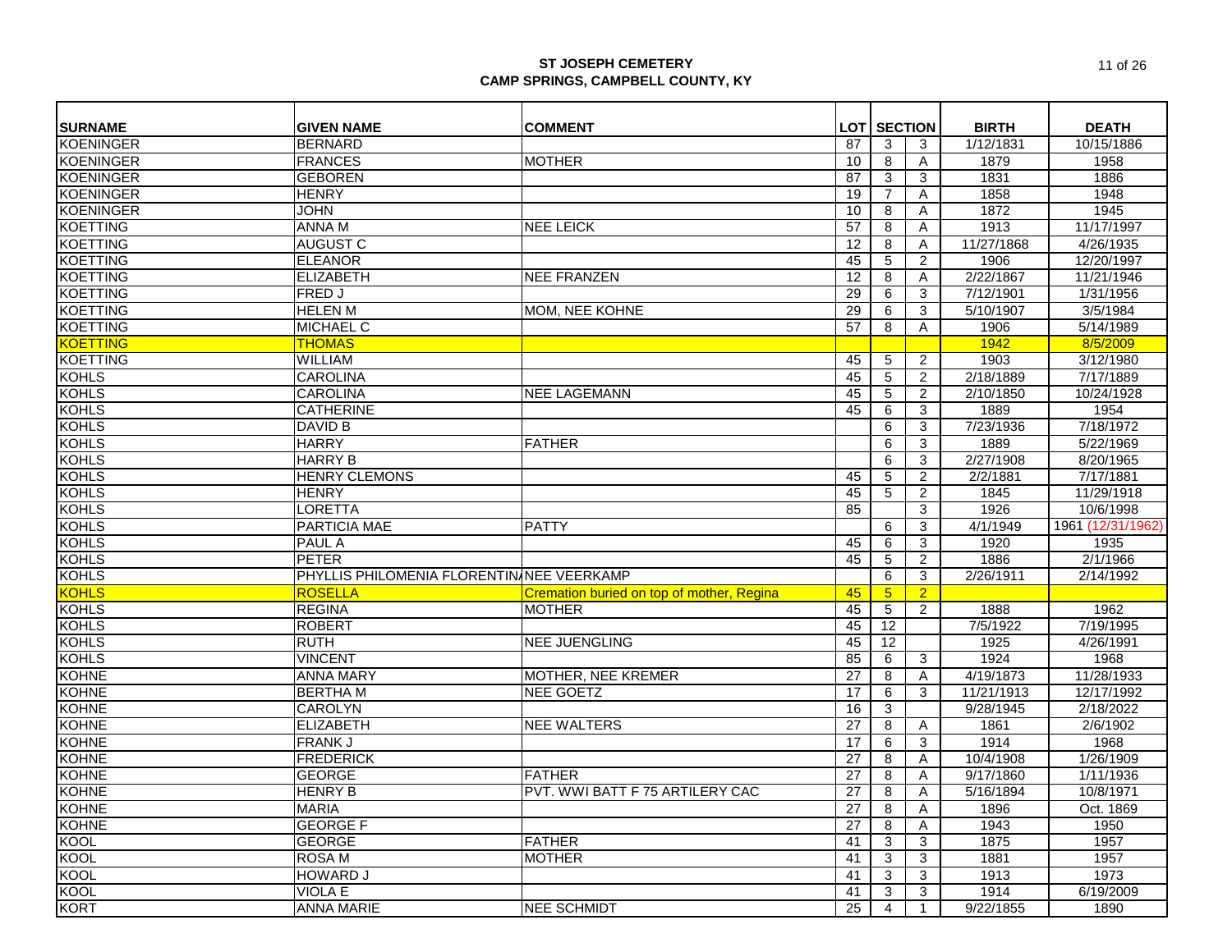**ST JOSEPH CEMETERY**
**CAMP SPRINGS, CAMPBELL COUNTY, KY**

| SURNAME | GIVEN NAME | COMMENT | LOT | SECTION | | BIRTH | DEATH |
|---|---|---|---|---|---|---|---|
| KOENINGER | BERNARD | | 87 | 3 | 3 | 1/12/1831 | 10/15/1886 |
| KOENINGER | FRANCES | MOTHER | 10 | 8 | A | 1879 | 1958 |
| KOENINGER | GEBOREN | | 87 | 3 | 3 | 1831 | 1886 |
| KOENINGER | HENRY | | 19 | 7 | A | 1858 | 1948 |
| KOENINGER | JOHN | | 10 | 8 | A | 1872 | 1945 |
| KOETTING | ANNA M | NEE LEICK | 57 | 8 | A | 1913 | 11/17/1997 |
| KOETTING | AUGUST C | | 12 | 8 | A | 11/27/1868 | 4/26/1935 |
| KOETTING | ELEANOR | | 45 | 5 | 2 | 1906 | 12/20/1997 |
| KOETTING | ELIZABETH | NEE FRANZEN | 12 | 8 | A | 2/22/1867 | 11/21/1946 |
| KOETTING | FRED J | | 29 | 6 | 3 | 7/12/1901 | 1/31/1956 |
| KOETTING | HELEN M | MOM, NEE KOHNE | 29 | 6 | 3 | 5/10/1907 | 3/5/1984 |
| KOETTING | MICHAEL C | | 57 | 8 | A | 1906 | 5/14/1989 |
| KOETTING | THOMAS | | | | | 1942 | 8/5/2009 |
| KOETTING | WILLIAM | | 45 | 5 | 2 | 1903 | 3/12/1980 |
| KOHLS | CAROLINA | | 45 | 5 | 2 | 2/18/1889 | 7/17/1889 |
| KOHLS | CAROLINA | NEE LAGEMANN | 45 | 5 | 2 | 2/10/1850 | 10/24/1928 |
| KOHLS | CATHERINE | | 45 | 6 | 3 | 1889 | 1954 |
| KOHLS | DAVID B | | | 6 | 3 | 7/23/1936 | 7/18/1972 |
| KOHLS | HARRY | FATHER | | 6 | 3 | 1889 | 5/22/1969 |
| KOHLS | HARRY B | | | 6 | 3 | 2/27/1908 | 8/20/1965 |
| KOHLS | HENRY CLEMONS | | 45 | 5 | 2 | 2/2/1881 | 7/17/1881 |
| KOHLS | HENRY | | 45 | 5 | 2 | 1845 | 11/29/1918 |
| KOHLS | LORETTA | | 85 | | 3 | 1926 | 10/6/1998 |
| KOHLS | PARTICIA MAE | PATTY | | 6 | 3 | 4/1/1949 | 1961 (12/31/1962) |
| KOHLS | PAUL A | | 45 | 6 | 3 | 1920 | 1935 |
| KOHLS | PETER | | 45 | 5 | 2 | 1886 | 2/1/1966 |
| KOHLS | PHYLLIS PHILOMENIA FLORENTINA | NEE VEERKAMP | | 6 | 3 | 2/26/1911 | 2/14/1992 |
| KOHLS | ROSELLA | Cremation buried on top of mother, Regina | 45 | 5 | 2 | | |
| KOHLS | REGINA | MOTHER | 45 | 5 | 2 | 1888 | 1962 |
| KOHLS | ROBERT | | 45 | 12 | | 7/5/1922 | 7/19/1995 |
| KOHLS | RUTH | NEE JUENGLING | 45 | 12 | | 1925 | 4/26/1991 |
| KOHLS | VINCENT | | 85 | 6 | 3 | 1924 | 1968 |
| KOHNE | ANNA MARY | MOTHER, NEE KREMER | 27 | 8 | A | 4/19/1873 | 11/28/1933 |
| KOHNE | BERTHA M | NEE GOETZ | 17 | 6 | 3 | 11/21/1913 | 12/17/1992 |
| KOHNE | CAROLYN | | 16 | 3 | | 9/28/1945 | 2/18/2022 |
| KOHNE | ELIZABETH | NEE WALTERS | 27 | 8 | A | 1861 | 2/6/1902 |
| KOHNE | FRANK J | | 17 | 6 | 3 | 1914 | 1968 |
| KOHNE | FREDERICK | | 27 | 8 | A | 10/4/1908 | 1/26/1909 |
| KOHNE | GEORGE | FATHER | 27 | 8 | A | 9/17/1860 | 1/11/1936 |
| KOHNE | HENRY B | PVT. WWI BATT F 75 ARTILERY CAC | 27 | 8 | A | 5/16/1894 | 10/8/1971 |
| KOHNE | MARIA | | 27 | 8 | A | 1896 | Oct. 1869 |
| KOHNE | GEORGE F | | 27 | 8 | A | 1943 | 1950 |
| KOOL | GEORGE | FATHER | 41 | 3 | 3 | 1875 | 1957 |
| KOOL | ROSA M | MOTHER | 41 | 3 | 3 | 1881 | 1957 |
| KOOL | HOWARD J | | 41 | 3 | 3 | 1913 | 1973 |
| KOOL | VIOLA E | | 41 | 3 | 3 | 1914 | 6/19/2009 |
| KORT | ANNA MARIE | NEE SCHMIDT | 25 | 4 | 1 | 9/22/1855 | 1890 |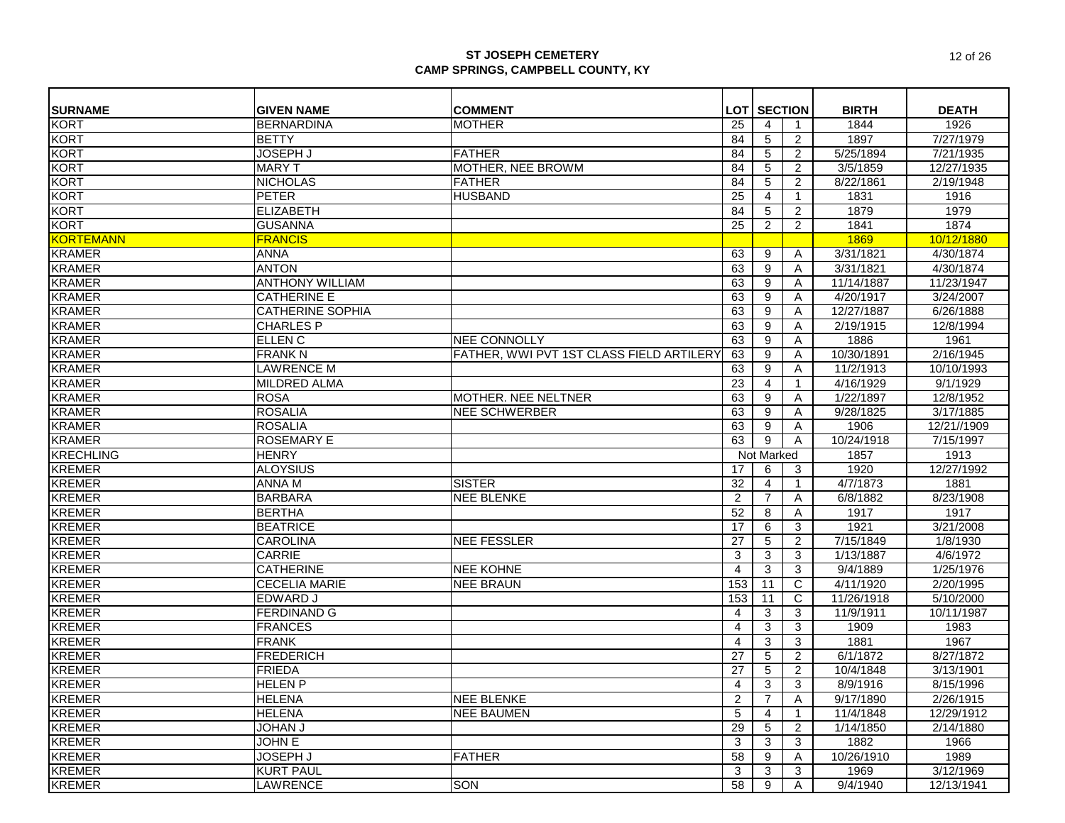**ST JOSEPH CEMETERY**
**CAMP SPRINGS, CAMPBELL COUNTY, KY**

| SURNAME | GIVEN NAME | COMMENT | LOT | SECTION | | BIRTH | DEATH |
|---|---|---|---|---|---|---|---|
| KORT | BERNARDINA | MOTHER | 25 | 4 | 1 | 1844 | 1926 |
| KORT | BETTY | | 84 | 5 | 2 | 1897 | 7/27/1979 |
| KORT | JOSEPH J | FATHER | 84 | 5 | 2 | 5/25/1894 | 7/21/1935 |
| KORT | MARY T | MOTHER, NEE BROWM | 84 | 5 | 2 | 3/5/1859 | 12/27/1935 |
| KORT | NICHOLAS | FATHER | 84 | 5 | 2 | 8/22/1861 | 2/19/1948 |
| KORT | PETER | HUSBAND | 25 | 4 | 1 | 1831 | 1916 |
| KORT | ELIZABETH | | 84 | 5 | 2 | 1879 | 1979 |
| KORT | GUSANNA | | 25 | 2 | 2 | 1841 | 1874 |
| KORTEMANN | FRANCIS | | | | | 1869 | 10/12/1880 |
| KRAMER | ANNA | | 63 | 9 | A | 3/31/1821 | 4/30/1874 |
| KRAMER | ANTON | | 63 | 9 | A | 3/31/1821 | 4/30/1874 |
| KRAMER | ANTHONY WILLIAM | | 63 | 9 | A | 11/14/1887 | 11/23/1947 |
| KRAMER | CATHERINE E | | 63 | 9 | A | 4/20/1917 | 3/24/2007 |
| KRAMER | CATHERINE SOPHIA | | 63 | 9 | A | 12/27/1887 | 6/26/1888 |
| KRAMER | CHARLES P | | 63 | 9 | A | 2/19/1915 | 12/8/1994 |
| KRAMER | ELLEN C | NEE CONNOLLY | 63 | 9 | A | 1886 | 1961 |
| KRAMER | FRANK N | FATHER, WWI PVT 1ST CLASS FIELD ARTILERY | 63 | 9 | A | 10/30/1891 | 2/16/1945 |
| KRAMER | LAWRENCE M | | 63 | 9 | A | 11/2/1913 | 10/10/1993 |
| KRAMER | MILDRED ALMA | | 23 | 4 | 1 | 4/16/1929 | 9/1/1929 |
| KRAMER | ROSA | MOTHER. NEE NELTNER | 63 | 9 | A | 1/22/1897 | 12/8/1952 |
| KRAMER | ROSALIA | NEE SCHWERBER | 63 | 9 | A | 9/28/1825 | 3/17/1885 |
| KRAMER | ROSALIA | | 63 | 9 | A | 1906 | 12/21//1909 |
| KRAMER | ROSEMARY E | | 63 | 9 | A | 10/24/1918 | 7/15/1997 |
| KRECHLING | HENRY | | Not Marked | | | 1857 | 1913 |
| KREMER | ALOYSIUS | | 17 | 6 | 3 | 1920 | 12/27/1992 |
| KREMER | ANNA M | SISTER | 32 | 4 | 1 | 4/7/1873 | 1881 |
| KREMER | BARBARA | NEE BLENKE | 2 | 7 | A | 6/8/1882 | 8/23/1908 |
| KREMER | BERTHA | | 52 | 8 | A | 1917 | 1917 |
| KREMER | BEATRICE | | 17 | 6 | 3 | 1921 | 3/21/2008 |
| KREMER | CAROLINA | NEE FESSLER | 27 | 5 | 2 | 7/15/1849 | 1/8/1930 |
| KREMER | CARRIE | | 3 | 3 | 3 | 1/13/1887 | 4/6/1972 |
| KREMER | CATHERINE | NEE KOHNE | 4 | 3 | 3 | 9/4/1889 | 1/25/1976 |
| KREMER | CECELIA MARIE | NEE BRAUN | 153 | 11 | C | 4/11/1920 | 2/20/1995 |
| KREMER | EDWARD J | | 153 | 11 | C | 11/26/1918 | 5/10/2000 |
| KREMER | FERDINAND G | | 4 | 3 | 3 | 11/9/1911 | 10/11/1987 |
| KREMER | FRANCES | | 4 | 3 | 3 | 1909 | 1983 |
| KREMER | FRANK | | 4 | 3 | 3 | 1881 | 1967 |
| KREMER | FREDERICH | | 27 | 5 | 2 | 6/1/1872 | 8/27/1872 |
| KREMER | FRIEDA | | 27 | 5 | 2 | 10/4/1848 | 3/13/1901 |
| KREMER | HELEN P | | 4 | 3 | 3 | 8/9/1916 | 8/15/1996 |
| KREMER | HELENA | NEE BLENKE | 2 | 7 | A | 9/17/1890 | 2/26/1915 |
| KREMER | HELENA | NEE BAUMEN | 5 | 4 | 1 | 11/4/1848 | 12/29/1912 |
| KREMER | JOHAN J | | 29 | 5 | 2 | 1/14/1850 | 2/14/1880 |
| KREMER | JOHN E | | 3 | 3 | 3 | 1882 | 1966 |
| KREMER | JOSEPH J | FATHER | 58 | 9 | A | 10/26/1910 | 1989 |
| KREMER | KURT PAUL | | 3 | 3 | 3 | 1969 | 3/12/1969 |
| KREMER | LAWRENCE | SON | 58 | 9 | A | 9/4/1940 | 12/13/1941 |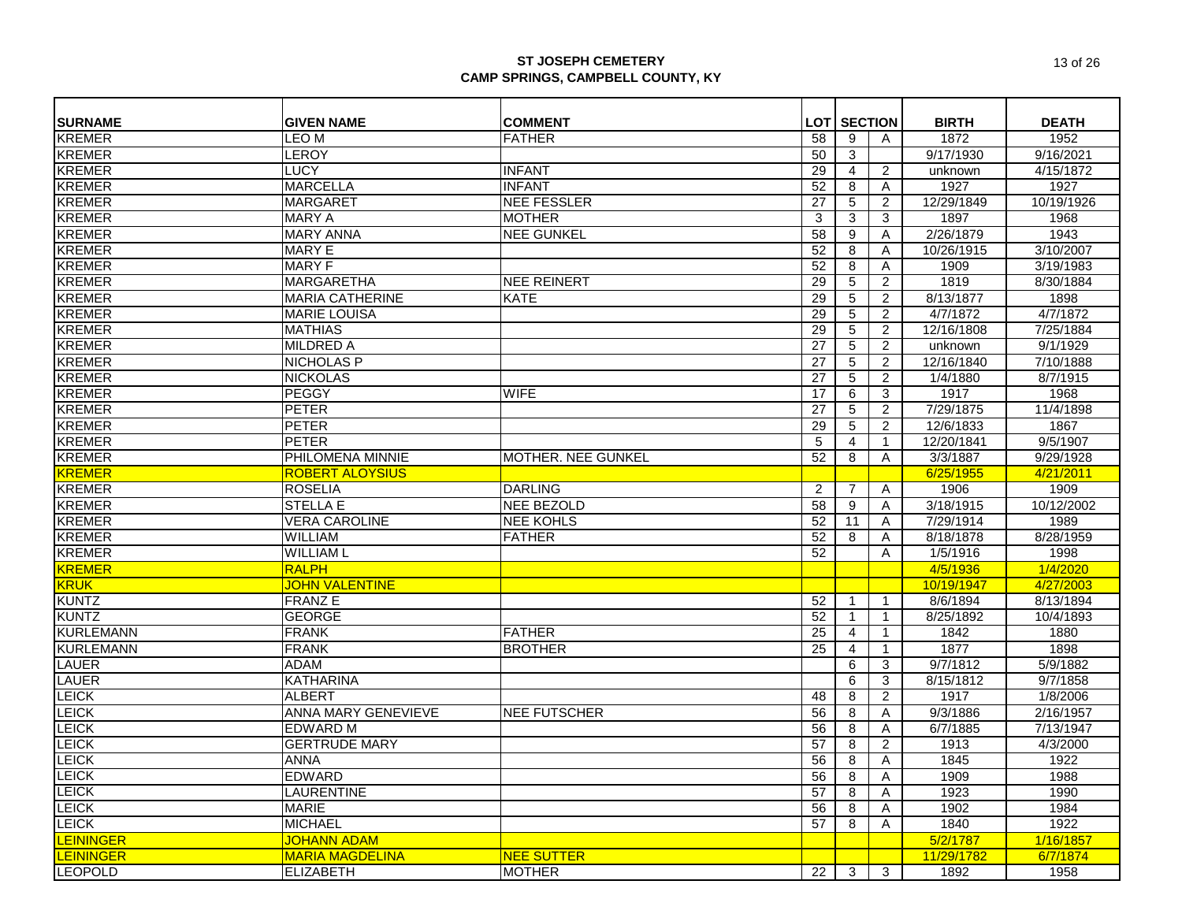# ST JOSEPH CEMETERY
## CAMP SPRINGS, CAMPBELL COUNTY, KY

| SURNAME | GIVEN NAME | COMMENT | LOT | SECTION | | BIRTH | DEATH |
|---|---|---|---|---|---|---|---|
| KREMER | LEO M | FATHER | 58 | 9 | A | 1872 | 1952 |
| KREMER | LEROY | | 50 | 3 | | 9/17/1930 | 9/16/2021 |
| KREMER | LUCY | INFANT | 29 | 4 | 2 | unknown | 4/15/1872 |
| KREMER | MARCELLA | INFANT | 52 | 8 | A | 1927 | 1927 |
| KREMER | MARGARET | NEE FESSLER | 27 | 5 | 2 | 12/29/1849 | 10/19/1926 |
| KREMER | MARY A | MOTHER | 3 | 3 | 3 | 1897 | 1968 |
| KREMER | MARY ANNA | NEE GUNKEL | 58 | 9 | A | 2/26/1879 | 1943 |
| KREMER | MARY E | | 52 | 8 | A | 10/26/1915 | 3/10/2007 |
| KREMER | MARY F | | 52 | 8 | A | 1909 | 3/19/1983 |
| KREMER | MARGARETHA | NEE REINERT | 29 | 5 | 2 | 1819 | 8/30/1884 |
| KREMER | MARIA CATHERINE | KATE | 29 | 5 | 2 | 8/13/1877 | 1898 |
| KREMER | MARIE LOUISA | | 29 | 5 | 2 | 4/7/1872 | 4/7/1872 |
| KREMER | MATHIAS | | 29 | 5 | 2 | 12/16/1808 | 7/25/1884 |
| KREMER | MILDRED A | | 27 | 5 | 2 | unknown | 9/1/1929 |
| KREMER | NICHOLAS P | | 27 | 5 | 2 | 12/16/1840 | 7/10/1888 |
| KREMER | NICKOLAS | | 27 | 5 | 2 | 1/4/1880 | 8/7/1915 |
| KREMER | PEGGY | WIFE | 17 | 6 | 3 | 1917 | 1968 |
| KREMER | PETER | | 27 | 5 | 2 | 7/29/1875 | 11/4/1898 |
| KREMER | PETER | | 29 | 5 | 2 | 12/6/1833 | 1867 |
| KREMER | PETER | | 5 | 4 | 1 | 12/20/1841 | 9/5/1907 |
| KREMER | PHILOMENA MINNIE | MOTHER. NEE GUNKEL | 52 | 8 | A | 3/3/1887 | 9/29/1928 |
| KREMER | ROBERT ALOYSIUS | | | | | 6/25/1955 | 4/21/2011 |
| KREMER | ROSELIA | DARLING | 2 | 7 | A | 1906 | 1909 |
| KREMER | STELLA E | NEE BEZOLD | 58 | 9 | A | 3/18/1915 | 10/12/2002 |
| KREMER | VERA CAROLINE | NEE KOHLS | 52 | 11 | A | 7/29/1914 | 1989 |
| KREMER | WILLIAM | FATHER | 52 | 8 | A | 8/18/1878 | 8/28/1959 |
| KREMER | WILLIAM L | | 52 | | A | 1/5/1916 | 1998 |
| KREMER | RALPH | | | | | 4/5/1936 | 1/4/2020 |
| KRUK | JOHN VALENTINE | | | | | 10/19/1947 | 4/27/2003 |
| KUNTZ | FRANZ E | | 52 | 1 | 1 | 8/6/1894 | 8/13/1894 |
| KUNTZ | GEORGE | | 52 | 1 | 1 | 8/25/1892 | 10/4/1893 |
| KURLEMANN | FRANK | FATHER | 25 | 4 | 1 | 1842 | 1880 |
| KURLEMANN | FRANK | BROTHER | 25 | 4 | 1 | 1877 | 1898 |
| LAUER | ADAM | | | 6 | 3 | 9/7/1812 | 5/9/1882 |
| LAUER | KATHARINA | | | 6 | 3 | 8/15/1812 | 9/7/1858 |
| LEICK | ALBERT | | 48 | 8 | 2 | 1917 | 1/8/2006 |
| LEICK | ANNA MARY GENEVIEVE | NEE FUTSCHER | 56 | 8 | A | 9/3/1886 | 2/16/1957 |
| LEICK | EDWARD M | | 56 | 8 | A | 6/7/1885 | 7/13/1947 |
| LEICK | GERTRUDE MARY | | 57 | 8 | 2 | 1913 | 4/3/2000 |
| LEICK | ANNA | | 56 | 8 | A | 1845 | 1922 |
| LEICK | EDWARD | | 56 | 8 | A | 1909 | 1988 |
| LEICK | LAURENTINE | | 57 | 8 | A | 1923 | 1990 |
| LEICK | MARIE | | 56 | 8 | A | 1902 | 1984 |
| LEICK | MICHAEL | | 57 | 8 | A | 1840 | 1922 |
| LEININGER | JOHANN ADAM | | | | | 5/2/1787 | 1/16/1857 |
| LEININGER | MARIA MAGDELINA | NEE SUTTER | | | | 11/29/1782 | 6/7/1874 |
| LEOPOLD | ELIZABETH | MOTHER | 22 | 3 | 3 | 1892 | 1958 |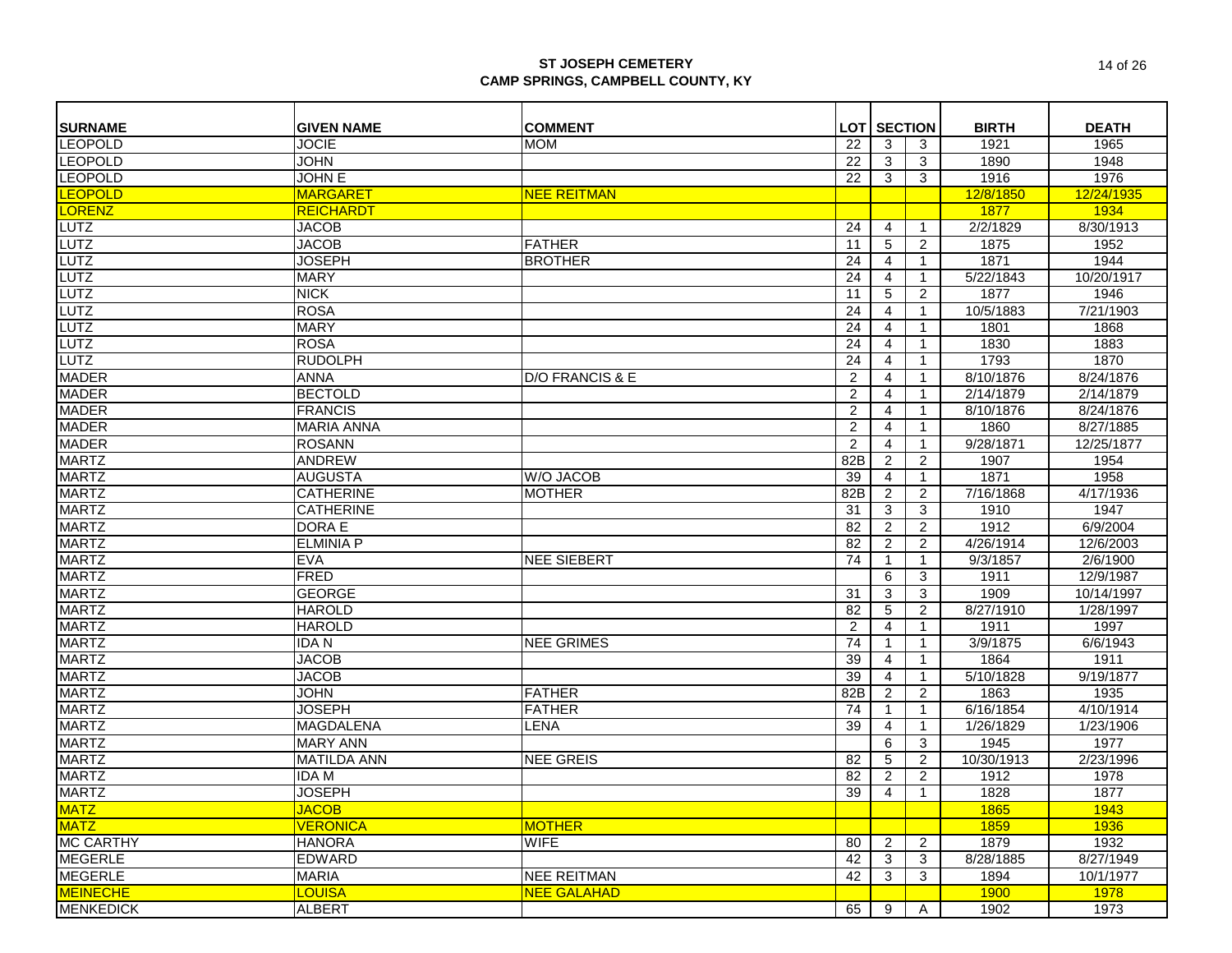**ST JOSEPH CEMETERY**
**CAMP SPRINGS, CAMPBELL COUNTY, KY**

| SURNAME | GIVEN NAME | COMMENT | LOT | SECTION | | BIRTH | DEATH |
|---|---|---|---|---|---|---|---|
| LEOPOLD | JOCIE | MOM | 22 | 3 | 3 | 1921 | 1965 |
| LEOPOLD | JOHN | | 22 | 3 | 3 | 1890 | 1948 |
| LEOPOLD | JOHN E | | 22 | 3 | 3 | 1916 | 1976 |
| LEOPOLD | MARGARET | NEE REITMAN | | | | 12/8/1850 | 12/24/1935 |
| LORENZ | REICHARDT | | | | | 1877 | 1934 |
| LUTZ | JACOB | | 24 | 4 | 1 | 2/2/1829 | 8/30/1913 |
| LUTZ | JACOB | FATHER | 11 | 5 | 2 | 1875 | 1952 |
| LUTZ | JOSEPH | BROTHER | 24 | 4 | 1 | 1871 | 1944 |
| LUTZ | MARY | | 24 | 4 | 1 | 5/22/1843 | 10/20/1917 |
| LUTZ | NICK | | 11 | 5 | 2 | 1877 | 1946 |
| LUTZ | ROSA | | 24 | 4 | 1 | 10/5/1883 | 7/21/1903 |
| LUTZ | MARY | | 24 | 4 | 1 | 1801 | 1868 |
| LUTZ | ROSA | | 24 | 4 | 1 | 1830 | 1883 |
| LUTZ | RUDOLPH | | 24 | 4 | 1 | 1793 | 1870 |
| MADER | ANNA | D/O FRANCIS & E | 2 | 4 | 1 | 8/10/1876 | 8/24/1876 |
| MADER | BECTOLD | | 2 | 4 | 1 | 2/14/1879 | 2/14/1879 |
| MADER | FRANCIS | | 2 | 4 | 1 | 8/10/1876 | 8/24/1876 |
| MADER | MARIA ANNA | | 2 | 4 | 1 | 1860 | 8/27/1885 |
| MADER | ROSANN | | 2 | 4 | 1 | 9/28/1871 | 12/25/1877 |
| MARTZ | ANDREW | | 82B | 2 | 2 | 1907 | 1954 |
| MARTZ | AUGUSTA | W/O JACOB | 39 | 4 | 1 | 1871 | 1958 |
| MARTZ | CATHERINE | MOTHER | 82B | 2 | 2 | 7/16/1868 | 4/17/1936 |
| MARTZ | CATHERINE | | 31 | 3 | 3 | 1910 | 1947 |
| MARTZ | DORA E | | 82 | 2 | 2 | 1912 | 6/9/2004 |
| MARTZ | ELMINIA P | | 82 | 2 | 2 | 4/26/1914 | 12/6/2003 |
| MARTZ | EVA | NEE SIEBERT | 74 | 1 | 1 | 9/3/1857 | 2/6/1900 |
| MARTZ | FRED | | | 6 | 3 | 1911 | 12/9/1987 |
| MARTZ | GEORGE | | 31 | 3 | 3 | 1909 | 10/14/1997 |
| MARTZ | HAROLD | | 82 | 5 | 2 | 8/27/1910 | 1/28/1997 |
| MARTZ | HAROLD | | 2 | 4 | 1 | 1911 | 1997 |
| MARTZ | IDA N | NEE GRIMES | 74 | 1 | 1 | 3/9/1875 | 6/6/1943 |
| MARTZ | JACOB | | 39 | 4 | 1 | 1864 | 1911 |
| MARTZ | JACOB | | 39 | 4 | 1 | 5/10/1828 | 9/19/1877 |
| MARTZ | JOHN | FATHER | 82B | 2 | 2 | 1863 | 1935 |
| MARTZ | JOSEPH | FATHER | 74 | 1 | 1 | 6/16/1854 | 4/10/1914 |
| MARTZ | MAGDALENA | LENA | 39 | 4 | 1 | 1/26/1829 | 1/23/1906 |
| MARTZ | MARY ANN | | | 6 | 3 | 1945 | 1977 |
| MARTZ | MATILDA ANN | NEE GREIS | 82 | 5 | 2 | 10/30/1913 | 2/23/1996 |
| MARTZ | IDA M | | 82 | 2 | 2 | 1912 | 1978 |
| MARTZ | JOSEPH | | 39 | 4 | 1 | 1828 | 1877 |
| MATZ | JACOB | | | | | 1865 | 1943 |
| MATZ | VERONICA | MOTHER | | | | 1859 | 1936 |
| MC CARTHY | HANORA | WIFE | 80 | 2 | 2 | 1879 | 1932 |
| MEGERLE | EDWARD | | 42 | 3 | 3 | 8/28/1885 | 8/27/1949 |
| MEGERLE | MARIA | NEE REITMAN | 42 | 3 | 3 | 1894 | 10/1/1977 |
| MEINECHE | LOUISA | NEE GALAHAD | | | | 1900 | 1978 |
| MENKEDICK | ALBERT | | 65 | 9 | A | 1902 | 1973 |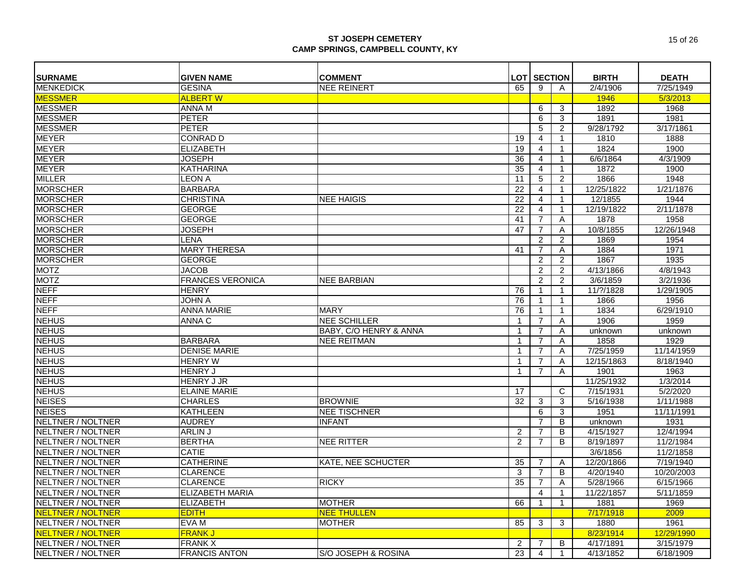**ST JOSEPH CEMETERY**
**CAMP SPRINGS, CAMPBELL COUNTY, KY**

| SURNAME | GIVEN NAME | COMMENT | LOT | SECTION | | BIRTH | DEATH |
|---|---|---|---|---|---|---|---|
| MENKEDICK | GESINA | NEE REINERT | 65 | 9 | A | 2/4/1906 | 7/25/1949 |
| MESSMER | ALBERT W | | | | | 1946 | 5/3/2013 |
| MESSMER | ANNA M | | | 6 | 3 | 1892 | 1968 |
| MESSMER | PETER | | | 6 | 3 | 1891 | 1981 |
| MESSMER | PETER | | | 5 | 2 | 9/28/1792 | 3/17/1861 |
| MEYER | CONRAD D | | 19 | 4 | 1 | 1810 | 1888 |
| MEYER | ELIZABETH | | 19 | 4 | 1 | 1824 | 1900 |
| MEYER | JOSEPH | | 36 | 4 | 1 | 6/6/1864 | 4/3/1909 |
| MEYER | KATHARINA | | 35 | 4 | 1 | 1872 | 1900 |
| MILLER | LEON A | | 11 | 5 | 2 | 1866 | 1948 |
| MORSCHER | BARBARA | | 22 | 4 | 1 | 12/25/1822 | 1/21/1876 |
| MORSCHER | CHRISTINA | NEE HAIGIS | 22 | 4 | 1 | 12/1855 | 1944 |
| MORSCHER | GEORGE | | 22 | 4 | 1 | 12/19/1822 | 2/11/1878 |
| MORSCHER | GEORGE | | 41 | 7 | A | 1878 | 1958 |
| MORSCHER | JOSEPH | | 47 | 7 | A | 10/8/1855 | 12/26/1948 |
| MORSCHER | LENA | | | 2 | 2 | 1869 | 1954 |
| MORSCHER | MARY THERESA | | 41 | 7 | A | 1884 | 1971 |
| MORSCHER | GEORGE | | | 2 | 2 | 1867 | 1935 |
| MOTZ | JACOB | | | 2 | 2 | 4/13/1866 | 4/8/1943 |
| MOTZ | FRANCES VERONICA | NEE BARBIAN | | 2 | 2 | 3/6/1859 | 3/2/1936 |
| NEFF | HENRY | | 76 | 1 | 1 | 11/?/1828 | 1/29/1905 |
| NEFF | JOHN A | | 76 | 1 | 1 | 1866 | 1956 |
| NEFF | ANNA MARIE | MARY | 76 | 1 | 1 | 1834 | 6/29/1910 |
| NEHUS | ANNA C | NEE SCHILLER | 1 | 7 | A | 1906 | 1959 |
| NEHUS | | BABY, C/O HENRY & ANNA | 1 | 7 | A | unknown | unknown |
| NEHUS | BARBARA | NEE REITMAN | 1 | 7 | A | 1858 | 1929 |
| NEHUS | DENISE MARIE | | 1 | 7 | A | 7/25/1959 | 11/14/1959 |
| NEHUS | HENRY W | | 1 | 7 | A | 12/15/1863 | 8/18/1940 |
| NEHUS | HENRY J | | 1 | 7 | A | 1901 | 1963 |
| NEHUS | HENRY J JR | | | | | 11/25/1932 | 1/3/2014 |
| NEHUS | ELAINE MARIE | | 17 | | C | 7/15/1931 | 5/2/2020 |
| NEISES | CHARLES | BROWNIE | 32 | 3 | 3 | 5/16/1938 | 1/11/1988 |
| NEISES | KATHLEEN | NEE TISCHNER | | 6 | 3 | 1951 | 11/11/1991 |
| NELTNER / NOLTNER | AUDREY | INFANT | | 7 | B | unknown | 1931 |
| NELTNER / NOLTNER | ARLIN J | | 2 | 7 | B | 4/15/1927 | 12/4/1994 |
| NELTNER / NOLTNER | BERTHA | NEE RITTER | 2 | 7 | B | 8/19/1897 | 11/2/1984 |
| NELTNER / NOLTNER | CATIE | | | | | 3/6/1856 | 11/2/1858 |
| NELTNER / NOLTNER | CATHERINE | KATE, NEE SCHUCTER | 35 | 7 | A | 12/20/1866 | 7/19/1940 |
| NELTNER / NOLTNER | CLARENCE | | 3 | 7 | B | 4/20/1940 | 10/20/2003 |
| NELTNER / NOLTNER | CLARENCE | RICKY | 35 | 7 | A | 5/28/1966 | 6/15/1966 |
| NELTNER / NOLTNER | ELIZABETH MARIA | | | 4 | 1 | 11/22/1857 | 5/11/1859 |
| NELTNER / NOLTNER | ELIZABETH | MOTHER | 66 | 1 | 1 | 1881 | 1969 |
| NELTNER / NOLTNER | EDITH | NEE THULLEN | | | | 7/17/1918 | 2009 |
| NELTNER / NOLTNER | EVA M | MOTHER | 85 | 3 | 3 | 1880 | 1961 |
| NELTNER / NOLTNER | FRANK J | | | | | 8/23/1914 | 12/29/1990 |
| NELTNER / NOLTNER | FRANK X | | 2 | 7 | B | 4/17/1891 | 3/15/1979 |
| NELTNER / NOLTNER | FRANCIS ANTON | S/O JOSEPH & ROSINA | 23 | 4 | 1 | 4/13/1852 | 6/18/1909 |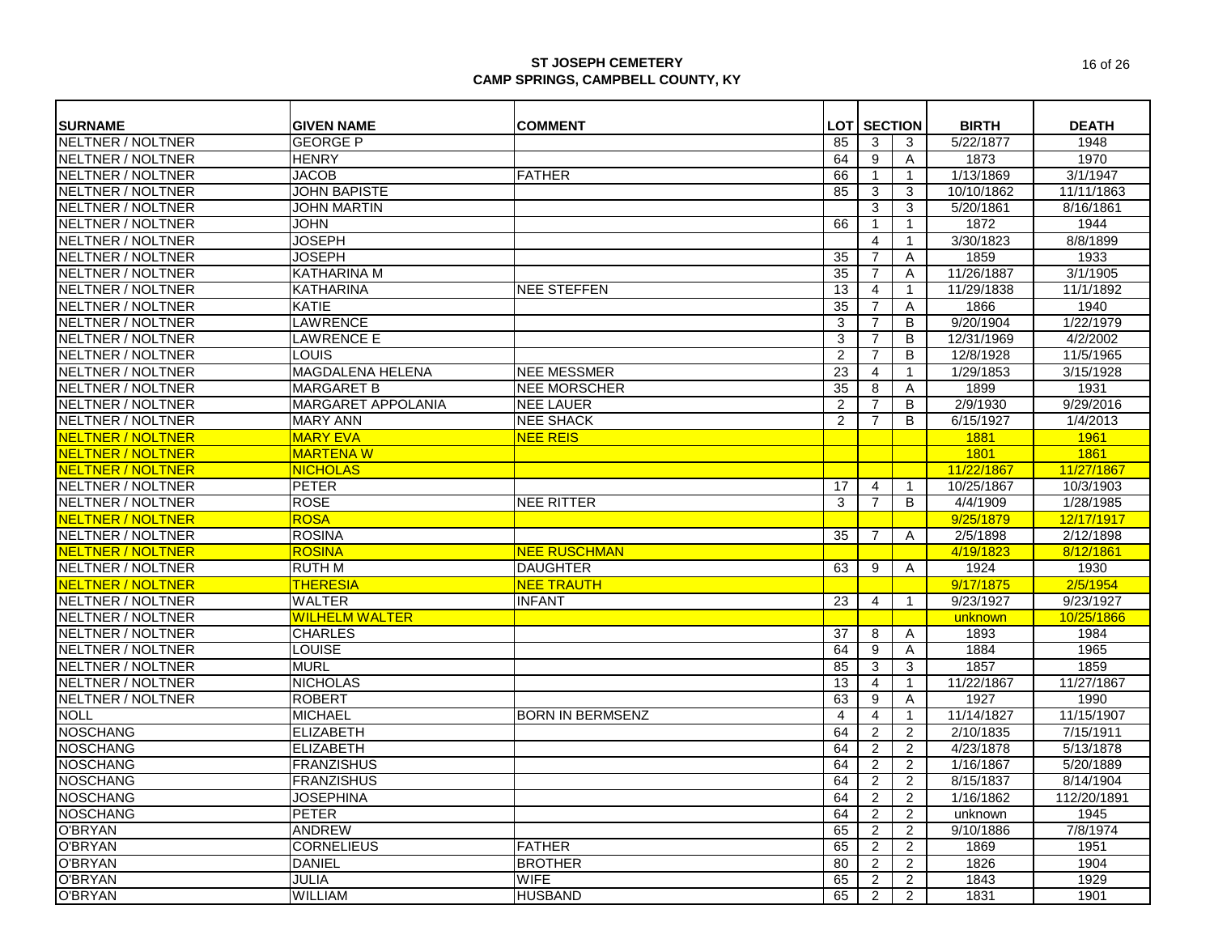# ST JOSEPH CEMETERY
## CAMP SPRINGS, CAMPBELL COUNTY, KY

| SURNAME | GIVEN NAME | COMMENT | LOT | SECTION | | BIRTH | DEATH |
|---|---|---|---|---|---|---|---|
| NELTNER / NOLTNER | GEORGE P | | 85 | 3 | 3 | 5/22/1877 | 1948 |
| NELTNER / NOLTNER | HENRY | | 64 | 9 | A | 1873 | 1970 |
| NELTNER / NOLTNER | JACOB | FATHER | 66 | 1 | 1 | 1/13/1869 | 3/1/1947 |
| NELTNER / NOLTNER | JOHN BAPISTE | | 85 | 3 | 3 | 10/10/1862 | 11/11/1863 |
| NELTNER / NOLTNER | JOHN MARTIN | | | 3 | 3 | 5/20/1861 | 8/16/1861 |
| NELTNER / NOLTNER | JOHN | | 66 | 1 | 1 | 1872 | 1944 |
| NELTNER / NOLTNER | JOSEPH | | | 4 | 1 | 3/30/1823 | 8/8/1899 |
| NELTNER / NOLTNER | JOSEPH | | 35 | 7 | A | 1859 | 1933 |
| NELTNER / NOLTNER | KATHARINA M | | 35 | 7 | A | 11/26/1887 | 3/1/1905 |
| NELTNER / NOLTNER | KATHARINA | NEE STEFFEN | 13 | 4 | 1 | 11/29/1838 | 11/1/1892 |
| NELTNER / NOLTNER | KATIE | | 35 | 7 | A | 1866 | 1940 |
| NELTNER / NOLTNER | LAWRENCE | | 3 | 7 | B | 9/20/1904 | 1/22/1979 |
| NELTNER / NOLTNER | LAWRENCE E | | 3 | 7 | B | 12/31/1969 | 4/2/2002 |
| NELTNER / NOLTNER | LOUIS | | 2 | 7 | B | 12/8/1928 | 11/5/1965 |
| NELTNER / NOLTNER | MAGDALENA HELENA | NEE MESSMER | 23 | 4 | 1 | 1/29/1853 | 3/15/1928 |
| NELTNER / NOLTNER | MARGARET B | NEE MORSCHER | 35 | 8 | A | 1899 | 1931 |
| NELTNER / NOLTNER | MARGARET APPOLANIA | NEE LAUER | 2 | 7 | B | 2/9/1930 | 9/29/2016 |
| NELTNER / NOLTNER | MARY ANN | NEE SHACK | 2 | 7 | B | 6/15/1927 | 1/4/2013 |
| NELTNER / NOLTNER | MARY EVA | NEE REIS | | | | 1881 | 1961 |
| NELTNER / NOLTNER | MARTENA W | | | | | 1801 | 1861 |
| NELTNER / NOLTNER | NICHOLAS | | | | | 11/22/1867 | 11/27/1867 |
| NELTNER / NOLTNER | PETER | | 17 | 4 | 1 | 10/25/1867 | 10/3/1903 |
| NELTNER / NOLTNER | ROSE | NEE RITTER | 3 | 7 | B | 4/4/1909 | 1/28/1985 |
| NELTNER / NOLTNER | ROSA | | | | | 9/25/1879 | 12/17/1917 |
| NELTNER / NOLTNER | ROSINA | | 35 | 7 | A | 2/5/1898 | 2/12/1898 |
| NELTNER / NOLTNER | ROSINA | NEE RUSCHMAN | | | | 4/19/1823 | 8/12/1861 |
| NELTNER / NOLTNER | RUTH M | DAUGHTER | 63 | 9 | A | 1924 | 1930 |
| NELTNER / NOLTNER | THERESIA | NEE TRAUTH | | | | 9/17/1875 | 2/5/1954 |
| NELTNER / NOLTNER | WALTER | INFANT | 23 | 4 | 1 | 9/23/1927 | 9/23/1927 |
| NELTNER / NOLTNER | WILHELM WALTER | | | | | unknown | 10/25/1866 |
| NELTNER / NOLTNER | CHARLES | | 37 | 8 | A | 1893 | 1984 |
| NELTNER / NOLTNER | LOUISE | | 64 | 9 | A | 1884 | 1965 |
| NELTNER / NOLTNER | MURL | | 85 | 3 | 3 | 1857 | 1859 |
| NELTNER / NOLTNER | NICHOLAS | | 13 | 4 | 1 | 11/22/1867 | 11/27/1867 |
| NELTNER / NOLTNER | ROBERT | | 63 | 9 | A | 1927 | 1990 |
| NOLL | MICHAEL | BORN IN BERMSENZ | 4 | 4 | 1 | 11/14/1827 | 11/15/1907 |
| NOSCHANG | ELIZABETH | | 64 | 2 | 2 | 2/10/1835 | 7/15/1911 |
| NOSCHANG | ELIZABETH | | 64 | 2 | 2 | 4/23/1878 | 5/13/1878 |
| NOSCHANG | FRANZISHUS | | 64 | 2 | 2 | 1/16/1867 | 5/20/1889 |
| NOSCHANG | FRANZISHUS | | 64 | 2 | 2 | 8/15/1837 | 8/14/1904 |
| NOSCHANG | JOSEPHINA | | 64 | 2 | 2 | 1/16/1862 | 112/20/1891 |
| NOSCHANG | PETER | | 64 | 2 | 2 | unknown | 1945 |
| O'BRYAN | ANDREW | | 65 | 2 | 2 | 9/10/1886 | 7/8/1974 |
| O'BRYAN | CORNELIEUS | FATHER | 65 | 2 | 2 | 1869 | 1951 |
| O'BRYAN | DANIEL | BROTHER | 80 | 2 | 2 | 1826 | 1904 |
| O'BRYAN | JULIA | WIFE | 65 | 2 | 2 | 1843 | 1929 |
| O'BRYAN | WILLIAM | HUSBAND | 65 | 2 | 2 | 1831 | 1901 |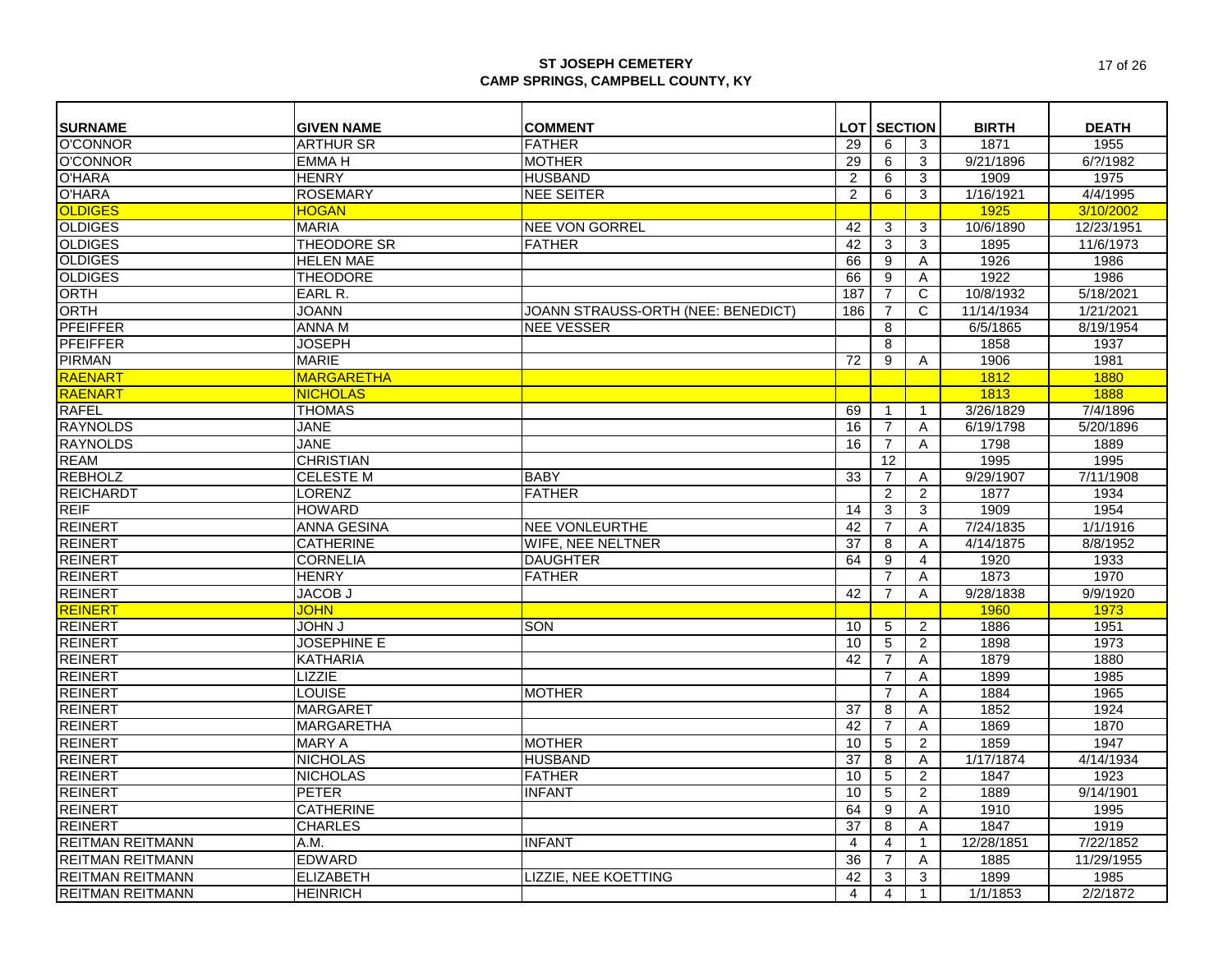**ST JOSEPH CEMETERY**
**CAMP SPRINGS, CAMPBELL COUNTY, KY**

| SURNAME | GIVEN NAME | COMMENT | LOT | SECTION | | BIRTH | DEATH |
|---|---|---|---|---|---|---|---|
| O'CONNOR | ARTHUR SR | FATHER | 29 | 6 | 3 | 1871 | 1955 |
| O'CONNOR | EMMA H | MOTHER | 29 | 6 | 3 | 9/21/1896 | 6/?/1982 |
| O'HARA | HENRY | HUSBAND | 2 | 6 | 3 | 1909 | 1975 |
| O'HARA | ROSEMARY | NEE SEITER | 2 | 6 | 3 | 1/16/1921 | 4/4/1995 |
| OLDIGES | HOGAN | | | | | 1925 | 3/10/2002 |
| OLDIGES | MARIA | NEE VON GORREL | 42 | 3 | 3 | 10/6/1890 | 12/23/1951 |
| OLDIGES | THEODORE SR | FATHER | 42 | 3 | 3 | 1895 | 11/6/1973 |
| OLDIGES | HELEN MAE | | 66 | 9 | A | 1926 | 1986 |
| OLDIGES | THEODORE | | 66 | 9 | A | 1922 | 1986 |
| ORTH | EARL R. | | 187 | 7 | C | 10/8/1932 | 5/18/2021 |
| ORTH | JOANN | JOANN STRAUSS-ORTH (NEE: BENEDICT) | 186 | 7 | C | 11/14/1934 | 1/21/2021 |
| PFEIFFER | ANNA M | NEE VESSER | | 8 | | 6/5/1865 | 8/19/1954 |
| PFEIFFER | JOSEPH | | | 8 | | 1858 | 1937 |
| PIRMAN | MARIE | | 72 | 9 | A | 1906 | 1981 |
| RAENART | MARGARETHA | | | | | 1812 | 1880 |
| RAENART | NICHOLAS | | | | | 1813 | 1888 |
| RAFEL | THOMAS | | 69 | 1 | 1 | 3/26/1829 | 7/4/1896 |
| RAYNOLDS | JANE | | 16 | 7 | A | 6/19/1798 | 5/20/1896 |
| RAYNOLDS | JANE | | 16 | 7 | A | 1798 | 1889 |
| REAM | CHRISTIAN | | | 12 | | 1995 | 1995 |
| REBHOLZ | CELESTE M | BABY | 33 | 7 | A | 9/29/1907 | 7/11/1908 |
| REICHARDT | LORENZ | FATHER | | 2 | 2 | 1877 | 1934 |
| REIF | HOWARD | | 14 | 3 | 3 | 1909 | 1954 |
| REINERT | ANNA GESINA | NEE VONLEURTHE | 42 | 7 | A | 7/24/1835 | 1/1/1916 |
| REINERT | CATHERINE | WIFE, NEE NELTNER | 37 | 8 | A | 4/14/1875 | 8/8/1952 |
| REINERT | CORNELIA | DAUGHTER | 64 | 9 | 4 | 1920 | 1933 |
| REINERT | HENRY | FATHER | | 7 | A | 1873 | 1970 |
| REINERT | JACOB J | | 42 | 7 | A | 9/28/1838 | 9/9/1920 |
| REINERT | JOHN | | | | | 1960 | 1973 |
| REINERT | JOHN J | SON | 10 | 5 | 2 | 1886 | 1951 |
| REINERT | JOSEPHINE E | | 10 | 5 | 2 | 1898 | 1973 |
| REINERT | KATHARIA | | 42 | 7 | A | 1879 | 1880 |
| REINERT | LIZZIE | | | 7 | A | 1899 | 1985 |
| REINERT | LOUISE | MOTHER | | 7 | A | 1884 | 1965 |
| REINERT | MARGARET | | 37 | 8 | A | 1852 | 1924 |
| REINERT | MARGARETHA | | 42 | 7 | A | 1869 | 1870 |
| REINERT | MARY A | MOTHER | 10 | 5 | 2 | 1859 | 1947 |
| REINERT | NICHOLAS | HUSBAND | 37 | 8 | A | 1/17/1874 | 4/14/1934 |
| REINERT | NICHOLAS | FATHER | 10 | 5 | 2 | 1847 | 1923 |
| REINERT | PETER | INFANT | 10 | 5 | 2 | 1889 | 9/14/1901 |
| REINERT | CATHERINE | | 64 | 9 | A | 1910 | 1995 |
| REINERT | CHARLES | | 37 | 8 | A | 1847 | 1919 |
| REITMAN REITMANN | A.M. | INFANT | 4 | 4 | 1 | 12/28/1851 | 7/22/1852 |
| REITMAN REITMANN | EDWARD | | 36 | 7 | A | 1885 | 11/29/1955 |
| REITMAN REITMANN | ELIZABETH | LIZZIE, NEE KOETTING | 42 | 3 | 3 | 1899 | 1985 |
| REITMAN REITMANN | HEINRICH | | 4 | 4 | 1 | 1/1/1853 | 2/2/1872 |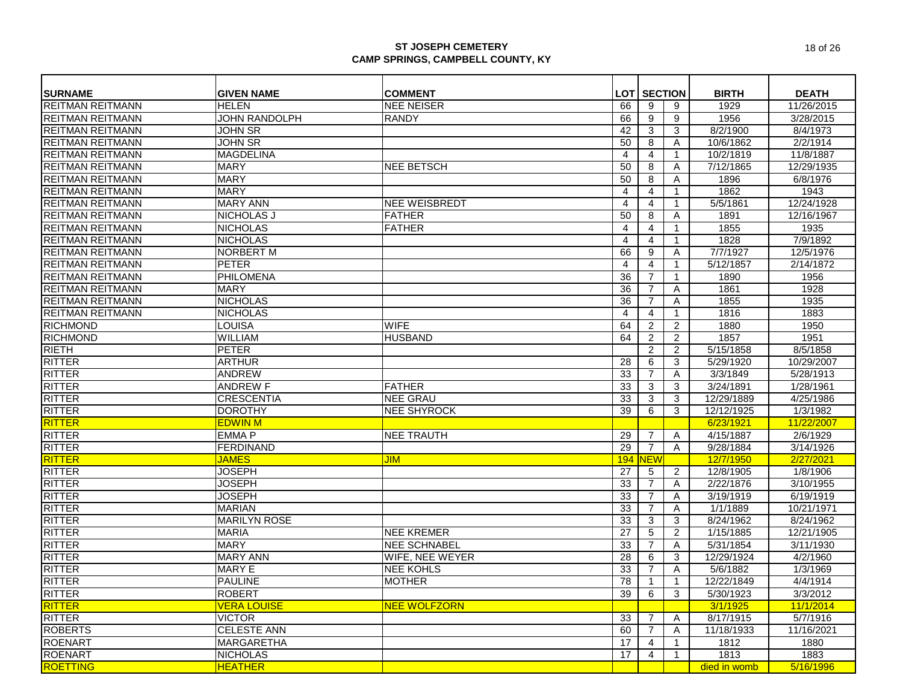**ST JOSEPH CEMETERY**
**CAMP SPRINGS, CAMPBELL COUNTY, KY**

| SURNAME | GIVEN NAME | COMMENT | LOT | SECTION | | BIRTH | DEATH |
|---|---|---|---|---|---|---|---|
| REITMAN REITMANN | HELEN | NEE NEISER | 66 | 9 | 9 | 1929 | 11/26/2015 |
| REITMAN REITMANN | JOHN RANDOLPH | RANDY | 66 | 9 | 9 | 1956 | 3/28/2015 |
| REITMAN REITMANN | JOHN SR | | 42 | 3 | 3 | 8/2/1900 | 8/4/1973 |
| REITMAN REITMANN | JOHN SR | | 50 | 8 | A | 10/6/1862 | 2/2/1914 |
| REITMAN REITMANN | MAGDELINA | | 4 | 4 | 1 | 10/2/1819 | 11/8/1887 |
| REITMAN REITMANN | MARY | NEE BETSCH | 50 | 8 | A | 7/12/1865 | 12/29/1935 |
| REITMAN REITMANN | MARY | | 50 | 8 | A | 1896 | 6/8/1976 |
| REITMAN REITMANN | MARY | | 4 | 4 | 1 | 1862 | 1943 |
| REITMAN REITMANN | MARY ANN | NEE WEISBREDT | 4 | 4 | 1 | 5/5/1861 | 12/24/1928 |
| REITMAN REITMANN | NICHOLAS J | FATHER | 50 | 8 | A | 1891 | 12/16/1967 |
| REITMAN REITMANN | NICHOLAS | FATHER | 4 | 4 | 1 | 1855 | 1935 |
| REITMAN REITMANN | NICHOLAS | | 4 | 4 | 1 | 1828 | 7/9/1892 |
| REITMAN REITMANN | NORBERT M | | 66 | 9 | A | 7/7/1927 | 12/5/1976 |
| REITMAN REITMANN | PETER | | 4 | 4 | 1 | 5/12/1857 | 2/14/1872 |
| REITMAN REITMANN | PHILOMENA | | 36 | 7 | 1 | 1890 | 1956 |
| REITMAN REITMANN | MARY | | 36 | 7 | A | 1861 | 1928 |
| REITMAN REITMANN | NICHOLAS | | 36 | 7 | A | 1855 | 1935 |
| REITMAN REITMANN | NICHOLAS | | 4 | 4 | 1 | 1816 | 1883 |
| RICHMOND | LOUISA | WIFE | 64 | 2 | 2 | 1880 | 1950 |
| RICHMOND | WILLIAM | HUSBAND | 64 | 2 | 2 | 1857 | 1951 |
| RIETH | PETER | | | 2 | 2 | 5/15/1858 | 8/5/1858 |
| RITTER | ARTHUR | | 28 | 6 | 3 | 5/29/1920 | 10/29/2007 |
| RITTER | ANDREW | | 33 | 7 | A | 3/3/1849 | 5/28/1913 |
| RITTER | ANDREW F | FATHER | 33 | 3 | 3 | 3/24/1891 | 1/28/1961 |
| RITTER | CRESCENTIA | NEE GRAU | 33 | 3 | 3 | 12/29/1889 | 4/25/1986 |
| RITTER | DOROTHY | NEE SHYROCK | 39 | 6 | 3 | 12/12/1925 | 1/3/1982 |
| RITTER | EDWIN M | | | | | 6/23/1921 | 11/22/2007 |
| RITTER | EMMA P | NEE TRAUTH | 29 | 7 | A | 4/15/1887 | 2/6/1929 |
| RITTER | FERDINAND | | 29 | 7 | A | 9/28/1884 | 3/14/1926 |
| RITTER | JAMES | JIM | 194 | NEW | | 12/7/1950 | 2/27/2021 |
| RITTER | JOSEPH | | 27 | 5 | 2 | 12/8/1905 | 1/8/1906 |
| RITTER | JOSEPH | | 33 | 7 | A | 2/22/1876 | 3/10/1955 |
| RITTER | JOSEPH | | 33 | 7 | A | 3/19/1919 | 6/19/1919 |
| RITTER | MARIAN | | 33 | 7 | A | 1/1/1889 | 10/21/1971 |
| RITTER | MARILYN ROSE | | 33 | 3 | 3 | 8/24/1962 | 8/24/1962 |
| RITTER | MARIA | NEE KREMER | 27 | 5 | 2 | 1/15/1885 | 12/21/1905 |
| RITTER | MARY | NEE SCHNABEL | 33 | 7 | A | 5/31/1854 | 3/11/1930 |
| RITTER | MARY ANN | WIFE, NEE WEYER | 28 | 6 | 3 | 12/29/1924 | 4/2/1960 |
| RITTER | MARY E | NEE KOHLS | 33 | 7 | A | 5/6/1882 | 1/3/1969 |
| RITTER | PAULINE | MOTHER | 78 | 1 | 1 | 12/22/1849 | 4/4/1914 |
| RITTER | ROBERT | | 39 | 6 | 3 | 5/30/1923 | 3/3/2012 |
| RITTER | VERA LOUISE | NEE WOLFZORN | | | | 3/1/1925 | 11/1/2014 |
| RITTER | VICTOR | | 33 | 7 | A | 8/17/1915 | 5/7/1916 |
| ROBERTS | CELESTE ANN | | 60 | 7 | A | 11/18/1933 | 11/16/2021 |
| ROENART | MARGARETHA | | 17 | 4 | 1 | 1812 | 1880 |
| ROENART | NICHOLAS | | 17 | 4 | 1 | 1813 | 1883 |
| ROETTING | HEATHER | | | | | died in womb | 5/16/1996 |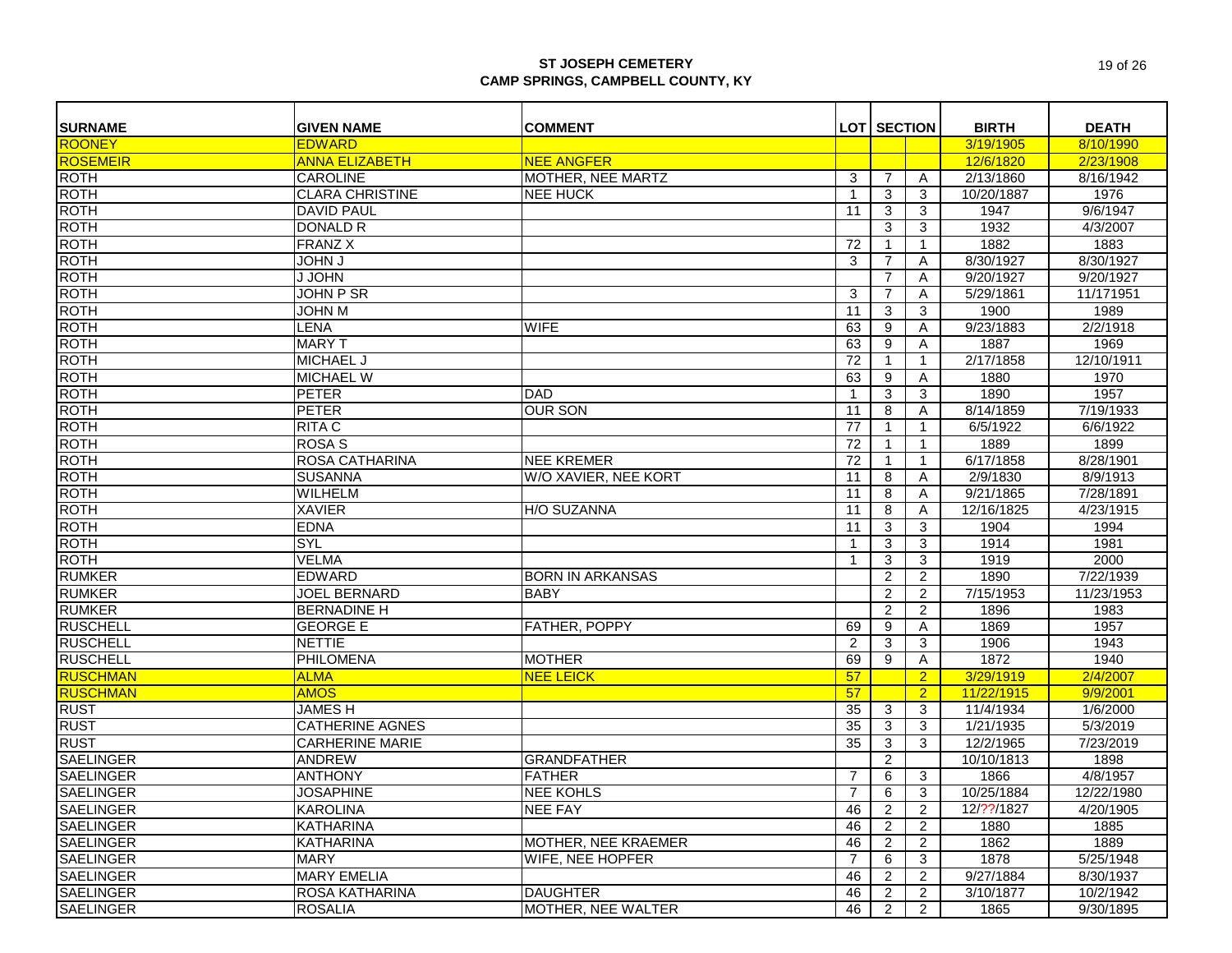# ST JOSEPH CEMETERY
## CAMP SPRINGS, CAMPBELL COUNTY, KY

| SURNAME | GIVEN NAME | COMMENT | LOT | SECTION | | BIRTH | DEATH |
|---|---|---|---|---|---|---|---|
| ROONEY | EDWARD | | | | | 3/19/1905 | 8/10/1990 |
| ROSEMEIR | ANNA ELIZABETH | NEE ANGFER | | | | 12/6/1820 | 2/23/1908 |
| ROTH | CAROLINE | MOTHER, NEE MARTZ | 3 | 7 | A | 2/13/1860 | 8/16/1942 |
| ROTH | CLARA CHRISTINE | NEE HUCK | 1 | 3 | 3 | 10/20/1887 | 1976 |
| ROTH | DAVID PAUL | | 11 | 3 | 3 | 1947 | 9/6/1947 |
| ROTH | DONALD R | | | 3 | 3 | 1932 | 4/3/2007 |
| ROTH | FRANZ X | | 72 | 1 | 1 | 1882 | 1883 |
| ROTH | JOHN J | | 3 | 7 | A | 8/30/1927 | 8/30/1927 |
| ROTH | J JOHN | | | 7 | A | 9/20/1927 | 9/20/1927 |
| ROTH | JOHN P SR | | 3 | 7 | A | 5/29/1861 | 11/171951 |
| ROTH | JOHN M | | 11 | 3 | 3 | 1900 | 1989 |
| ROTH | LENA | WIFE | 63 | 9 | A | 9/23/1883 | 2/2/1918 |
| ROTH | MARY T | | 63 | 9 | A | 1887 | 1969 |
| ROTH | MICHAEL J | | 72 | 1 | 1 | 2/17/1858 | 12/10/1911 |
| ROTH | MICHAEL W | | 63 | 9 | A | 1880 | 1970 |
| ROTH | PETER | DAD | 1 | 3 | 3 | 1890 | 1957 |
| ROTH | PETER | OUR SON | 11 | 8 | A | 8/14/1859 | 7/19/1933 |
| ROTH | RITA C | | 77 | 1 | 1 | 6/5/1922 | 6/6/1922 |
| ROTH | ROSA S | | 72 | 1 | 1 | 1889 | 1899 |
| ROTH | ROSA CATHARINA | NEE KREMER | 72 | 1 | 1 | 6/17/1858 | 8/28/1901 |
| ROTH | SUSANNA | W/O XAVIER, NEE KORT | 11 | 8 | A | 2/9/1830 | 8/9/1913 |
| ROTH | WILHELM | | 11 | 8 | A | 9/21/1865 | 7/28/1891 |
| ROTH | XAVIER | H/O SUZANNA | 11 | 8 | A | 12/16/1825 | 4/23/1915 |
| ROTH | EDNA | | 11 | 3 | 3 | 1904 | 1994 |
| ROTH | SYL | | 1 | 3 | 3 | 1914 | 1981 |
| ROTH | VELMA | | 1 | 3 | 3 | 1919 | 2000 |
| RUMKER | EDWARD | BORN IN ARKANSAS | | 2 | 2 | 1890 | 7/22/1939 |
| RUMKER | JOEL BERNARD | BABY | | 2 | 2 | 7/15/1953 | 11/23/1953 |
| RUMKER | BERNADINE H | | | 2 | 2 | 1896 | 1983 |
| RUSCHELL | GEORGE E | FATHER, POPPY | 69 | 9 | A | 1869 | 1957 |
| RUSCHELL | NETTIE | | 2 | 3 | 3 | 1906 | 1943 |
| RUSCHELL | PHILOMENA | MOTHER | 69 | 9 | A | 1872 | 1940 |
| RUSCHMAN | ALMA | NEE LEICK | 57 | | 2 | 3/29/1919 | 2/4/2007 |
| RUSCHMAN | AMOS | | 57 | | 2 | 11/22/1915 | 9/9/2001 |
| RUST | JAMES H | | 35 | 3 | 3 | 11/4/1934 | 1/6/2000 |
| RUST | CATHERINE AGNES | | 35 | 3 | 3 | 1/21/1935 | 5/3/2019 |
| RUST | CARHERINE MARIE | | 35 | 3 | 3 | 12/2/1965 | 7/23/2019 |
| SAELINGER | ANDREW | GRANDFATHER | | 2 | | 10/10/1813 | 1898 |
| SAELINGER | ANTHONY | FATHER | 7 | 6 | 3 | 1866 | 4/8/1957 |
| SAELINGER | JOSAPHINE | NEE KOHLS | 7 | 6 | 3 | 10/25/1884 | 12/22/1980 |
| SAELINGER | KAROLINA | NEE FAY | 46 | 2 | 2 | 12/??/1827 | 4/20/1905 |
| SAELINGER | KATHARINA | | 46 | 2 | 2 | 1880 | 1885 |
| SAELINGER | KATHARINA | MOTHER, NEE KRAEMER | 46 | 2 | 2 | 1862 | 1889 |
| SAELINGER | MARY | WIFE, NEE HOPFER | 7 | 6 | 3 | 1878 | 5/25/1948 |
| SAELINGER | MARY EMELIA | | 46 | 2 | 2 | 9/27/1884 | 8/30/1937 |
| SAELINGER | ROSA KATHARINA | DAUGHTER | 46 | 2 | 2 | 3/10/1877 | 10/2/1942 |
| SAELINGER | ROSALIA | MOTHER, NEE WALTER | 46 | 2 | 2 | 1865 | 9/30/1895 |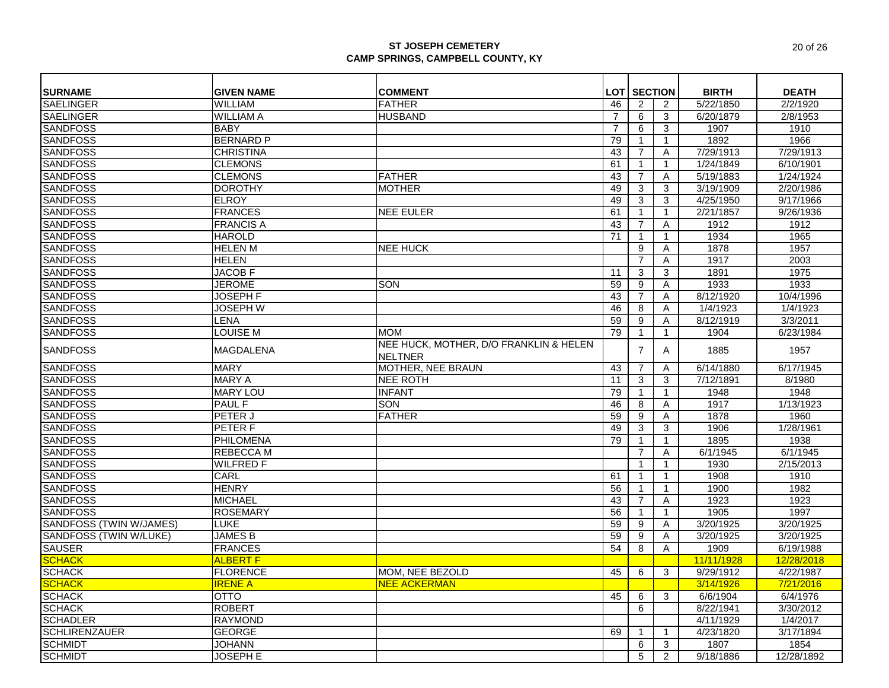**ST JOSEPH CEMETERY**
**CAMP SPRINGS, CAMPBELL COUNTY, KY**

| SURNAME | GIVEN NAME | COMMENT | LOT | SECTION | | BIRTH | DEATH |
|---|---|---|---|---|---|---|---|
| SAELINGER | WILLIAM | FATHER | 46 | 2 | 2 | 5/22/1850 | 2/2/1920 |
| SAELINGER | WILLIAM A | HUSBAND | 7 | 6 | 3 | 6/20/1879 | 2/8/1953 |
| SANDFOSS | BABY | | 7 | 6 | 3 | 1907 | 1910 |
| SANDFOSS | BERNARD P | | 79 | 1 | 1 | 1892 | 1966 |
| SANDFOSS | CHRISTINA | | 43 | 7 | A | 7/29/1913 | 7/29/1913 |
| SANDFOSS | CLEMONS | | 61 | 1 | 1 | 1/24/1849 | 6/10/1901 |
| SANDFOSS | CLEMONS | FATHER | 43 | 7 | A | 5/19/1883 | 1/24/1924 |
| SANDFOSS | DOROTHY | MOTHER | 49 | 3 | 3 | 3/19/1909 | 2/20/1986 |
| SANDFOSS | ELROY | | 49 | 3 | 3 | 4/25/1950 | 9/17/1966 |
| SANDFOSS | FRANCES | NEE EULER | 61 | 1 | 1 | 2/21/1857 | 9/26/1936 |
| SANDFOSS | FRANCIS A | | 43 | 7 | A | 1912 | 1912 |
| SANDFOSS | HAROLD | | 71 | 1 | 1 | 1934 | 1965 |
| SANDFOSS | HELEN M | NEE HUCK | | 9 | A | 1878 | 1957 |
| SANDFOSS | HELEN | | | 7 | A | 1917 | 2003 |
| SANDFOSS | JACOB F | | 11 | 3 | 3 | 1891 | 1975 |
| SANDFOSS | JEROME | SON | 59 | 9 | A | 1933 | 1933 |
| SANDFOSS | JOSEPH F | | 43 | 7 | A | 8/12/1920 | 10/4/1996 |
| SANDFOSS | JOSEPH W | | 46 | 8 | A | 1/4/1923 | 1/4/1923 |
| SANDFOSS | LENA | | 59 | 9 | A | 8/12/1919 | 3/3/2011 |
| SANDFOSS | LOUISE M | MOM | 79 | 1 | 1 | 1904 | 6/23/1984 |
| SANDFOSS | MAGDALENA | NEE HUCK, MOTHER, D/O FRANKLIN & HELEN NELTNER | | 7 | A | 1885 | 1957 |
| SANDFOSS | MARY | MOTHER, NEE BRAUN | 43 | 7 | A | 6/14/1880 | 6/17/1945 |
| SANDFOSS | MARY A | NEE ROTH | 11 | 3 | 3 | 7/12/1891 | 8/1980 |
| SANDFOSS | MARY LOU | INFANT | 79 | 1 | 1 | 1948 | 1948 |
| SANDFOSS | PAUL F | SON | 46 | 8 | A | 1917 | 1/13/1923 |
| SANDFOSS | PETER J | FATHER | 59 | 9 | A | 1878 | 1960 |
| SANDFOSS | PETER F | | 49 | 3 | 3 | 1906 | 1/28/1961 |
| SANDFOSS | PHILOMENA | | 79 | 1 | 1 | 1895 | 1938 |
| SANDFOSS | REBECCA M | | | 7 | A | 6/1/1945 | 6/1/1945 |
| SANDFOSS | WILFRED F | | | 1 | 1 | 1930 | 2/15/2013 |
| SANDFOSS | CARL | | 61 | 1 | 1 | 1908 | 1910 |
| SANDFOSS | HENRY | | 56 | 1 | 1 | 1900 | 1982 |
| SANDFOSS | MICHAEL | | 43 | 7 | A | 1923 | 1923 |
| SANDFOSS | ROSEMARY | | 56 | 1 | 1 | 1905 | 1997 |
| SANDFOSS (TWIN W/JAMES) | LUKE | | 59 | 9 | A | 3/20/1925 | 3/20/1925 |
| SANDFOSS (TWIN W/LUKE) | JAMES B | | 59 | 9 | A | 3/20/1925 | 3/20/1925 |
| SAUSER | FRANCES | | 54 | 8 | A | 1909 | 6/19/1988 |
| SCHACK | ALBERT F | | | | | 11/11/1928 | 12/28/2018 |
| SCHACK | FLORENCE | MOM, NEE BEZOLD | 45 | 6 | 3 | 9/29/1912 | 4/22/1987 |
| SCHACK | IRENE A | NEE ACKERMAN | | | | 3/14/1926 | 7/21/2016 |
| SCHACK | OTTO | | 45 | 6 | 3 | 6/6/1904 | 6/4/1976 |
| SCHACK | ROBERT | | | 6 | | 8/22/1941 | 3/30/2012 |
| SCHADLER | RAYMOND | | | | | 4/11/1929 | 1/4/2017 |
| SCHLIRENZAUER | GEORGE | | 69 | 1 | 1 | 4/23/1820 | 3/17/1894 |
| SCHMIDT | JOHANN | | | 6 | 3 | 1807 | 1854 |
| SCHMIDT | JOSEPH E | | | 5 | 2 | 9/18/1886 | 12/28/1892 |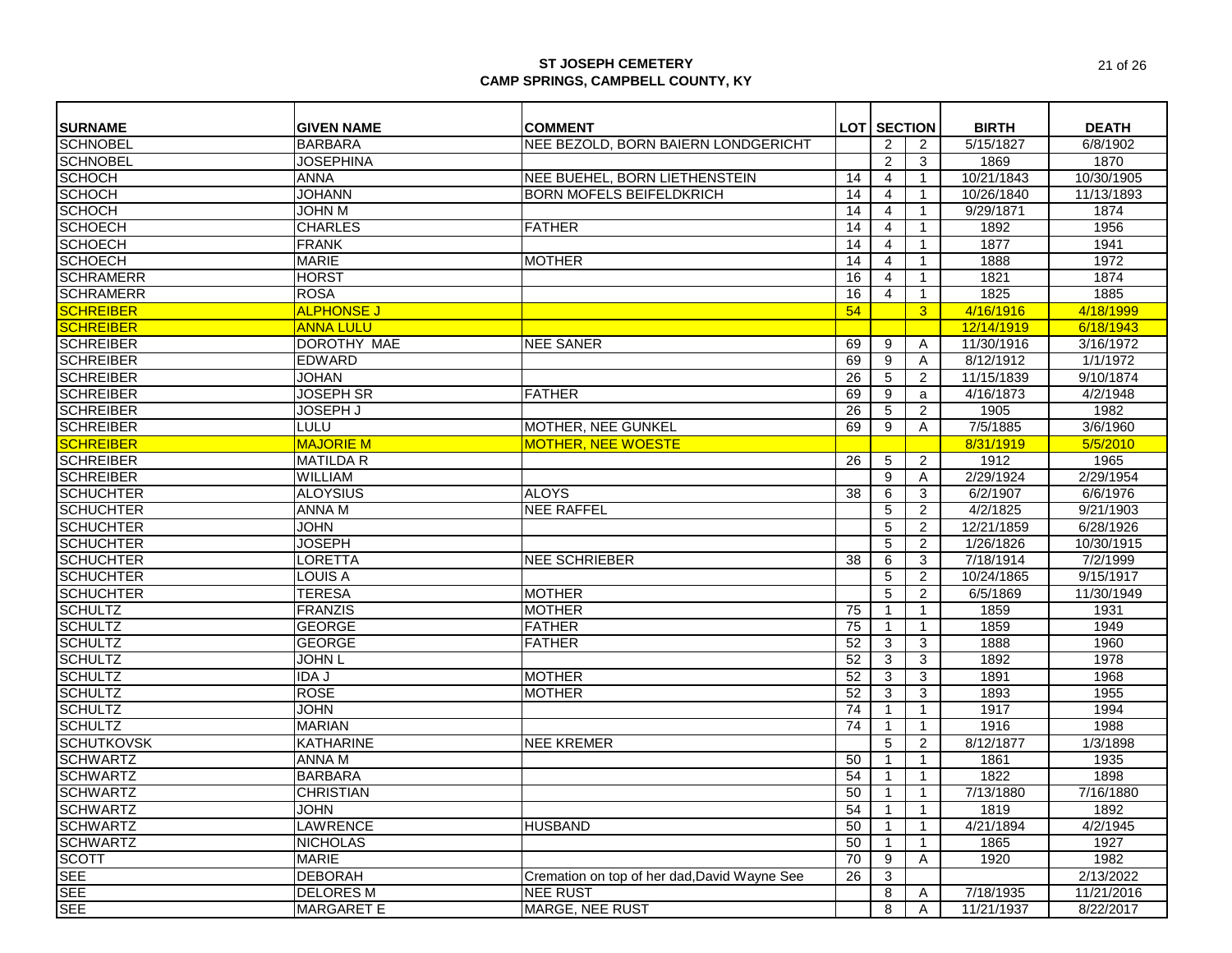**ST JOSEPH CEMETERY**
**CAMP SPRINGS, CAMPBELL COUNTY, KY**

| SURNAME | GIVEN NAME | COMMENT | LOT | SECTION | | BIRTH | DEATH |
|---|---|---|---|---|---|---|---|
| SCHNOBEL | BARBARA | NEE BEZOLD, BORN BAIERN LONDGERICHT | | 2 | 2 | 5/15/1827 | 6/8/1902 |
| SCHNOBEL | JOSEPHINA | | | 2 | 3 | 1869 | 1870 |
| SCHOCH | ANNA | NEE BUEHEL, BORN LIETHENSTEIN | 14 | 4 | 1 | 10/21/1843 | 10/30/1905 |
| SCHOCH | JOHANN | BORN MOFELS BEIFELDKRICH | 14 | 4 | 1 | 10/26/1840 | 11/13/1893 |
| SCHOCH | JOHN M | | 14 | 4 | 1 | 9/29/1871 | 1874 |
| SCHOECH | CHARLES | FATHER | 14 | 4 | 1 | 1892 | 1956 |
| SCHOECH | FRANK | | 14 | 4 | 1 | 1877 | 1941 |
| SCHOECH | MARIE | MOTHER | 14 | 4 | 1 | 1888 | 1972 |
| SCHRAMERR | HORST | | 16 | 4 | 1 | 1821 | 1874 |
| SCHRAMERR | ROSA | | 16 | 4 | 1 | 1825 | 1885 |
| SCHREIBER | ALPHONSE J | | 54 | | 3 | 4/16/1916 | 4/18/1999 |
| SCHREIBER | ANNA LULU | | | | | 12/14/1919 | 6/18/1943 |
| SCHREIBER | DOROTHY MAE | NEE SANER | 69 | 9 | A | 11/30/1916 | 3/16/1972 |
| SCHREIBER | EDWARD | | 69 | 9 | A | 8/12/1912 | 1/1/1972 |
| SCHREIBER | JOHAN | | 26 | 5 | 2 | 11/15/1839 | 9/10/1874 |
| SCHREIBER | JOSEPH SR | FATHER | 69 | 9 | a | 4/16/1873 | 4/2/1948 |
| SCHREIBER | JOSEPH J | | 26 | 5 | 2 | 1905 | 1982 |
| SCHREIBER | LULU | MOTHER, NEE GUNKEL | 69 | 9 | A | 7/5/1885 | 3/6/1960 |
| SCHREIBER | MAJORIE M | MOTHER, NEE WOESTE | | | | 8/31/1919 | 5/5/2010 |
| SCHREIBER | MATILDA R | | 26 | 5 | 2 | 1912 | 1965 |
| SCHREIBER | WILLIAM | | | 9 | A | 2/29/1924 | 2/29/1954 |
| SCHUCHTER | ALOYSIUS | ALOYS | 38 | 6 | 3 | 6/2/1907 | 6/6/1976 |
| SCHUCHTER | ANNA M | NEE RAFFEL | | 5 | 2 | 4/2/1825 | 9/21/1903 |
| SCHUCHTER | JOHN | | | 5 | 2 | 12/21/1859 | 6/28/1926 |
| SCHUCHTER | JOSEPH | | | 5 | 2 | 1/26/1826 | 10/30/1915 |
| SCHUCHTER | LORETTA | NEE SCHRIEBER | 38 | 6 | 3 | 7/18/1914 | 7/2/1999 |
| SCHUCHTER | LOUIS A | | | 5 | 2 | 10/24/1865 | 9/15/1917 |
| SCHUCHTER | TERESA | MOTHER | | 5 | 2 | 6/5/1869 | 11/30/1949 |
| SCHULTZ | FRANZIS | MOTHER | 75 | 1 | 1 | 1859 | 1931 |
| SCHULTZ | GEORGE | FATHER | 75 | 1 | 1 | 1859 | 1949 |
| SCHULTZ | GEORGE | FATHER | 52 | 3 | 3 | 1888 | 1960 |
| SCHULTZ | JOHN L | | 52 | 3 | 3 | 1892 | 1978 |
| SCHULTZ | IDA J | MOTHER | 52 | 3 | 3 | 1891 | 1968 |
| SCHULTZ | ROSE | MOTHER | 52 | 3 | 3 | 1893 | 1955 |
| SCHULTZ | JOHN | | 74 | 1 | 1 | 1917 | 1994 |
| SCHULTZ | MARIAN | | 74 | 1 | 1 | 1916 | 1988 |
| SCHUTKOVSK | KATHARINE | NEE KREMER | | 5 | 2 | 8/12/1877 | 1/3/1898 |
| SCHWARTZ | ANNA M | | 50 | 1 | 1 | 1861 | 1935 |
| SCHWARTZ | BARBARA | | 54 | 1 | 1 | 1822 | 1898 |
| SCHWARTZ | CHRISTIAN | | 50 | 1 | 1 | 7/13/1880 | 7/16/1880 |
| SCHWARTZ | JOHN | | 54 | 1 | 1 | 1819 | 1892 |
| SCHWARTZ | LAWRENCE | HUSBAND | 50 | 1 | 1 | 4/21/1894 | 4/2/1945 |
| SCHWARTZ | NICHOLAS | | 50 | 1 | 1 | 1865 | 1927 |
| SCOTT | MARIE | | 70 | 9 | A | 1920 | 1982 |
| SEE | DEBORAH | Cremation on top of her dad,David Wayne See | 26 | 3 | | | 2/13/2022 |
| SEE | DELORES M | NEE RUST | | 8 | A | 7/18/1935 | 11/21/2016 |
| SEE | MARGARET E | MARGE, NEE RUST | | 8 | A | 11/21/1937 | 8/22/2017 |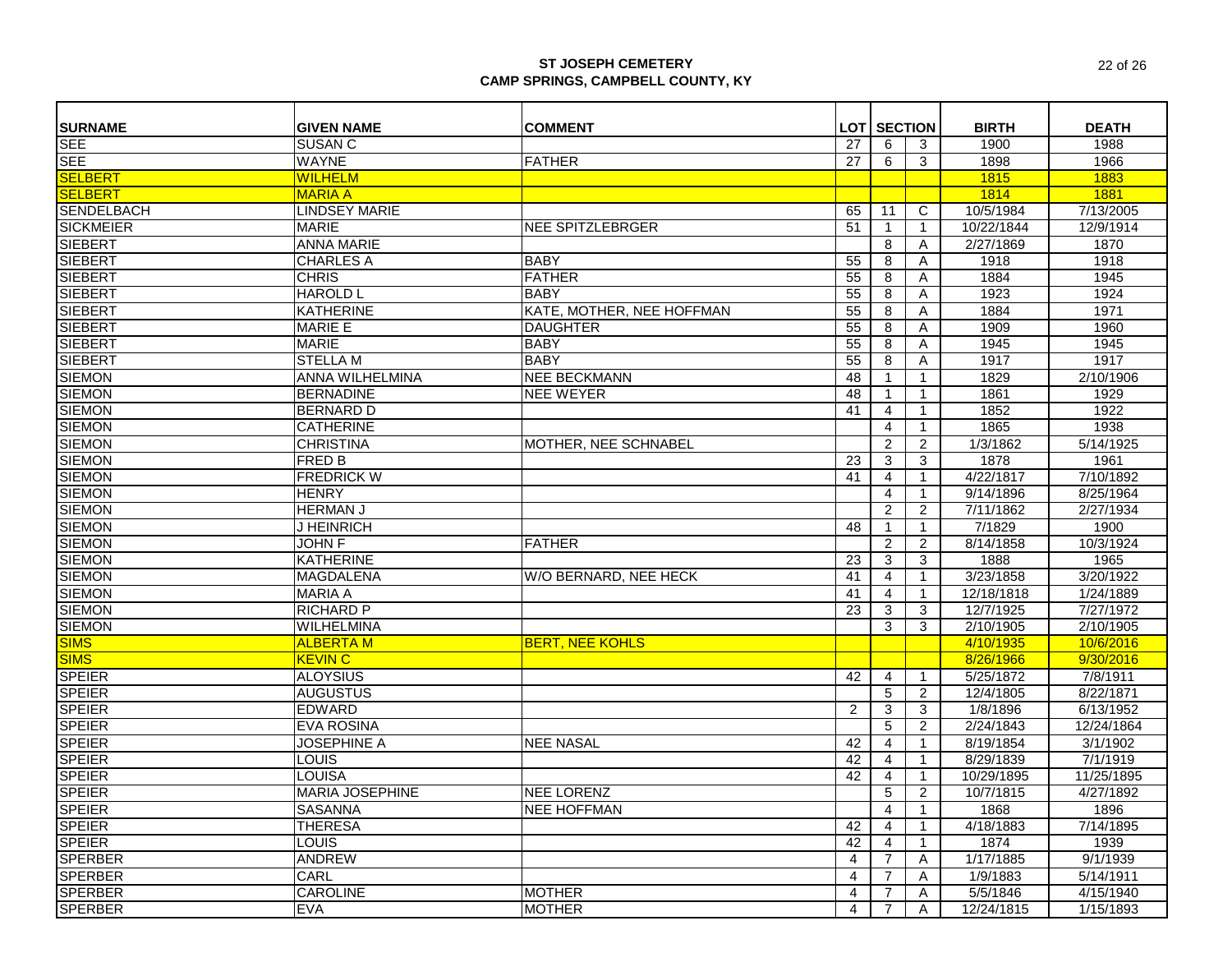**ST JOSEPH CEMETERY**
**CAMP SPRINGS, CAMPBELL COUNTY, KY**

| SURNAME | GIVEN NAME | COMMENT | LOT | SECTION | | BIRTH | DEATH |
|---|---|---|---|---|---|---|---|
| SEE | SUSAN C | | 27 | 6 | 3 | 1900 | 1988 |
| SEE | WAYNE | FATHER | 27 | 6 | 3 | 1898 | 1966 |
| SELBERT | WILHELM | | | | | 1815 | 1883 |
| SELBERT | MARIA A | | | | | 1814 | 1881 |
| SENDELBACH | LINDSEY MARIE | | 65 | 11 | C | 10/5/1984 | 7/13/2005 |
| SICKMEIER | MARIE | NEE SPITZLEBRGER | 51 | 1 | 1 | 10/22/1844 | 12/9/1914 |
| SIEBERT | ANNA MARIE | | | 8 | A | 2/27/1869 | 1870 |
| SIEBERT | CHARLES A | BABY | 55 | 8 | A | 1918 | 1918 |
| SIEBERT | CHRIS | FATHER | 55 | 8 | A | 1884 | 1945 |
| SIEBERT | HAROLD L | BABY | 55 | 8 | A | 1923 | 1924 |
| SIEBERT | KATHERINE | KATE, MOTHER, NEE HOFFMAN | 55 | 8 | A | 1884 | 1971 |
| SIEBERT | MARIE E | DAUGHTER | 55 | 8 | A | 1909 | 1960 |
| SIEBERT | MARIE | BABY | 55 | 8 | A | 1945 | 1945 |
| SIEBERT | STELLA M | BABY | 55 | 8 | A | 1917 | 1917 |
| SIEMON | ANNA WILHELMINA | NEE BECKMANN | 48 | 1 | 1 | 1829 | 2/10/1906 |
| SIEMON | BERNADINE | NEE WEYER | 48 | 1 | 1 | 1861 | 1929 |
| SIEMON | BERNARD D | | 41 | 4 | 1 | 1852 | 1922 |
| SIEMON | CATHERINE | | | 4 | 1 | 1865 | 1938 |
| SIEMON | CHRISTINA | MOTHER, NEE SCHNABEL | | 2 | 2 | 1/3/1862 | 5/14/1925 |
| SIEMON | FRED B | | 23 | 3 | 3 | 1878 | 1961 |
| SIEMON | FREDRICK W | | 41 | 4 | 1 | 4/22/1817 | 7/10/1892 |
| SIEMON | HENRY | | | 4 | 1 | 9/14/1896 | 8/25/1964 |
| SIEMON | HERMAN J | | | 2 | 2 | 7/11/1862 | 2/27/1934 |
| SIEMON | J HEINRICH | | 48 | 1 | 1 | 7/1829 | 1900 |
| SIEMON | JOHN F | FATHER | | 2 | 2 | 8/14/1858 | 10/3/1924 |
| SIEMON | KATHERINE | | 23 | 3 | 3 | 1888 | 1965 |
| SIEMON | MAGDALENA | W/O BERNARD, NEE HECK | 41 | 4 | 1 | 3/23/1858 | 3/20/1922 |
| SIEMON | MARIA A | | 41 | 4 | 1 | 12/18/1818 | 1/24/1889 |
| SIEMON | RICHARD P | | 23 | 3 | 3 | 12/7/1925 | 7/27/1972 |
| SIEMON | WILHELMINA | | | 3 | 3 | 2/10/1905 | 2/10/1905 |
| SIMS | ALBERTA M | BERT, NEE KOHLS | | | | 4/10/1935 | 10/6/2016 |
| SIMS | KEVIN C | | | | | 8/26/1966 | 9/30/2016 |
| SPEIER | ALOYSIUS | | 42 | 4 | 1 | 5/25/1872 | 7/8/1911 |
| SPEIER | AUGUSTUS | | | 5 | 2 | 12/4/1805 | 8/22/1871 |
| SPEIER | EDWARD | | 2 | 3 | 3 | 1/8/1896 | 6/13/1952 |
| SPEIER | EVA ROSINA | | | 5 | 2 | 2/24/1843 | 12/24/1864 |
| SPEIER | JOSEPHINE A | NEE NASAL | 42 | 4 | 1 | 8/19/1854 | 3/1/1902 |
| SPEIER | LOUIS | | 42 | 4 | 1 | 8/29/1839 | 7/1/1919 |
| SPEIER | LOUISA | | 42 | 4 | 1 | 10/29/1895 | 11/25/1895 |
| SPEIER | MARIA JOSEPHINE | NEE LORENZ | | 5 | 2 | 10/7/1815 | 4/27/1892 |
| SPEIER | SASANNA | NEE HOFFMAN | | 4 | 1 | 1868 | 1896 |
| SPEIER | THERESA | | 42 | 4 | 1 | 4/18/1883 | 7/14/1895 |
| SPEIER | LOUIS | | 42 | 4 | 1 | 1874 | 1939 |
| SPERBER | ANDREW | | 4 | 7 | A | 1/17/1885 | 9/1/1939 |
| SPERBER | CARL | | 4 | 7 | A | 1/9/1883 | 5/14/1911 |
| SPERBER | CAROLINE | MOTHER | 4 | 7 | A | 5/5/1846 | 4/15/1940 |
| SPERBER | EVA | MOTHER | 4 | 7 | A | 12/24/1815 | 1/15/1893 |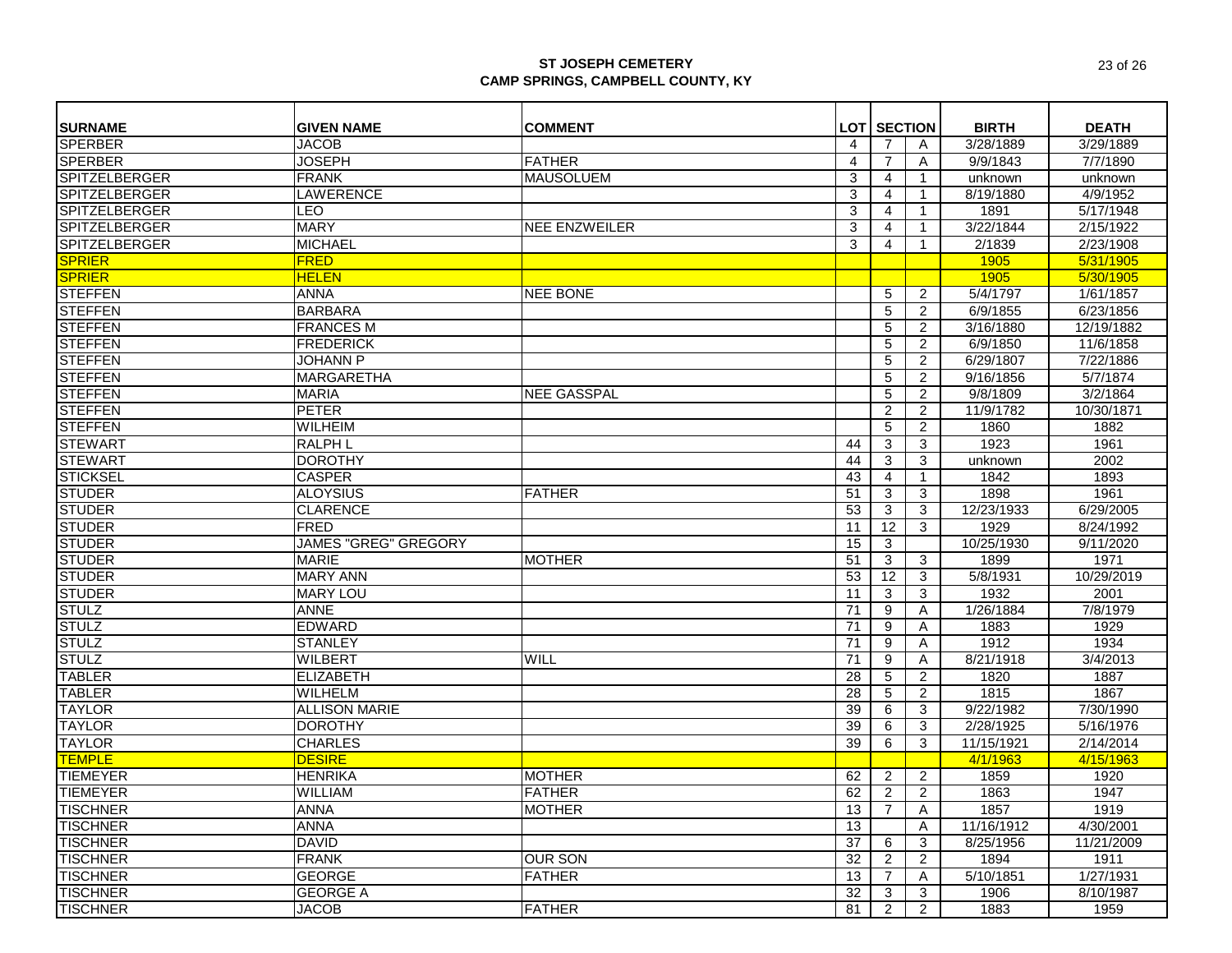**ST JOSEPH CEMETERY**
**CAMP SPRINGS, CAMPBELL COUNTY, KY**

| SURNAME | GIVEN NAME | COMMENT | LOT | SECTION | | BIRTH | DEATH |
|---|---|---|---|---|---|---|---|
| SPERBER | JACOB | | 4 | 7 | A | 3/28/1889 | 3/29/1889 |
| SPERBER | JOSEPH | FATHER | 4 | 7 | A | 9/9/1843 | 7/7/1890 |
| SPITZELBERGER | FRANK | MAUSOLUEM | 3 | 4 | 1 | unknown | unknown |
| SPITZELBERGER | LAWERENCE | | 3 | 4 | 1 | 8/19/1880 | 4/9/1952 |
| SPITZELBERGER | LEO | | 3 | 4 | 1 | 1891 | 5/17/1948 |
| SPITZELBERGER | MARY | NEE ENZWEILER | 3 | 4 | 1 | 3/22/1844 | 2/15/1922 |
| SPITZELBERGER | MICHAEL | | 3 | 4 | 1 | 2/1839 | 2/23/1908 |
| SPRIER | FRED | | | | | 1905 | 5/31/1905 |
| SPRIER | HELEN | | | | | 1905 | 5/30/1905 |
| STEFFEN | ANNA | NEE BONE | | 5 | 2 | 5/4/1797 | 1/61/1857 |
| STEFFEN | BARBARA | | | 5 | 2 | 6/9/1855 | 6/23/1856 |
| STEFFEN | FRANCES M | | | 5 | 2 | 3/16/1880 | 12/19/1882 |
| STEFFEN | FREDERICK | | | 5 | 2 | 6/9/1850 | 11/6/1858 |
| STEFFEN | JOHANN P | | | 5 | 2 | 6/29/1807 | 7/22/1886 |
| STEFFEN | MARGARETHA | | | 5 | 2 | 9/16/1856 | 5/7/1874 |
| STEFFEN | MARIA | NEE GASSPAL | | 5 | 2 | 9/8/1809 | 3/2/1864 |
| STEFFEN | PETER | | | 2 | 2 | 11/9/1782 | 10/30/1871 |
| STEFFEN | WILHEIM | | | 5 | 2 | 1860 | 1882 |
| STEWART | RALPH L | | 44 | 3 | 3 | 1923 | 1961 |
| STEWART | DOROTHY | | 44 | 3 | 3 | unknown | 2002 |
| STICKSEL | CASPER | | 43 | 4 | 1 | 1842 | 1893 |
| STUDER | ALOYSIUS | FATHER | 51 | 3 | 3 | 1898 | 1961 |
| STUDER | CLARENCE | | 53 | 3 | 3 | 12/23/1933 | 6/29/2005 |
| STUDER | FRED | | 11 | 12 | 3 | 1929 | 8/24/1992 |
| STUDER | JAMES "GREG" GREGORY | | 15 | 3 | | 10/25/1930 | 9/11/2020 |
| STUDER | MARIE | MOTHER | 51 | 3 | 3 | 1899 | 1971 |
| STUDER | MARY ANN | | 53 | 12 | 3 | 5/8/1931 | 10/29/2019 |
| STUDER | MARY LOU | | 11 | 3 | 3 | 1932 | 2001 |
| STULZ | ANNE | | 71 | 9 | A | 1/26/1884 | 7/8/1979 |
| STULZ | EDWARD | | 71 | 9 | A | 1883 | 1929 |
| STULZ | STANLEY | | 71 | 9 | A | 1912 | 1934 |
| STULZ | WILBERT | WILL | 71 | 9 | A | 8/21/1918 | 3/4/2013 |
| TABLER | ELIZABETH | | 28 | 5 | 2 | 1820 | 1887 |
| TABLER | WILHELM | | 28 | 5 | 2 | 1815 | 1867 |
| TAYLOR | ALLISON MARIE | | 39 | 6 | 3 | 9/22/1982 | 7/30/1990 |
| TAYLOR | DOROTHY | | 39 | 6 | 3 | 2/28/1925 | 5/16/1976 |
| TAYLOR | CHARLES | | 39 | 6 | 3 | 11/15/1921 | 2/14/2014 |
| TEMPLE | DESIRE | | | | | 4/1/1963 | 4/15/1963 |
| TIEMEYER | HENRIKA | MOTHER | 62 | 2 | 2 | 1859 | 1920 |
| TIEMEYER | WILLIAM | FATHER | 62 | 2 | 2 | 1863 | 1947 |
| TISCHNER | ANNA | MOTHER | 13 | 7 | A | 1857 | 1919 |
| TISCHNER | ANNA | | 13 | | A | 11/16/1912 | 4/30/2001 |
| TISCHNER | DAVID | | 37 | 6 | 3 | 8/25/1956 | 11/21/2009 |
| TISCHNER | FRANK | OUR SON | 32 | 2 | 2 | 1894 | 1911 |
| TISCHNER | GEORGE | FATHER | 13 | 7 | A | 5/10/1851 | 1/27/1931 |
| TISCHNER | GEORGE A | | 32 | 3 | 3 | 1906 | 8/10/1987 |
| TISCHNER | JACOB | FATHER | 81 | 2 | 2 | 1883 | 1959 |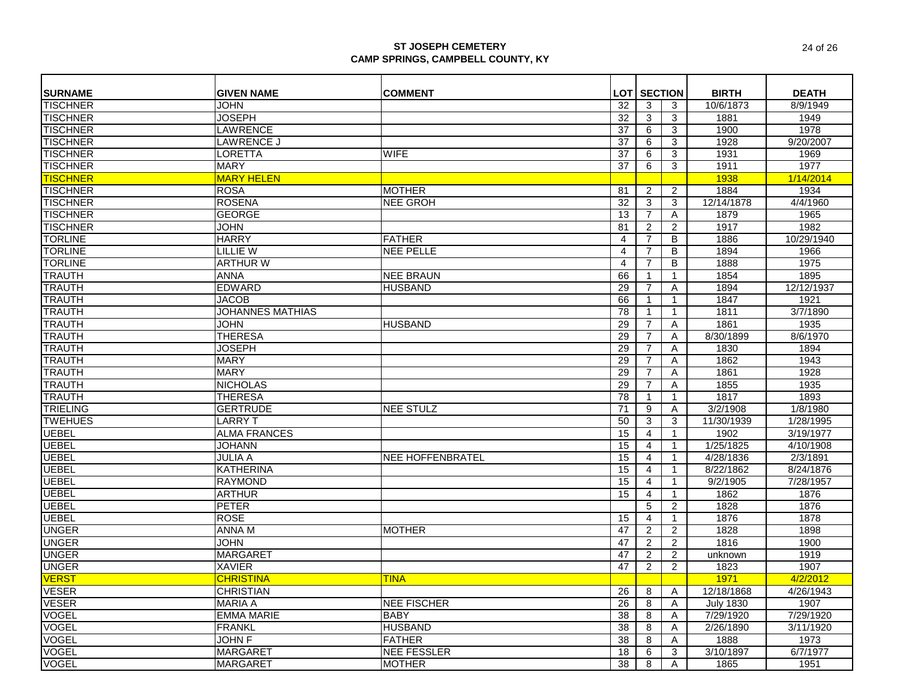# ST JOSEPH CEMETERY
## CAMP SPRINGS, CAMPBELL COUNTY, KY

| SURNAME | GIVEN NAME | COMMENT | LOT | SECTION | | BIRTH | DEATH |
|---|---|---|---|---|---|---|---|
| TISCHNER | JOHN | | 32 | 3 | 3 | 10/6/1873 | 8/9/1949 |
| TISCHNER | JOSEPH | | 32 | 3 | 3 | 1881 | 1949 |
| TISCHNER | LAWRENCE | | 37 | 6 | 3 | 1900 | 1978 |
| TISCHNER | LAWRENCE J | | 37 | 6 | 3 | 1928 | 9/20/2007 |
| TISCHNER | LORETTA | WIFE | 37 | 6 | 3 | 1931 | 1969 |
| TISCHNER | MARY | | 37 | 6 | 3 | 1911 | 1977 |
| TISCHNER | MARY HELEN | | | | | 1938 | 1/14/2014 |
| TISCHNER | ROSA | MOTHER | 81 | 2 | 2 | 1884 | 1934 |
| TISCHNER | ROSENA | NEE GROH | 32 | 3 | 3 | 12/14/1878 | 4/4/1960 |
| TISCHNER | GEORGE | | 13 | 7 | A | 1879 | 1965 |
| TISCHNER | JOHN | | 81 | 2 | 2 | 1917 | 1982 |
| TORLINE | HARRY | FATHER | 4 | 7 | B | 1886 | 10/29/1940 |
| TORLINE | LILLIE W | NEE PELLE | 4 | 7 | B | 1894 | 1966 |
| TORLINE | ARTHUR W | | 4 | 7 | B | 1888 | 1975 |
| TRAUTH | ANNA | NEE BRAUN | 66 | 1 | 1 | 1854 | 1895 |
| TRAUTH | EDWARD | HUSBAND | 29 | 7 | A | 1894 | 12/12/1937 |
| TRAUTH | JACOB | | 66 | 1 | 1 | 1847 | 1921 |
| TRAUTH | JOHANNES MATHIAS | | 78 | 1 | 1 | 1811 | 3/7/1890 |
| TRAUTH | JOHN | HUSBAND | 29 | 7 | A | 1861 | 1935 |
| TRAUTH | THERESA | | 29 | 7 | A | 8/30/1899 | 8/6/1970 |
| TRAUTH | JOSEPH | | 29 | 7 | A | 1830 | 1894 |
| TRAUTH | MARY | | 29 | 7 | A | 1862 | 1943 |
| TRAUTH | MARY | | 29 | 7 | A | 1861 | 1928 |
| TRAUTH | NICHOLAS | | 29 | 7 | A | 1855 | 1935 |
| TRAUTH | THERESA | | 78 | 1 | 1 | 1817 | 1893 |
| TRIELING | GERTRUDE | NEE STULZ | 71 | 9 | A | 3/2/1908 | 1/8/1980 |
| TWEHUES | LARRY T | | 50 | 3 | 3 | 11/30/1939 | 1/28/1995 |
| UEBEL | ALMA FRANCES | | 15 | 4 | 1 | 1902 | 3/19/1977 |
| UEBEL | JOHANN | | 15 | 4 | 1 | 1/25/1825 | 4/10/1908 |
| UEBEL | JULIA A | NEE HOFFENBRATEL | 15 | 4 | 1 | 4/28/1836 | 2/3/1891 |
| UEBEL | KATHERINA | | 15 | 4 | 1 | 8/22/1862 | 8/24/1876 |
| UEBEL | RAYMOND | | 15 | 4 | 1 | 9/2/1905 | 7/28/1957 |
| UEBEL | ARTHUR | | 15 | 4 | 1 | 1862 | 1876 |
| UEBEL | PETER | | | 5 | 2 | 1828 | 1876 |
| UEBEL | ROSE | | 15 | 4 | 1 | 1876 | 1878 |
| UNGER | ANNA M | MOTHER | 47 | 2 | 2 | 1828 | 1898 |
| UNGER | JOHN | | 47 | 2 | 2 | 1816 | 1900 |
| UNGER | MARGARET | | 47 | 2 | 2 | unknown | 1919 |
| UNGER | XAVIER | | 47 | 2 | 2 | 1823 | 1907 |
| VERST | CHRISTINA | TINA | | | | 1971 | 4/2/2012 |
| VESER | CHRISTIAN | | 26 | 8 | A | 12/18/1868 | 4/26/1943 |
| VESER | MARIA A | NEE FISCHER | 26 | 8 | A | July 1830 | 1907 |
| VOGEL | EMMA MARIE | BABY | 38 | 8 | A | 7/29/1920 | 7/29/1920 |
| VOGEL | FRANKL | HUSBAND | 38 | 8 | A | 2/26/1890 | 3/11/1920 |
| VOGEL | JOHN F | FATHER | 38 | 8 | A | 1888 | 1973 |
| VOGEL | MARGARET | NEE FESSLER | 18 | 6 | 3 | 3/10/1897 | 6/7/1977 |
| VOGEL | MARGARET | MOTHER | 38 | 8 | A | 1865 | 1951 |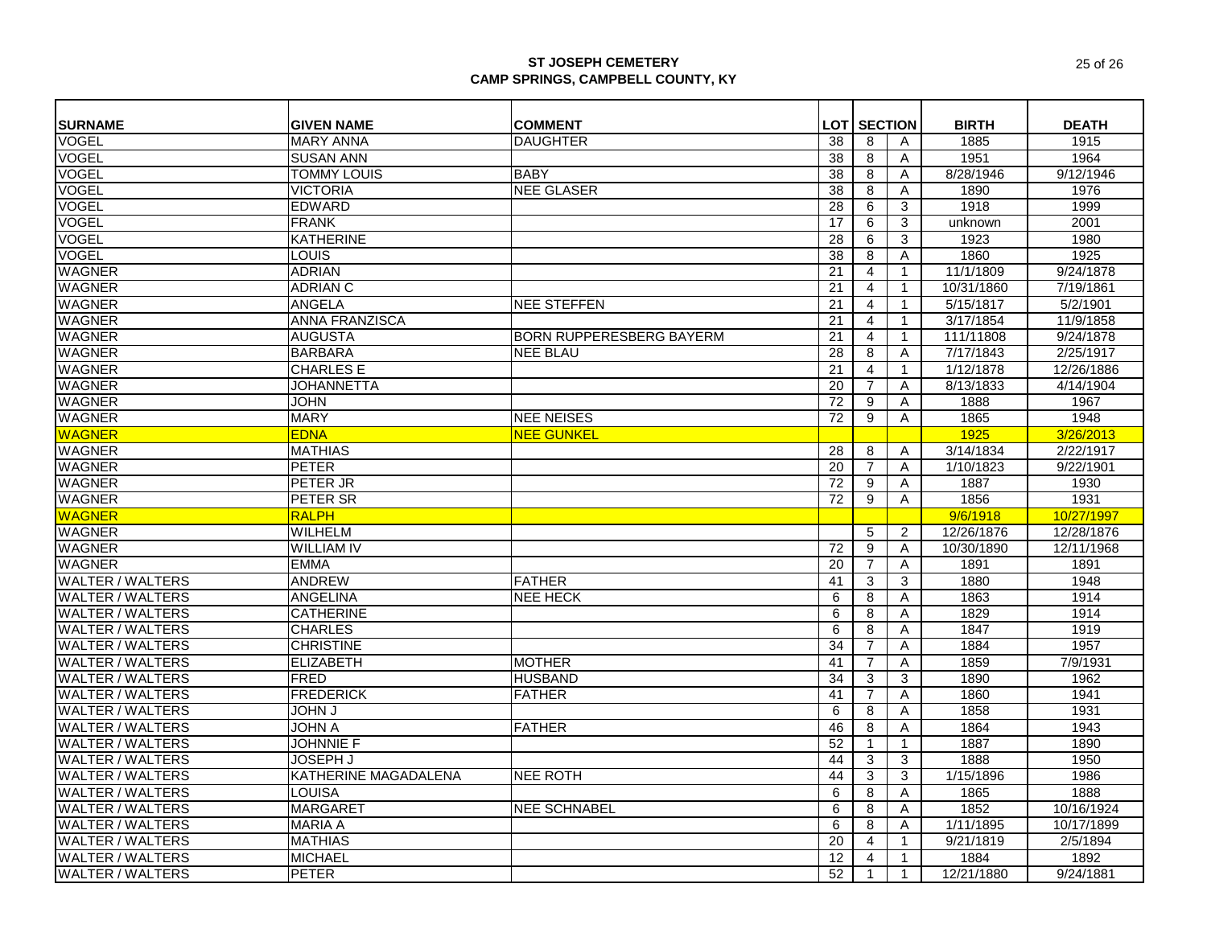# ST JOSEPH CEMETERY
## CAMP SPRINGS, CAMPBELL COUNTY, KY

| SURNAME | GIVEN NAME | COMMENT | LOT | SECTION | | BIRTH | DEATH |
|---|---|---|---|---|---|---|---|
| VOGEL | MARY ANNA | DAUGHTER | 38 | 8 | A | 1885 | 1915 |
| VOGEL | SUSAN ANN | | 38 | 8 | A | 1951 | 1964 |
| VOGEL | TOMMY LOUIS | BABY | 38 | 8 | A | 8/28/1946 | 9/12/1946 |
| VOGEL | VICTORIA | NEE GLASER | 38 | 8 | A | 1890 | 1976 |
| VOGEL | EDWARD | | 28 | 6 | 3 | 1918 | 1999 |
| VOGEL | FRANK | | 17 | 6 | 3 | unknown | 2001 |
| VOGEL | KATHERINE | | 28 | 6 | 3 | 1923 | 1980 |
| VOGEL | LOUIS | | 38 | 8 | A | 1860 | 1925 |
| WAGNER | ADRIAN | | 21 | 4 | 1 | 11/1/1809 | 9/24/1878 |
| WAGNER | ADRIAN C | | 21 | 4 | 1 | 10/31/1860 | 7/19/1861 |
| WAGNER | ANGELA | NEE STEFFEN | 21 | 4 | 1 | 5/15/1817 | 5/2/1901 |
| WAGNER | ANNA FRANZISCA | | 21 | 4 | 1 | 3/17/1854 | 11/9/1858 |
| WAGNER | AUGUSTA | BORN RUPPERESBERG BAYERM | 21 | 4 | 1 | 111/11808 | 9/24/1878 |
| WAGNER | BARBARA | NEE BLAU | 28 | 8 | A | 7/17/1843 | 2/25/1917 |
| WAGNER | CHARLES E | | 21 | 4 | 1 | 1/12/1878 | 12/26/1886 |
| WAGNER | JOHANNETTA | | 20 | 7 | A | 8/13/1833 | 4/14/1904 |
| WAGNER | JOHN | | 72 | 9 | A | 1888 | 1967 |
| WAGNER | MARY | NEE NEISES | 72 | 9 | A | 1865 | 1948 |
| WAGNER | EDNA | NEE GUNKEL | | | | 1925 | 3/26/2013 |
| WAGNER | MATHIAS | | 28 | 8 | A | 3/14/1834 | 2/22/1917 |
| WAGNER | PETER | | 20 | 7 | A | 1/10/1823 | 9/22/1901 |
| WAGNER | PETER JR | | 72 | 9 | A | 1887 | 1930 |
| WAGNER | PETER SR | | 72 | 9 | A | 1856 | 1931 |
| WAGNER | RALPH | | | | | 9/6/1918 | 10/27/1997 |
| WAGNER | WILHELM | | | 5 | 2 | 12/26/1876 | 12/28/1876 |
| WAGNER | WILLIAM IV | | 72 | 9 | A | 10/30/1890 | 12/11/1968 |
| WAGNER | EMMA | | 20 | 7 | A | 1891 | 1891 |
| WALTER / WALTERS | ANDREW | FATHER | 41 | 3 | 3 | 1880 | 1948 |
| WALTER / WALTERS | ANGELINA | NEE HECK | 6 | 8 | A | 1863 | 1914 |
| WALTER / WALTERS | CATHERINE | | 6 | 8 | A | 1829 | 1914 |
| WALTER / WALTERS | CHARLES | | 6 | 8 | A | 1847 | 1919 |
| WALTER / WALTERS | CHRISTINE | | 34 | 7 | A | 1884 | 1957 |
| WALTER / WALTERS | ELIZABETH | MOTHER | 41 | 7 | A | 1859 | 7/9/1931 |
| WALTER / WALTERS | FRED | HUSBAND | 34 | 3 | 3 | 1890 | 1962 |
| WALTER / WALTERS | FREDERICK | FATHER | 41 | 7 | A | 1860 | 1941 |
| WALTER / WALTERS | JOHN J | | 6 | 8 | A | 1858 | 1931 |
| WALTER / WALTERS | JOHN A | FATHER | 46 | 8 | A | 1864 | 1943 |
| WALTER / WALTERS | JOHNNIE F | | 52 | 1 | 1 | 1887 | 1890 |
| WALTER / WALTERS | JOSEPH J | | 44 | 3 | 3 | 1888 | 1950 |
| WALTER / WALTERS | KATHERINE MAGADALENA | NEE ROTH | 44 | 3 | 3 | 1/15/1896 | 1986 |
| WALTER / WALTERS | LOUISA | | 6 | 8 | A | 1865 | 1888 |
| WALTER / WALTERS | MARGARET | NEE SCHNABEL | 6 | 8 | A | 1852 | 10/16/1924 |
| WALTER / WALTERS | MARIA A | | 6 | 8 | A | 1/11/1895 | 10/17/1899 |
| WALTER / WALTERS | MATHIAS | | 20 | 4 | 1 | 9/21/1819 | 2/5/1894 |
| WALTER / WALTERS | MICHAEL | | 12 | 4 | 1 | 1884 | 1892 |
| WALTER / WALTERS | PETER | | 52 | 1 | 1 | 12/21/1880 | 9/24/1881 |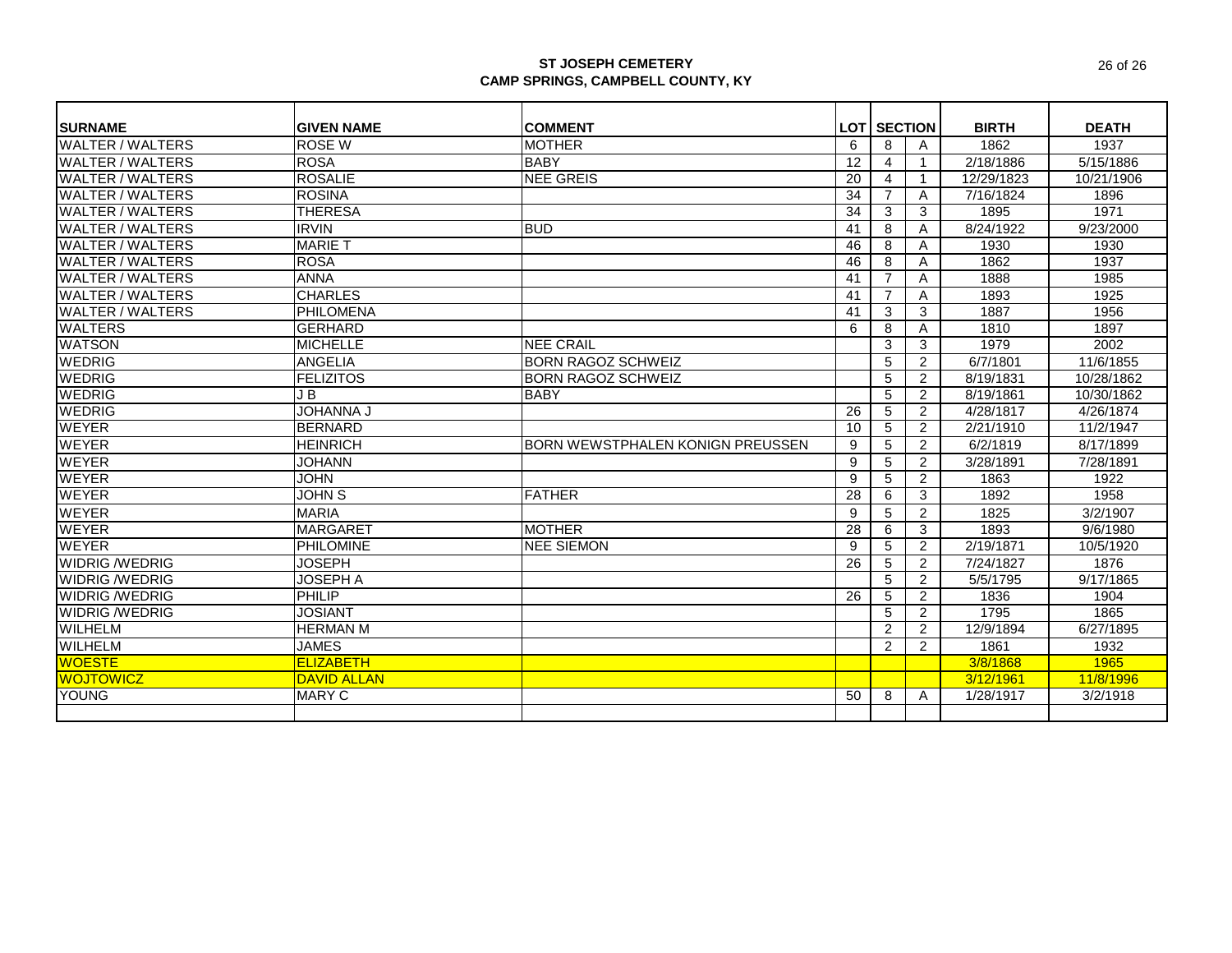**ST JOSEPH CEMETERY**
**CAMP SPRINGS, CAMPBELL COUNTY, KY**

| SURNAME | GIVEN NAME | COMMENT | LOT | SECTION | | BIRTH | DEATH |
|---|---|---|---|---|---|---|---|
| WALTER / WALTERS | ROSE W | MOTHER | 6 | 8 | A | 1862 | 1937 |
| WALTER / WALTERS | ROSA | BABY | 12 | 4 | 1 | 2/18/1886 | 5/15/1886 |
| WALTER / WALTERS | ROSALIE | NEE GREIS | 20 | 4 | 1 | 12/29/1823 | 10/21/1906 |
| WALTER / WALTERS | ROSINA | | 34 | 7 | A | 7/16/1824 | 1896 |
| WALTER / WALTERS | THERESA | | 34 | 3 | 3 | 1895 | 1971 |
| WALTER / WALTERS | IRVIN | BUD | 41 | 8 | A | 8/24/1922 | 9/23/2000 |
| WALTER / WALTERS | MARIE T | | 46 | 8 | A | 1930 | 1930 |
| WALTER / WALTERS | ROSA | | 46 | 8 | A | 1862 | 1937 |
| WALTER / WALTERS | ANNA | | 41 | 7 | A | 1888 | 1985 |
| WALTER / WALTERS | CHARLES | | 41 | 7 | A | 1893 | 1925 |
| WALTER / WALTERS | PHILOMENA | | 41 | 3 | 3 | 1887 | 1956 |
| WALTERS | GERHARD | | 6 | 8 | A | 1810 | 1897 |
| WATSON | MICHELLE | NEE CRAIL | | 3 | 3 | 1979 | 2002 |
| WEDRIG | ANGELIA | BORN RAGOZ SCHWEIZ | | 5 | 2 | 6/7/1801 | 11/6/1855 |
| WEDRIG | FELIZITOS | BORN RAGOZ SCHWEIZ | | 5 | 2 | 8/19/1831 | 10/28/1862 |
| WEDRIG | J B | BABY | | 5 | 2 | 8/19/1861 | 10/30/1862 |
| WEDRIG | JOHANNA J | | 26 | 5 | 2 | 4/28/1817 | 4/26/1874 |
| WEYER | BERNARD | | 10 | 5 | 2 | 2/21/1910 | 11/2/1947 |
| WEYER | HEINRICH | BORN WEWSTPHALEN KONIGN PREUSSEN | 9 | 5 | 2 | 6/2/1819 | 8/17/1899 |
| WEYER | JOHANN | | 9 | 5 | 2 | 3/28/1891 | 7/28/1891 |
| WEYER | JOHN | | 9 | 5 | 2 | 1863 | 1922 |
| WEYER | JOHN S | FATHER | 28 | 6 | 3 | 1892 | 1958 |
| WEYER | MARIA | | 9 | 5 | 2 | 1825 | 3/2/1907 |
| WEYER | MARGARET | MOTHER | 28 | 6 | 3 | 1893 | 9/6/1980 |
| WEYER | PHILOMINE | NEE SIEMON | 9 | 5 | 2 | 2/19/1871 | 10/5/1920 |
| WIDRIG /WEDRIG | JOSEPH | | 26 | 5 | 2 | 7/24/1827 | 1876 |
| WIDRIG /WEDRIG | JOSEPH A | | | 5 | 2 | 5/5/1795 | 9/17/1865 |
| WIDRIG /WEDRIG | PHILIP | | 26 | 5 | 2 | 1836 | 1904 |
| WIDRIG /WEDRIG | JOSIANT | | | 5 | 2 | 1795 | 1865 |
| WILHELM | HERMAN M | | | 2 | 2 | 12/9/1894 | 6/27/1895 |
| WILHELM | JAMES | | | 2 | 2 | 1861 | 1932 |
| WOESTE | ELIZABETH | | | | | 3/8/1868 | 1965 |
| WOJTOWICZ | DAVID ALLAN | | | | | 3/12/1961 | 11/8/1996 |
| YOUNG | MARY C | | 50 | 8 | A | 1/28/1917 | 3/2/1918 |